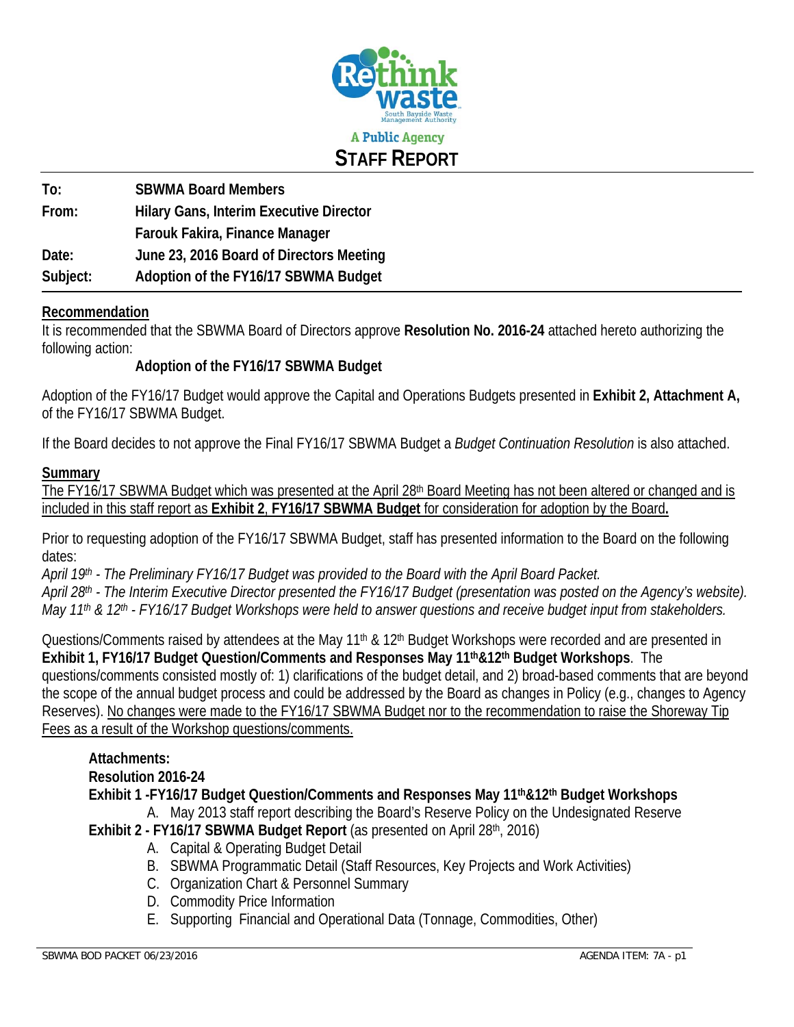Rethink waste
South Bayside Waste Management Authority

A Public Agency

# STAFF REPORT

**To:** SBWMA Board Members
**From:** Hilary Gans, Interim Executive Director
Farouk Fakira, Finance Manager
**Date:** June 23, 2016 Board of Directors Meeting
**Subject:** Adoption of the FY16/17 SBWMA Budget

## Recommendation

It is recommended that the SBWMA Board of Directors approve **Resolution No. 2016-24** attached hereto authorizing the following action:

**Adoption of the FY16/17 SBWMA Budget**

Adoption of the FY16/17 Budget would approve the Capital and Operations Budgets presented in **Exhibit 2, Attachment A,** of the FY16/17 SBWMA Budget.

If the Board decides to not approve the Final FY16/17 SBWMA Budget a *Budget Continuation Resolution* is also attached.

## Summary

The FY16/17 SBWMA Budget which was presented at the April 28th Board Meeting has not been altered or changed and is included in this staff report as **Exhibit 2**, **FY16/17 SBWMA Budget** for consideration for adoption by the Board**.**

Prior to requesting adoption of the FY16/17 SBWMA Budget, staff has presented information to the Board on the following dates:

*April 19th - The Preliminary FY16/17 Budget was provided to the Board with the April Board Packet.*
*April 28th - The Interim Executive Director presented the FY16/17 Budget (presentation was posted on the Agency's website).*
*May 11th & 12th - FY16/17 Budget Workshops were held to answer questions and receive budget input from stakeholders.*

Questions/Comments raised by attendees at the May 11th & 12th Budget Workshops were recorded and are presented in **Exhibit 1, FY16/17 Budget Question/Comments and Responses May 11th&12th Budget Workshops**. The questions/comments consisted mostly of: 1) clarifications of the budget detail, and 2) broad-based comments that are beyond the scope of the annual budget process and could be addressed by the Board as changes in Policy (e.g., changes to Agency Reserves). No changes were made to the FY16/17 SBWMA Budget nor to the recommendation to raise the Shoreway Tip Fees as a result of the Workshop questions/comments.

**Attachments:**
**Resolution 2016-24**
**Exhibit 1 -FY16/17 Budget Question/Comments and Responses May 11th&12th Budget Workshops**

A. May 2013 staff report describing the Board's Reserve Policy on the Undesignated Reserve

**Exhibit 2 - FY16/17 SBWMA Budget Report** (as presented on April 28th, 2016)

A. Capital & Operating Budget Detail
B. SBWMA Programmatic Detail (Staff Resources, Key Projects and Work Activities)
C. Organization Chart & Personnel Summary
D. Commodity Price Information
E. Supporting Financial and Operational Data (Tonnage, Commodities, Other)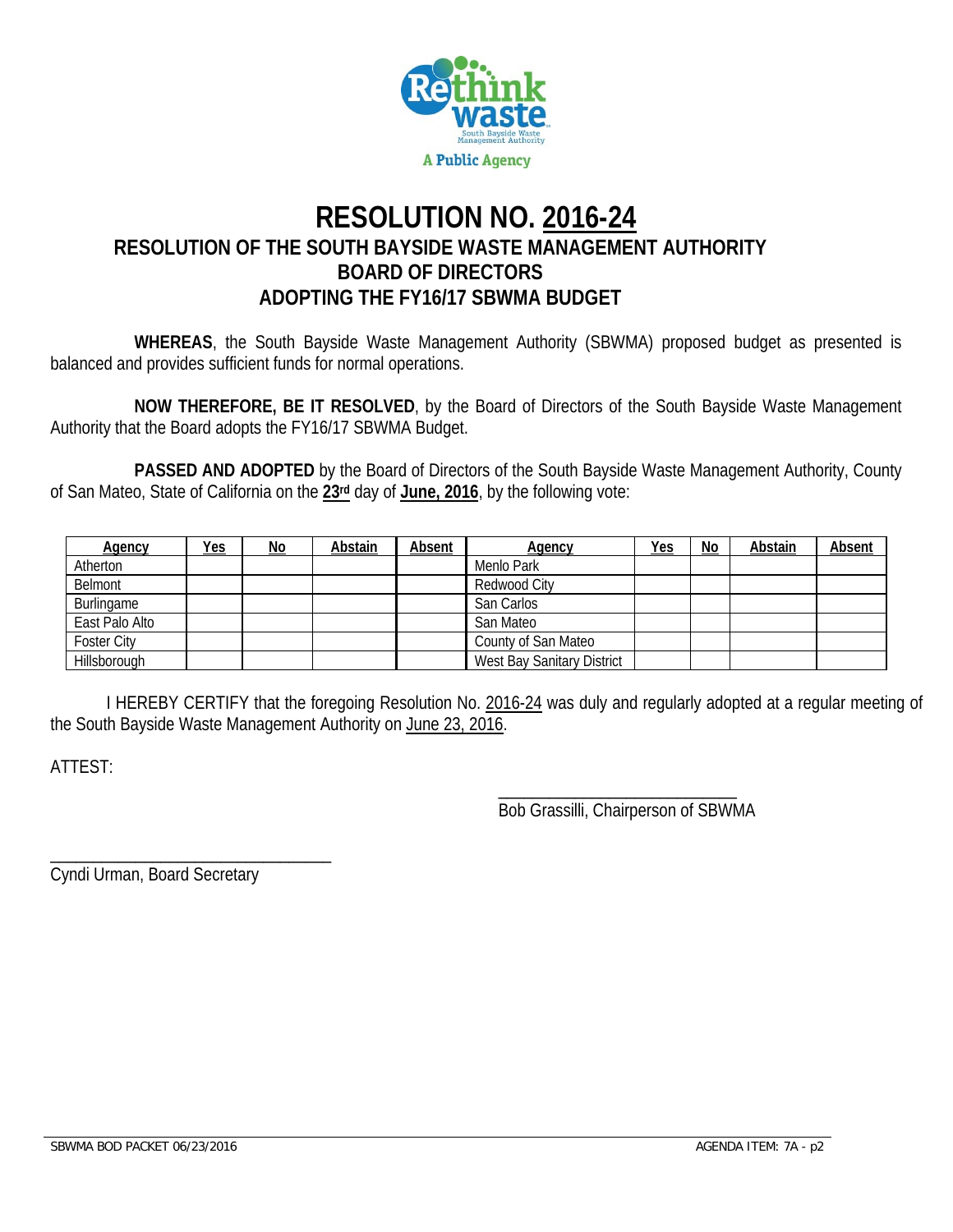# RESOLUTION NO. 2016-24

## RESOLUTION OF THE SOUTH BAYSIDE WASTE MANAGEMENT AUTHORITY BOARD OF DIRECTORS ADOPTING THE FY16/17 SBWMA BUDGET

**WHEREAS**, the South Bayside Waste Management Authority (SBWMA) proposed budget as presented is balanced and provides sufficient funds for normal operations.

**NOW THEREFORE, BE IT RESOLVED**, by the Board of Directors of the South Bayside Waste Management Authority that the Board adopts the FY16/17 SBWMA Budget.

**PASSED AND ADOPTED** by the Board of Directors of the South Bayside Waste Management Authority, County of San Mateo, State of California on the **23rd** day of **June, 2016**, by the following vote:

| Agency | Yes | No | Abstain | Absent | Agency | Yes | No | Abstain | Absent |
|---|---|---|---|---|---|---|---|---|---|
| Atherton | | | | | Menlo Park | | | | |
| Belmont | | | | | Redwood City | | | | |
| Burlingame | | | | | San Carlos | | | | |
| East Palo Alto | | | | | San Mateo | | | | |
| Foster City | | | | | County of San Mateo | | | | |
| Hillsborough | | | | | West Bay Sanitary District | | | | |

I HEREBY CERTIFY that the foregoing Resolution No. 2016-24 was duly and regularly adopted at a regular meeting of the South Bayside Waste Management Authority on June 23, 2016.

ATTEST:

\_\_\_\_\_\_\_\_\_\_\_\_\_\_\_\_\_\_\_\_\_\_\_\_\_\_\_\_
Bob Grassilli, Chairperson of SBWMA

\_\_\_\_\_\_\_\_\_\_\_\_\_\_\_\_\_\_\_\_\_\_\_\_\_\_\_\_
Cyndi Urman, Board Secretary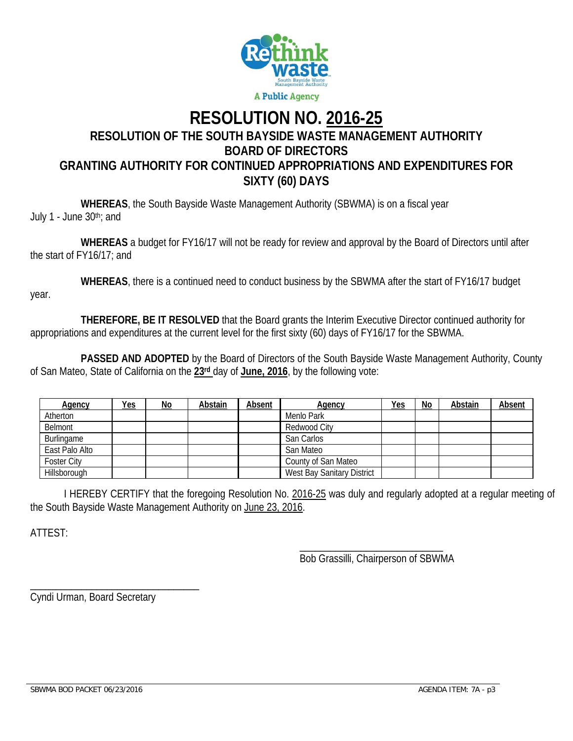A Public Agency

# RESOLUTION NO. 2016-25

## RESOLUTION OF THE SOUTH BAYSIDE WASTE MANAGEMENT AUTHORITY BOARD OF DIRECTORS GRANTING AUTHORITY FOR CONTINUED APPROPRIATIONS AND EXPENDITURES FOR SIXTY (60) DAYS

**WHEREAS**, the South Bayside Waste Management Authority (SBWMA) is on a fiscal year July 1 - June 30th; and

**WHEREAS** a budget for FY16/17 will not be ready for review and approval by the Board of Directors until after the start of FY16/17; and

**WHEREAS**, there is a continued need to conduct business by the SBWMA after the start of FY16/17 budget year.

**THEREFORE, BE IT RESOLVED** that the Board grants the Interim Executive Director continued authority for appropriations and expenditures at the current level for the first sixty (60) days of FY16/17 for the SBWMA.

**PASSED AND ADOPTED** by the Board of Directors of the South Bayside Waste Management Authority, County of San Mateo, State of California on the **23rd** day of **June, 2016**, by the following vote:

| Agency | Yes | No | Abstain | Absent | Agency | Yes | No | Abstain | Absent |
|---|---|---|---|---|---|---|---|---|---|
| Atherton | | | | | Menlo Park | | | | |
| Belmont | | | | | Redwood City | | | | |
| Burlingame | | | | | San Carlos | | | | |
| East Palo Alto | | | | | San Mateo | | | | |
| Foster City | | | | | County of San Mateo | | | | |
| Hillsborough | | | | | West Bay Sanitary District | | | | |

I HEREBY CERTIFY that the foregoing Resolution No. 2016-25 was duly and regularly adopted at a regular meeting of the South Bayside Waste Management Authority on June 23, 2016.

ATTEST:

\_\_\_\_\_\_\_\_\_\_\_\_\_\_\_\_\_\_\_\_\_\_\_\_\_\_\_\_\_\_
Bob Grassilli, Chairperson of SBWMA

\_\_\_\_\_\_\_\_\_\_\_\_\_\_\_\_\_\_\_\_\_\_\_\_\_\_\_\_\_\_
Cyndi Urman, Board Secretary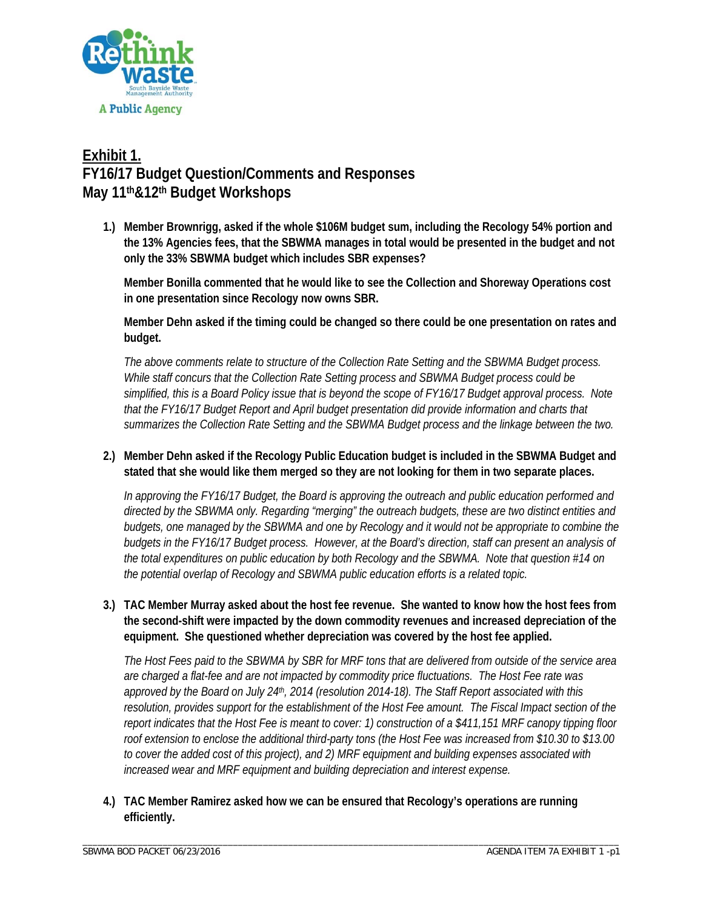## Exhibit 1.
## FY16/17 Budget Question/Comments and Responses
## May 11th&12th Budget Workshops

1.) **Member Brownrigg, asked if the whole $106M budget sum, including the Recology 54% portion and the 13% Agencies fees, that the SBWMA manages in total would be presented in the budget and not only the 33% SBWMA budget which includes SBR expenses?**

    **Member Bonilla commented that he would like to see the Collection and Shoreway Operations cost in one presentation since Recology now owns SBR.**

    **Member Dehn asked if the timing could be changed so there could be one presentation on rates and budget.**

    *The above comments relate to structure of the Collection Rate Setting and the SBWMA Budget process. While staff concurs that the Collection Rate Setting process and SBWMA Budget process could be simplified, this is a Board Policy issue that is beyond the scope of FY16/17 Budget approval process. Note that the FY16/17 Budget Report and April budget presentation did provide information and charts that summarizes the Collection Rate Setting and the SBWMA Budget process and the linkage between the two.*

2.) **Member Dehn asked if the Recology Public Education budget is included in the SBWMA Budget and stated that she would like them merged so they are not looking for them in two separate places.**

    *In approving the FY16/17 Budget, the Board is approving the outreach and public education performed and directed by the SBWMA only. Regarding "merging" the outreach budgets, these are two distinct entities and budgets, one managed by the SBWMA and one by Recology and it would not be appropriate to combine the budgets in the FY16/17 Budget process. However, at the Board's direction, staff can present an analysis of the total expenditures on public education by both Recology and the SBWMA. Note that question #14 on the potential overlap of Recology and SBWMA public education efforts is a related topic.*

3.) **TAC Member Murray asked about the host fee revenue. She wanted to know how the host fees from the second-shift were impacted by the down commodity revenues and increased depreciation of the equipment. She questioned whether depreciation was covered by the host fee applied.**

    *The Host Fees paid to the SBWMA by SBR for MRF tons that are delivered from outside of the service area are charged a flat-fee and are not impacted by commodity price fluctuations. The Host Fee rate was approved by the Board on July 24th, 2014 (resolution 2014-18). The Staff Report associated with this resolution, provides support for the establishment of the Host Fee amount. The Fiscal Impact section of the report indicates that the Host Fee is meant to cover: 1) construction of a $411,151 MRF canopy tipping floor roof extension to enclose the additional third-party tons (the Host Fee was increased from $10.30 to $13.00 to cover the added cost of this project), and 2) MRF equipment and building expenses associated with increased wear and MRF equipment and building depreciation and interest expense.*

4.) **TAC Member Ramirez asked how we can be ensured that Recology's operations are running efficiently.**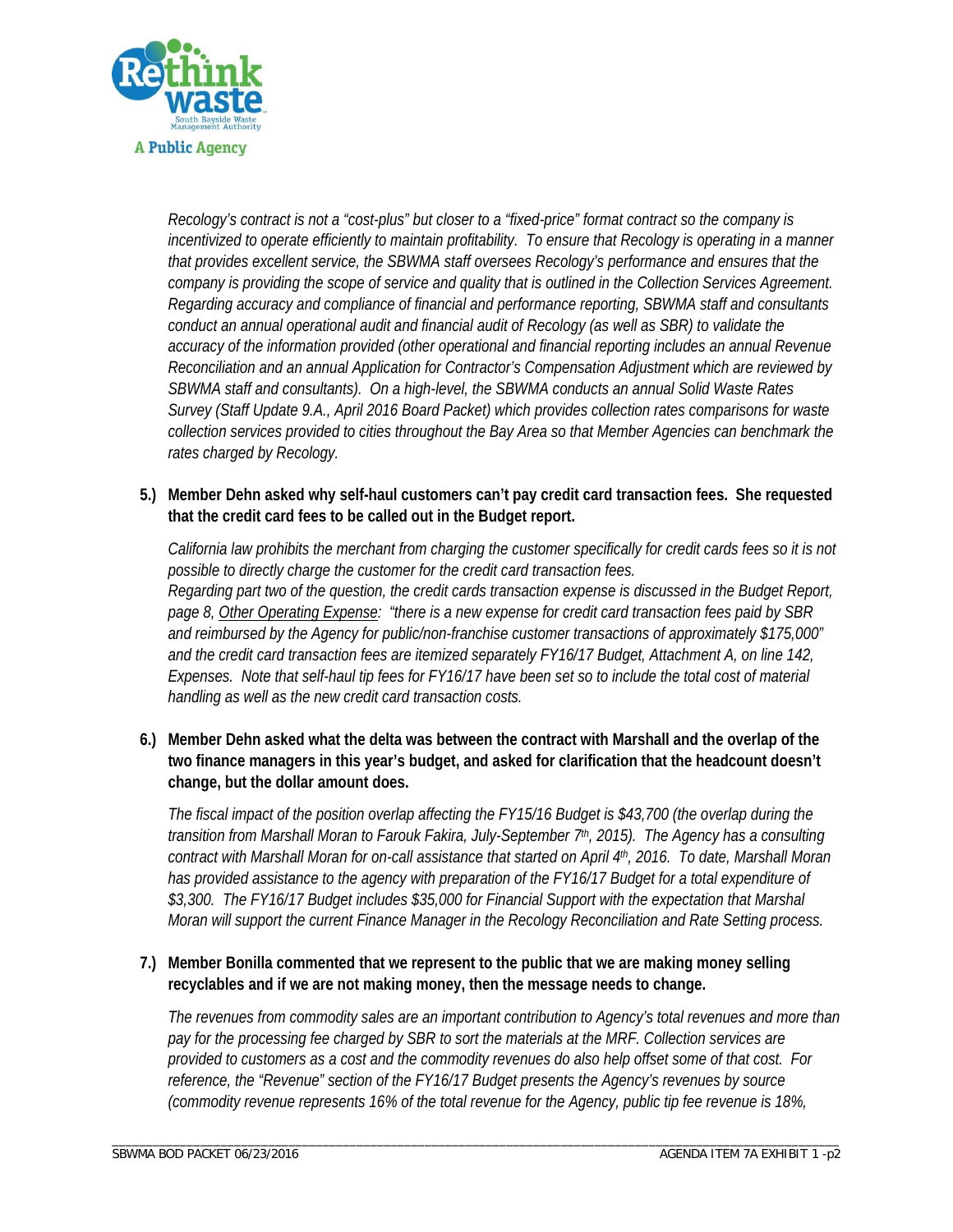*Recology's contract is not a "cost-plus" but closer to a "fixed-price" format contract so the company is incentivized to operate efficiently to maintain profitability. To ensure that Recology is operating in a manner that provides excellent service, the SBWMA staff oversees Recology's performance and ensures that the company is providing the scope of service and quality that is outlined in the Collection Services Agreement. Regarding accuracy and compliance of financial and performance reporting, SBWMA staff and consultants conduct an annual operational audit and financial audit of Recology (as well as SBR) to validate the accuracy of the information provided (other operational and financial reporting includes an annual Revenue Reconciliation and an annual Application for Contractor's Compensation Adjustment which are reviewed by SBWMA staff and consultants). On a high-level, the SBWMA conducts an annual Solid Waste Rates Survey (Staff Update 9.A., April 2016 Board Packet) which provides collection rates comparisons for waste collection services provided to cities throughout the Bay Area so that Member Agencies can benchmark the rates charged by Recology.*

**5.) Member Dehn asked why self-haul customers can't pay credit card transaction fees. She requested that the credit card fees to be called out in the Budget report.**

*California law prohibits the merchant from charging the customer specifically for credit cards fees so it is not possible to directly charge the customer for the credit card transaction fees.*
*Regarding part two of the question, the credit cards transaction expense is discussed in the Budget Report, page 8, Other Operating Expense: "there is a new expense for credit card transaction fees paid by SBR and reimbursed by the Agency for public/non-franchise customer transactions of approximately $175,000" and the credit card transaction fees are itemized separately FY16/17 Budget, Attachment A, on line 142, Expenses. Note that self-haul tip fees for FY16/17 have been set so to include the total cost of material handling as well as the new credit card transaction costs.*

**6.) Member Dehn asked what the delta was between the contract with Marshall and the overlap of the two finance managers in this year's budget, and asked for clarification that the headcount doesn't change, but the dollar amount does.**

*The fiscal impact of the position overlap affecting the FY15/16 Budget is $43,700 (the overlap during the transition from Marshall Moran to Farouk Fakira, July-September 7th, 2015). The Agency has a consulting contract with Marshall Moran for on-call assistance that started on April 4th, 2016. To date, Marshall Moran has provided assistance to the agency with preparation of the FY16/17 Budget for a total expenditure of $3,300. The FY16/17 Budget includes $35,000 for Financial Support with the expectation that Marshal Moran will support the current Finance Manager in the Recology Reconciliation and Rate Setting process.*

**7.) Member Bonilla commented that we represent to the public that we are making money selling recyclables and if we are not making money, then the message needs to change.**

*The revenues from commodity sales are an important contribution to Agency's total revenues and more than pay for the processing fee charged by SBR to sort the materials at the MRF. Collection services are provided to customers as a cost and the commodity revenues do also help offset some of that cost. For reference, the "Revenue" section of the FY16/17 Budget presents the Agency's revenues by source (commodity revenue represents 16% of the total revenue for the Agency, public tip fee revenue is 18%,*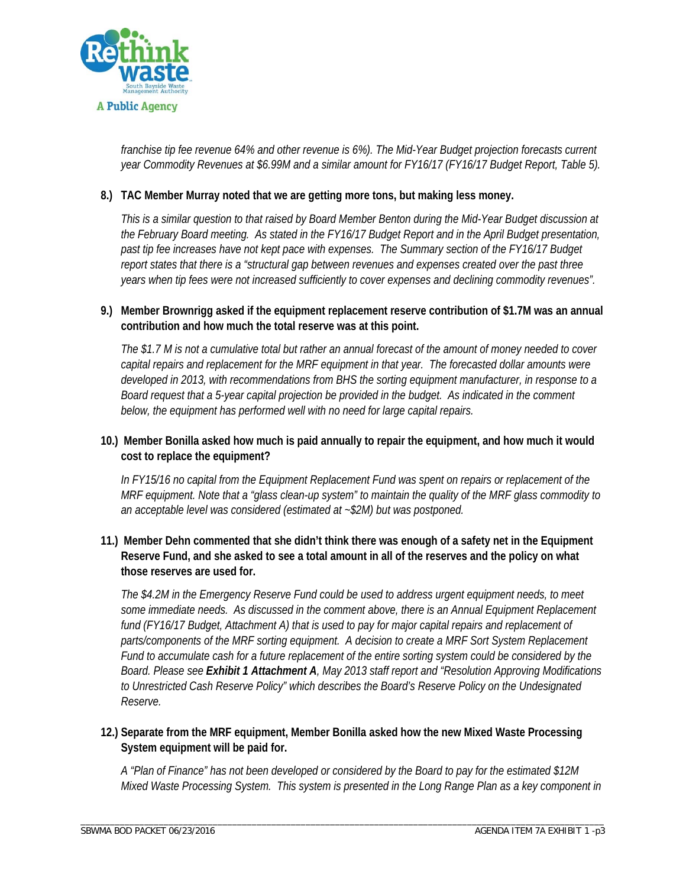*franchise tip fee revenue 64% and other revenue is 6%). The Mid-Year Budget projection forecasts current year Commodity Revenues at $6.99M and a similar amount for FY16/17 (FY16/17 Budget Report, Table 5).*

**8.) TAC Member Murray noted that we are getting more tons, but making less money.**

*This is a similar question to that raised by Board Member Benton during the Mid-Year Budget discussion at the February Board meeting. As stated in the FY16/17 Budget Report and in the April Budget presentation, past tip fee increases have not kept pace with expenses. The Summary section of the FY16/17 Budget report states that there is a "structural gap between revenues and expenses created over the past three years when tip fees were not increased sufficiently to cover expenses and declining commodity revenues".*

**9.) Member Brownrigg asked if the equipment replacement reserve contribution of $1.7M was an annual contribution and how much the total reserve was at this point.**

*The $1.7 M is not a cumulative total but rather an annual forecast of the amount of money needed to cover capital repairs and replacement for the MRF equipment in that year. The forecasted dollar amounts were developed in 2013, with recommendations from BHS the sorting equipment manufacturer, in response to a Board request that a 5-year capital projection be provided in the budget. As indicated in the comment below, the equipment has performed well with no need for large capital repairs.*

**10.) Member Bonilla asked how much is paid annually to repair the equipment, and how much it would cost to replace the equipment?**

*In FY15/16 no capital from the Equipment Replacement Fund was spent on repairs or replacement of the MRF equipment. Note that a "glass clean-up system" to maintain the quality of the MRF glass commodity to an acceptable level was considered (estimated at ~$2M) but was postponed.*

**11.) Member Dehn commented that she didn't think there was enough of a safety net in the Equipment Reserve Fund, and she asked to see a total amount in all of the reserves and the policy on what those reserves are used for.**

*The $4.2M in the Emergency Reserve Fund could be used to address urgent equipment needs, to meet some immediate needs. As discussed in the comment above, there is an Annual Equipment Replacement fund (FY16/17 Budget, Attachment A) that is used to pay for major capital repairs and replacement of parts/components of the MRF sorting equipment. A decision to create a MRF Sort System Replacement Fund to accumulate cash for a future replacement of the entire sorting system could be considered by the Board. Please see **Exhibit 1 Attachment A**, May 2013 staff report and "Resolution Approving Modifications to Unrestricted Cash Reserve Policy" which describes the Board's Reserve Policy on the Undesignated Reserve.*

**12.) Separate from the MRF equipment, Member Bonilla asked how the new Mixed Waste Processing System equipment will be paid for.**

*A "Plan of Finance" has not been developed or considered by the Board to pay for the estimated $12M Mixed Waste Processing System. This system is presented in the Long Range Plan as a key component in*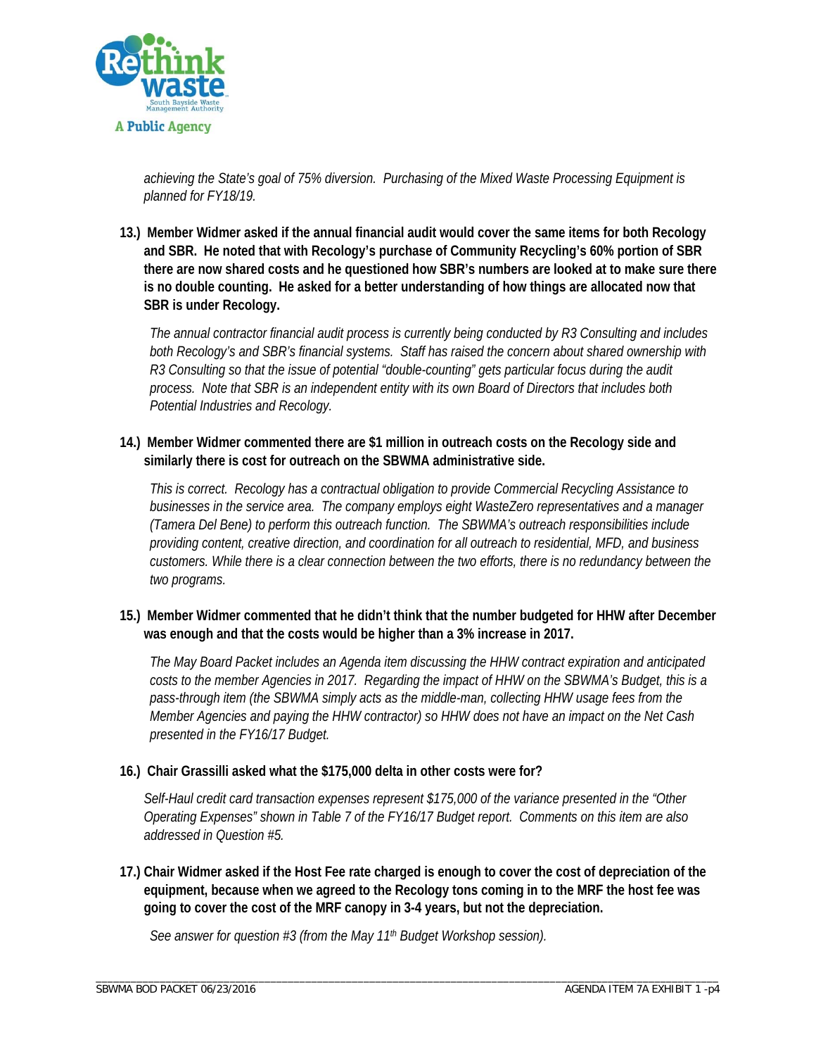*achieving the State's goal of 75% diversion. Purchasing of the Mixed Waste Processing Equipment is planned for FY18/19.*

**13.) Member Widmer asked if the annual financial audit would cover the same items for both Recology and SBR. He noted that with Recology's purchase of Community Recycling's 60% portion of SBR there are now shared costs and he questioned how SBR's numbers are looked at to make sure there is no double counting. He asked for a better understanding of how things are allocated now that SBR is under Recology.**

*The annual contractor financial audit process is currently being conducted by R3 Consulting and includes both Recology's and SBR's financial systems. Staff has raised the concern about shared ownership with R3 Consulting so that the issue of potential "double-counting" gets particular focus during the audit process. Note that SBR is an independent entity with its own Board of Directors that includes both Potential Industries and Recology.*

**14.) Member Widmer commented there are $1 million in outreach costs on the Recology side and similarly there is cost for outreach on the SBWMA administrative side.**

*This is correct. Recology has a contractual obligation to provide Commercial Recycling Assistance to businesses in the service area. The company employs eight WasteZero representatives and a manager (Tamera Del Bene) to perform this outreach function. The SBWMA's outreach responsibilities include providing content, creative direction, and coordination for all outreach to residential, MFD, and business customers. While there is a clear connection between the two efforts, there is no redundancy between the two programs.*

**15.) Member Widmer commented that he didn't think that the number budgeted for HHW after December was enough and that the costs would be higher than a 3% increase in 2017.**

*The May Board Packet includes an Agenda item discussing the HHW contract expiration and anticipated costs to the member Agencies in 2017. Regarding the impact of HHW on the SBWMA's Budget, this is a pass-through item (the SBWMA simply acts as the middle-man, collecting HHW usage fees from the Member Agencies and paying the HHW contractor) so HHW does not have an impact on the Net Cash presented in the FY16/17 Budget.*

**16.) Chair Grassilli asked what the $175,000 delta in other costs were for?**

*Self-Haul credit card transaction expenses represent $175,000 of the variance presented in the "Other Operating Expenses" shown in Table 7 of the FY16/17 Budget report. Comments on this item are also addressed in Question #5.*

**17.) Chair Widmer asked if the Host Fee rate charged is enough to cover the cost of depreciation of the equipment, because when we agreed to the Recology tons coming in to the MRF the host fee was going to cover the cost of the MRF canopy in 3-4 years, but not the depreciation.**

*See answer for question #3 (from the May 11th Budget Workshop session).*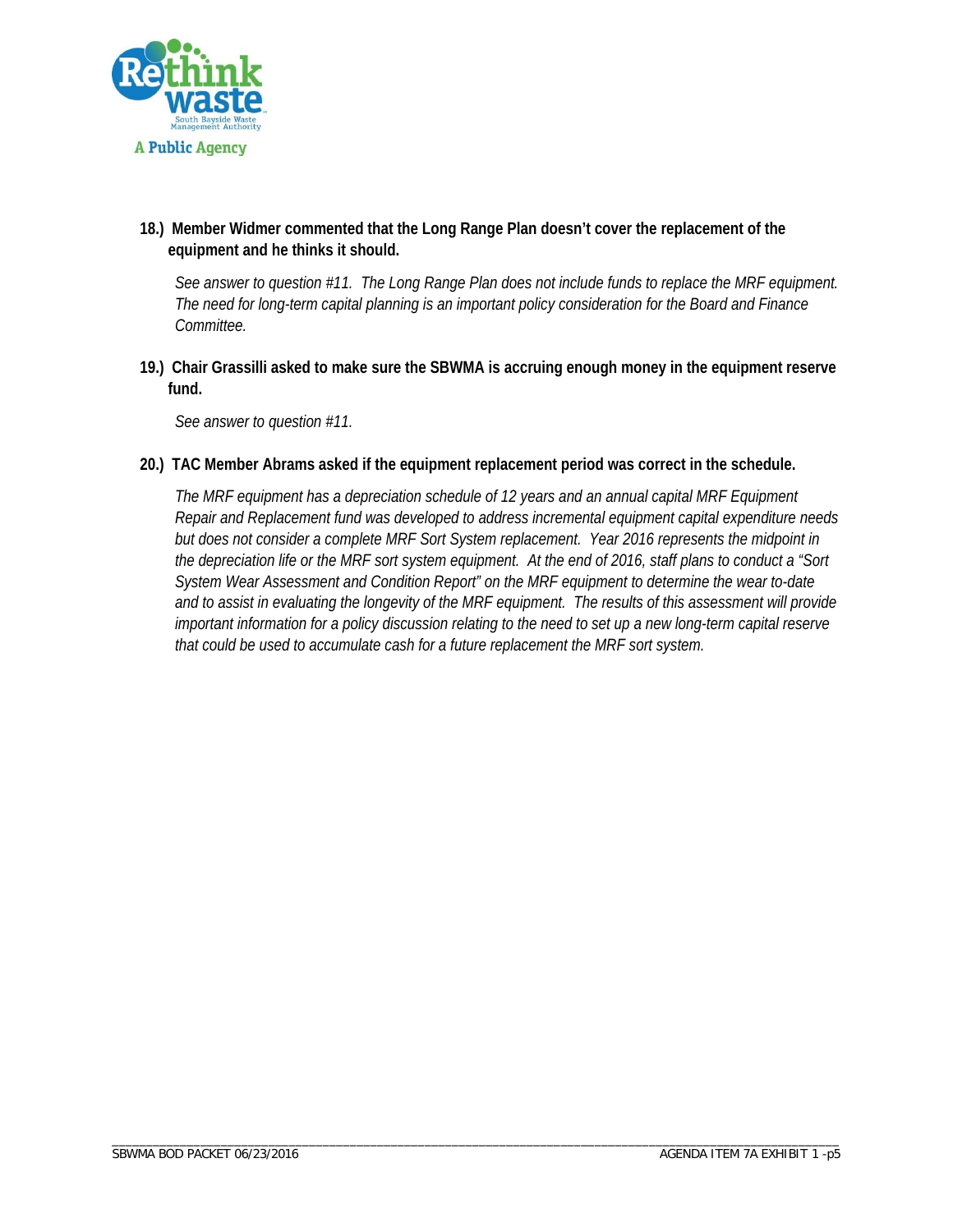**18.) Member Widmer commented that the Long Range Plan doesn't cover the replacement of the equipment and he thinks it should.**

*See answer to question #11. The Long Range Plan does not include funds to replace the MRF equipment. The need for long-term capital planning is an important policy consideration for the Board and Finance Committee.*

**19.) Chair Grassilli asked to make sure the SBWMA is accruing enough money in the equipment reserve fund.**

*See answer to question #11.*

**20.) TAC Member Abrams asked if the equipment replacement period was correct in the schedule.**

*The MRF equipment has a depreciation schedule of 12 years and an annual capital MRF Equipment Repair and Replacement fund was developed to address incremental equipment capital expenditure needs but does not consider a complete MRF Sort System replacement. Year 2016 represents the midpoint in the depreciation life or the MRF sort system equipment. At the end of 2016, staff plans to conduct a "Sort System Wear Assessment and Condition Report" on the MRF equipment to determine the wear to-date and to assist in evaluating the longevity of the MRF equipment. The results of this assessment will provide important information for a policy discussion relating to the need to set up a new long-term capital reserve that could be used to accumulate cash for a future replacement the MRF sort system.*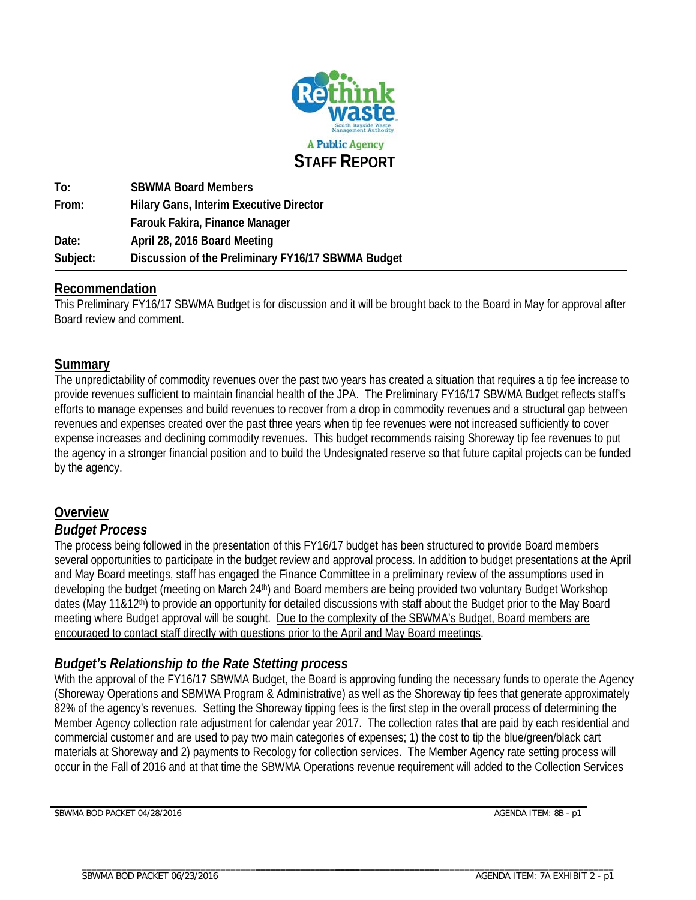Rethink waste
South Bayside Waste Management Authority
A Public Agency

# STAFF REPORT

**To:** SBWMA Board Members
**From:** Hilary Gans, Interim Executive Director
Farouk Fakira, Finance Manager
**Date:** April 28, 2016 Board Meeting
**Subject:** Discussion of the Preliminary FY16/17 SBWMA Budget

## Recommendation

This Preliminary FY16/17 SBWMA Budget is for discussion and it will be brought back to the Board in May for approval after Board review and comment.

## Summary

The unpredictability of commodity revenues over the past two years has created a situation that requires a tip fee increase to provide revenues sufficient to maintain financial health of the JPA. The Preliminary FY16/17 SBWMA Budget reflects staff's efforts to manage expenses and build revenues to recover from a drop in commodity revenues and a structural gap between revenues and expenses created over the past three years when tip fee revenues were not increased sufficiently to cover expense increases and declining commodity revenues. This budget recommends raising Shoreway tip fee revenues to put the agency in a stronger financial position and to build the Undesignated reserve so that future capital projects can be funded by the agency.

## Overview

### *Budget Process*

The process being followed in the presentation of this FY16/17 budget has been structured to provide Board members several opportunities to participate in the budget review and approval process. In addition to budget presentations at the April and May Board meetings, staff has engaged the Finance Committee in a preliminary review of the assumptions used in developing the budget (meeting on March 24th) and Board members are being provided two voluntary Budget Workshop dates (May 11&12th) to provide an opportunity for detailed discussions with staff about the Budget prior to the May Board meeting where Budget approval will be sought. Due to the complexity of the SBWMA's Budget, Board members are encouraged to contact staff directly with questions prior to the April and May Board meetings.

### *Budget's Relationship to the Rate Stetting process*

With the approval of the FY16/17 SBWMA Budget, the Board is approving funding the necessary funds to operate the Agency (Shoreway Operations and SBWMA Program & Administrative) as well as the Shoreway tip fees that generate approximately 82% of the agency's revenues. Setting the Shoreway tipping fees is the first step in the overall process of determining the Member Agency collection rate adjustment for calendar year 2017. The collection rates that are paid by each residential and commercial customer and are used to pay two main categories of expenses; 1) the cost to tip the blue/green/black cart materials at Shoreway and 2) payments to Recology for collection services. The Member Agency rate setting process will occur in the Fall of 2016 and at that time the SBWMA Operations revenue requirement will added to the Collection Services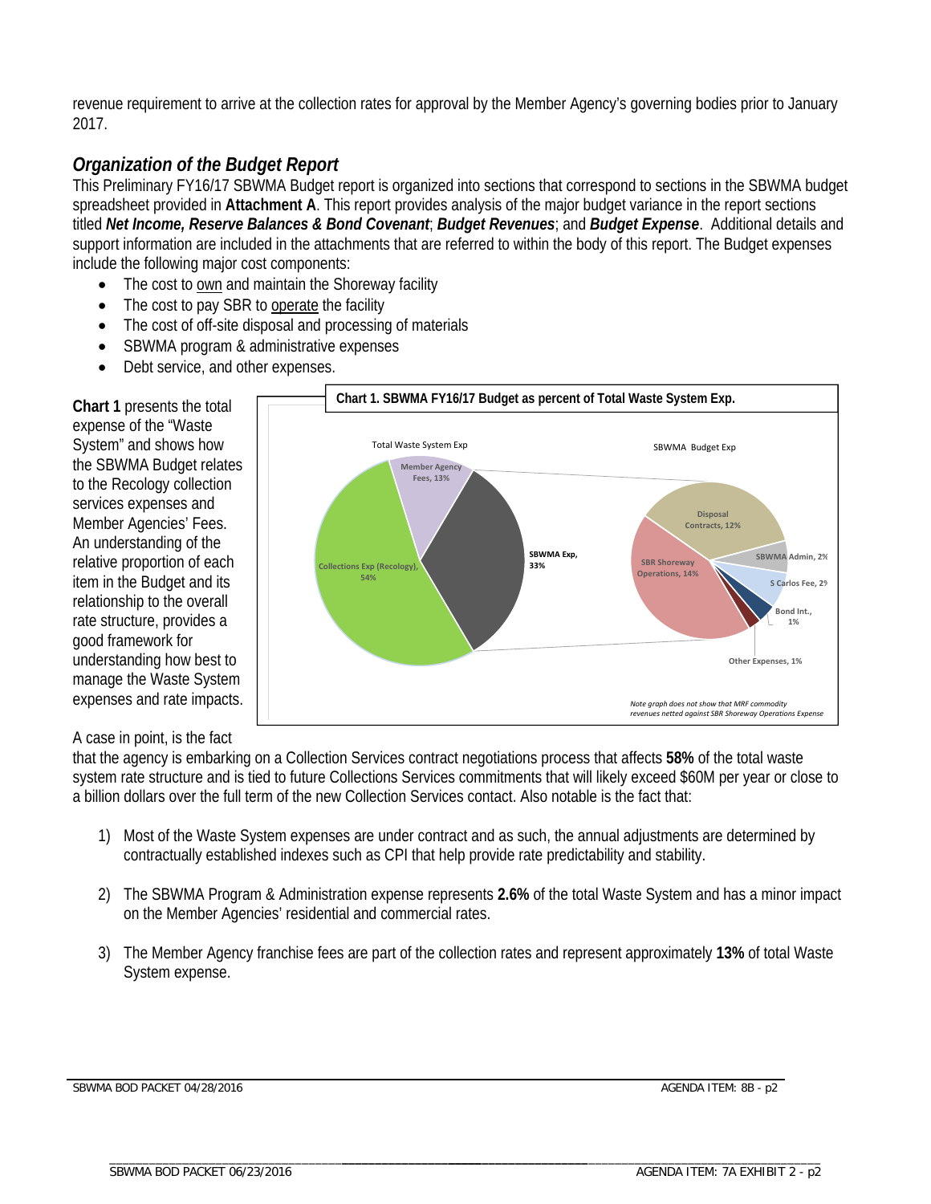revenue requirement to arrive at the collection rates for approval by the Member Agency's governing bodies prior to January 2017.

## *Organization of the Budget Report*

This Preliminary FY16/17 SBWMA Budget report is organized into sections that correspond to sections in the SBWMA budget spreadsheet provided in **Attachment A**. This report provides analysis of the major budget variance in the report sections titled ***Net Income, Reserve Balances & Bond Covenant***; ***Budget Revenues***; and ***Budget Expense***. Additional details and support information are included in the attachments that are referred to within the body of this report. The Budget expenses include the following major cost components:

- The cost to own and maintain the Shoreway facility
- The cost to pay SBR to operate the facility
- The cost of off-site disposal and processing of materials
- SBWMA program & administrative expenses
- Debt service, and other expenses.

**Chart 1** presents the total expense of the "Waste System" and shows how the SBWMA Budget relates to the Recology collection services expenses and Member Agencies' Fees. An understanding of the relative proportion of each item in the Budget and its relationship to the overall rate structure, provides a good framework for understanding how best to manage the Waste System expenses and rate impacts.

**Chart 1. SBWMA FY16/17 Budget as percent of Total Waste System Exp.**

Total Waste System Exp: Collections Exp (Recology), 54%; Member Agency Fees, 13%; SBWMA Exp, 33%

SBWMA Budget Exp: Disposal Contracts, 12%; SBR Shoreway Operations, 14%; SBWMA Admin, 2%; S Carlos Fee, 2%; Bond Int., 1%; Other Expenses, 1%

*Note graph does not show that MRF commodity revenues netted against SBR Shoreway Operations Expense*

A case in point, is the fact that the agency is embarking on a Collection Services contract negotiations process that affects **58%** of the total waste system rate structure and is tied to future Collections Services commitments that will likely exceed $60M per year or close to a billion dollars over the full term of the new Collection Services contact. Also notable is the fact that:

1) Most of the Waste System expenses are under contract and as such, the annual adjustments are determined by contractually established indexes such as CPI that help provide rate predictability and stability.

2) The SBWMA Program & Administration expense represents **2.6%** of the total Waste System and has a minor impact on the Member Agencies' residential and commercial rates.

3) The Member Agency franchise fees are part of the collection rates and represent approximately **13%** of total Waste System expense.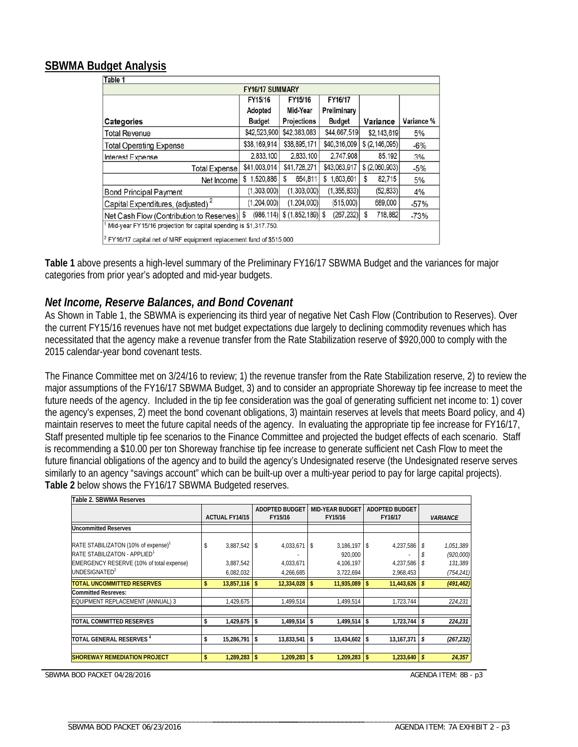## SBWMA Budget Analysis

| Table 1 | | | | | |
|---|---|---|---|---|---|
| **FY16/17 SUMMARY** | | | | | |
| Categories | FY15/16 Adopted Budget | FY15/16 Mid-Year Projections | FY16/17 Preliminary Budget | Variance | Variance % |
| Total Revenue | $42,523,900 | $42,383,083 | $44,667,519 | $2,143,619 | 5% |
| Total Operating Expense | $38,169,914 | $38,895,171 | $40,316,009 | $ (2,146,095) | -6% |
| Interest Expense | 2,833,100 | 2,833,100 | 2,747,908 | 85,192 | 3% |
| Total Expense | $41,003,014 | $41,728,271 | $43,063,917 | $ (2,060,903) | -5% |
| Net Income | $ 1,520,886 | $ 654,811 | $ 1,603,601 | $ 82,715 | 5% |
| Bond Principal Payment | (1,303,000) | (1,303,000) | (1,355,833) | (52,833) | 4% |
| Capital Expenditures, (adjusted) [2] | (1,204,000) | (1,204,000) | (515,000) | 689,000 | -57% |
| Net Cash Flow (Contribution to Reserves) | $ (986,114) | $ (1,852,189) | $ (267,232) | $ 718,882 | -73% |

[1] Mid-year FY15/16 projection for capital spending is $1,317,750.

[2] FY16/17 capital net of MRF equipment replacement fund of $515,000.

**Table 1** above presents a high-level summary of the Preliminary FY16/17 SBWMA Budget and the variances for major categories from prior year's adopted and mid-year budgets.

### *Net Income, Reserve Balances, and Bond Covenant*

As Shown in Table 1, the SBWMA is experiencing its third year of negative Net Cash Flow (Contribution to Reserves). Over the current FY15/16 revenues have not met budget expectations due largely to declining commodity revenues which has necessitated that the agency make a revenue transfer from the Rate Stabilization reserve of $920,000 to comply with the 2015 calendar-year bond covenant tests.

The Finance Committee met on 3/24/16 to review; 1) the revenue transfer from the Rate Stabilization reserve, 2) to review the major assumptions of the FY16/17 SBWMA Budget, 3) and to consider an appropriate Shoreway tip fee increase to meet the future needs of the agency. Included in the tip fee consideration was the goal of generating sufficient net income to: 1) cover the agency's expenses, 2) meet the bond covenant obligations, 3) maintain reserves at levels that meets Board policy, and 4) maintain reserves to meet the future capital needs of the agency. In evaluating the appropriate tip fee increase for FY16/17, Staff presented multiple tip fee scenarios to the Finance Committee and projected the budget effects of each scenario. Staff is recommending a $10.00 per ton Shoreway franchise tip fee increase to generate sufficient net Cash Flow to meet the future financial obligations of the agency and to build the agency's Undesignated reserve (the Undesignated reserve serves similarly to an agency "savings account" which can be built-up over a multi-year period to pay for large capital projects). **Table 2** below shows the FY16/17 SBWMA Budgeted reserves.

| Table 2. SBWMA Reserves | | | | | |
|---|---|---|---|---|---|
| | ACTUAL FY14/15 | ADOPTED BUDGET FY15/16 | MID-YEAR BUDGET FY15/16 | ADOPTED BUDGET FY16/17 | *VARIANCE* |
| **Uncommitted Reserves** | | | | | |
| RATE STABILIZATON (10% of expense)[1] | $ 3,887,542 | $ 4,033,671 | $ 3,186,197 | $ 4,237,586 | *$ 1,051,389* |
| RATE STABILIZATON - APPLIED[1] | | - | 920,000 | - | *$ (920,000)* |
| EMERGENCY RESERVE (10% of total expense) | 3,887,542 | 4,033,671 | 4,106,197 | 4,237,586 | *$ 131,389* |
| UNDESIGNATED[2] | 6,082,032 | 4,266,685 | 3,722,694 | 2,968,453 | *(754,241)* |
| **TOTAL UNCOMMITTED RESERVES** | **$ 13,857,116** | **$ 12,334,028** | **$ 11,935,089** | **$ 11,443,626** | ***$ (491,462)*** |
| **Committed Resreves:** | | | | | |
| EQUIPMENT REPLACEMENT (ANNUAL) 3 | 1,429,675 | 1,499,514 | 1,499,514 | 1,723,744 | *224,231* |
| **TOTAL COMMITTED RESERVES** | **$ 1,429,675** | **$ 1,499,514** | **$ 1,499,514** | **$ 1,723,744** | ***$ 224,231*** |
| **TOTAL GENERAL RESERVES [4]** | **$ 15,286,791** | **$ 13,833,541** | **$ 13,434,602** | **$ 13,167,371** | ***$ (267,232)*** |
| **SHOREWAY REMEDIATION PROJECT** | **$ 1,289,283** | **$ 1,209,283** | **$ 1,209,283** | **$ 1,233,640** | ***$ 24,357*** |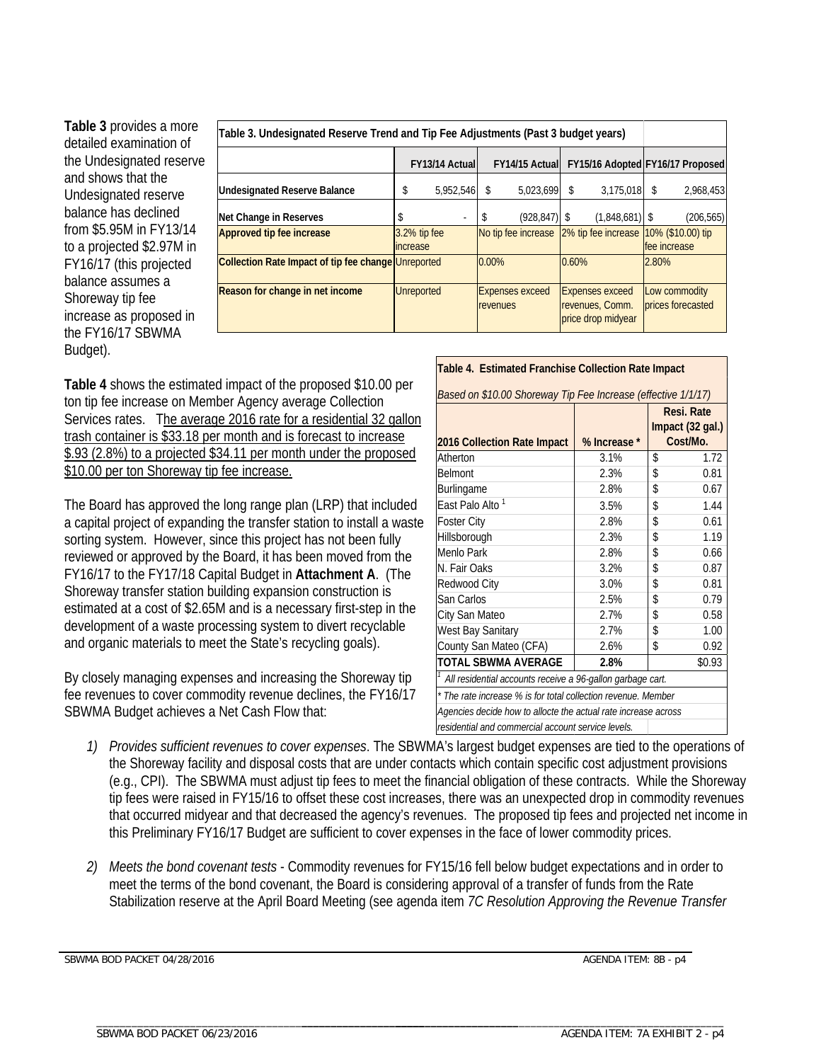**Table 3** provides a more detailed examination of the Undesignated reserve and shows that the Undesignated reserve balance has declined from $5.95M in FY13/14 to a projected $2.97M in FY16/17 (this projected balance assumes a Shoreway tip fee increase as proposed in the FY16/17 SBWMA Budget).

| Table 3. Undesignated Reserve Trend and Tip Fee Adjustments (Past 3 budget years) | | | | |
|---|---|---|---|---|
| | FY13/14 Actual | FY14/15 Actual | FY15/16 Adopted | FY16/17 Proposed |
| **Undesignated Reserve Balance** | $ 5,952,546 | $ 5,023,699 | $ 3,175,018 | $ 2,968,453 |
| **Net Change in Reserves** | $ - | $ (928,847) | $ (1,848,681) | $ (206,565) |
| **Approved tip fee increase** | 3.2% tip fee increase | No tip fee increase | 2% tip fee increase | 10% ($10.00) tip fee increase |
| **Collection Rate Impact of tip fee change** | Unreported | 0.00% | 0.60% | 2.80% |
| **Reason for change in net income** | Unreported | Expenses exceed revenues | Expenses exceed revenues, Comm. price drop midyear | Low commodity prices forecasted |

**Table 4** shows the estimated impact of the proposed $10.00 per ton tip fee increase on Member Agency average Collection Services rates. The average 2016 rate for a residential 32 gallon trash container is $33.18 per month and is forecast to increase $.93 (2.8%) to a projected $34.11 per month under the proposed $10.00 per ton Shoreway tip fee increase.

| Table 4. Estimated Franchise Collection Rate Impact | | |
|---|---|---|
| *Based on $10.00 Shoreway Tip Fee Increase (effective 1/1/17)* | | |
| **2016 Collection Rate Impact** | **% Increase \*** | **Resi. Rate Impact (32 gal.) Cost/Mo.** |
| Atherton | 3.1% | $ 1.72 |
| Belmont | 2.3% | $ 0.81 |
| Burlingame | 2.8% | $ 0.67 |
| East Palo Alto [1] | 3.5% | $ 1.44 |
| Foster City | 2.8% | $ 0.61 |
| Hillsborough | 2.3% | $ 1.19 |
| Menlo Park | 2.8% | $ 0.66 |
| N. Fair Oaks | 3.2% | $ 0.87 |
| Redwood City | 3.0% | $ 0.81 |
| San Carlos | 2.5% | $ 0.79 |
| City San Mateo | 2.7% | $ 0.58 |
| West Bay Sanitary | 2.7% | $ 1.00 |
| County San Mateo (CFA) | 2.6% | $ 0.92 |
| **TOTAL SBWMA AVERAGE** | **2.8%** | $0.93 |
| [1] *All residential accounts receive a 96-gallon garbage cart.* | | |
| *\* The rate increase % is for total collection revenue. Member Agencies decide how to allocte the actual rate increase across residential and commercial account service levels.* | | |

The Board has approved the long range plan (LRP) that included a capital project of expanding the transfer station to install a waste sorting system. However, since this project has not been fully reviewed or approved by the Board, it has been moved from the FY16/17 to the FY17/18 Capital Budget in **Attachment A**. (The Shoreway transfer station building expansion construction is estimated at a cost of $2.65M and is a necessary first-step in the development of a waste processing system to divert recyclable and organic materials to meet the State's recycling goals).

By closely managing expenses and increasing the Shoreway tip fee revenues to cover commodity revenue declines, the FY16/17 SBWMA Budget achieves a Net Cash Flow that:

1) *Provides sufficient revenues to cover expenses*. The SBWMA's largest budget expenses are tied to the operations of the Shoreway facility and disposal costs that are under contacts which contain specific cost adjustment provisions (e.g., CPI). The SBWMA must adjust tip fees to meet the financial obligation of these contracts. While the Shoreway tip fees were raised in FY15/16 to offset these cost increases, there was an unexpected drop in commodity revenues that occurred midyear and that decreased the agency's revenues. The proposed tip fees and projected net income in this Preliminary FY16/17 Budget are sufficient to cover expenses in the face of lower commodity prices.

2) *Meets the bond covenant tests* - Commodity revenues for FY15/16 fell below budget expectations and in order to meet the terms of the bond covenant, the Board is considering approval of a transfer of funds from the Rate Stabilization reserve at the April Board Meeting (see agenda item *7C Resolution Approving the Revenue Transfer*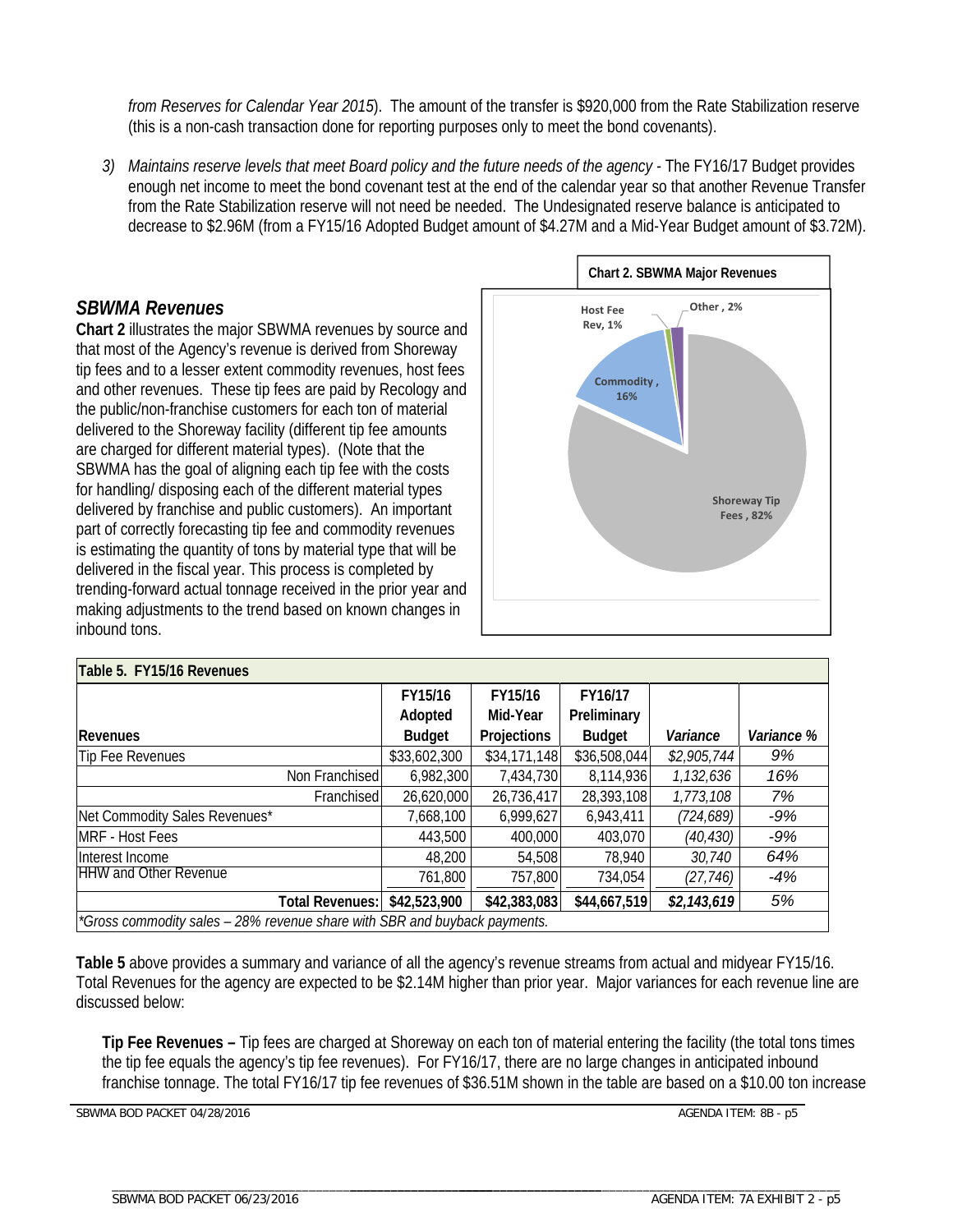*from Reserves for Calendar Year 2015*). The amount of the transfer is $920,000 from the Rate Stabilization reserve (this is a non-cash transaction done for reporting purposes only to meet the bond covenants).

3) *Maintains reserve levels that meet Board policy and the future needs of the agency* - The FY16/17 Budget provides enough net income to meet the bond covenant test at the end of the calendar year so that another Revenue Transfer from the Rate Stabilization reserve will not need be needed. The Undesignated reserve balance is anticipated to decrease to $2.96M (from a FY15/16 Adopted Budget amount of $4.27M and a Mid-Year Budget amount of $3.72M).

## *SBWMA Revenues*

**Chart 2** illustrates the major SBWMA revenues by source and that most of the Agency's revenue is derived from Shoreway tip fees and to a lesser extent commodity revenues, host fees and other revenues. These tip fees are paid by Recology and the public/non-franchise customers for each ton of material delivered to the Shoreway facility (different tip fee amounts are charged for different material types). (Note that the SBWMA has the goal of aligning each tip fee with the costs for handling/ disposing each of the different material types delivered by franchise and public customers). An important part of correctly forecasting tip fee and commodity revenues is estimating the quantity of tons by material type that will be delivered in the fiscal year. This process is completed by trending-forward actual tonnage received in the prior year and making adjustments to the trend based on known changes in inbound tons.

**Chart 2. SBWMA Major Revenues**

- Shoreway Tip Fees , 82%
- Commodity , 16%
- Host Fee Rev, 1%
- Other , 2%

**Table 5. FY15/16 Revenues**

| Revenues | FY15/16 Adopted Budget | FY15/16 Mid-Year Projections | FY16/17 Preliminary Budget | *Variance* | *Variance %* |
|---|---|---|---|---|---|
| Tip Fee Revenues | $33,602,300 | $34,171,148 | $36,508,044 | *$2,905,744* | *9%* |
| Non Franchised | 6,982,300 | 7,434,730 | 8,114,936 | *1,132,636* | *16%* |
| Franchised | 26,620,000 | 26,736,417 | 28,393,108 | *1,773,108* | *7%* |
| Net Commodity Sales Revenues* | 7,668,100 | 6,999,627 | 6,943,411 | *(724,689)* | *-9%* |
| MRF - Host Fees | 443,500 | 400,000 | 403,070 | *(40,430)* | *-9%* |
| Interest Income | 48,200 | 54,508 | 78,940 | *30,740* | *64%* |
| HHW and Other Revenue | 761,800 | 757,800 | 734,054 | *(27,746)* | *-4%* |
| **Total Revenues:** | **$42,523,900** | **$42,383,083** | **$44,667,519** | ***$2,143,619*** | *5%* |

*\*Gross commodity sales – 28% revenue share with SBR and buyback payments.*

**Table 5** above provides a summary and variance of all the agency's revenue streams from actual and midyear FY15/16. Total Revenues for the agency are expected to be $2.14M higher than prior year. Major variances for each revenue line are discussed below:

**Tip Fee Revenues –** Tip fees are charged at Shoreway on each ton of material entering the facility (the total tons times the tip fee equals the agency's tip fee revenues). For FY16/17, there are no large changes in anticipated inbound franchise tonnage. The total FY16/17 tip fee revenues of $36.51M shown in the table are based on a $10.00 ton increase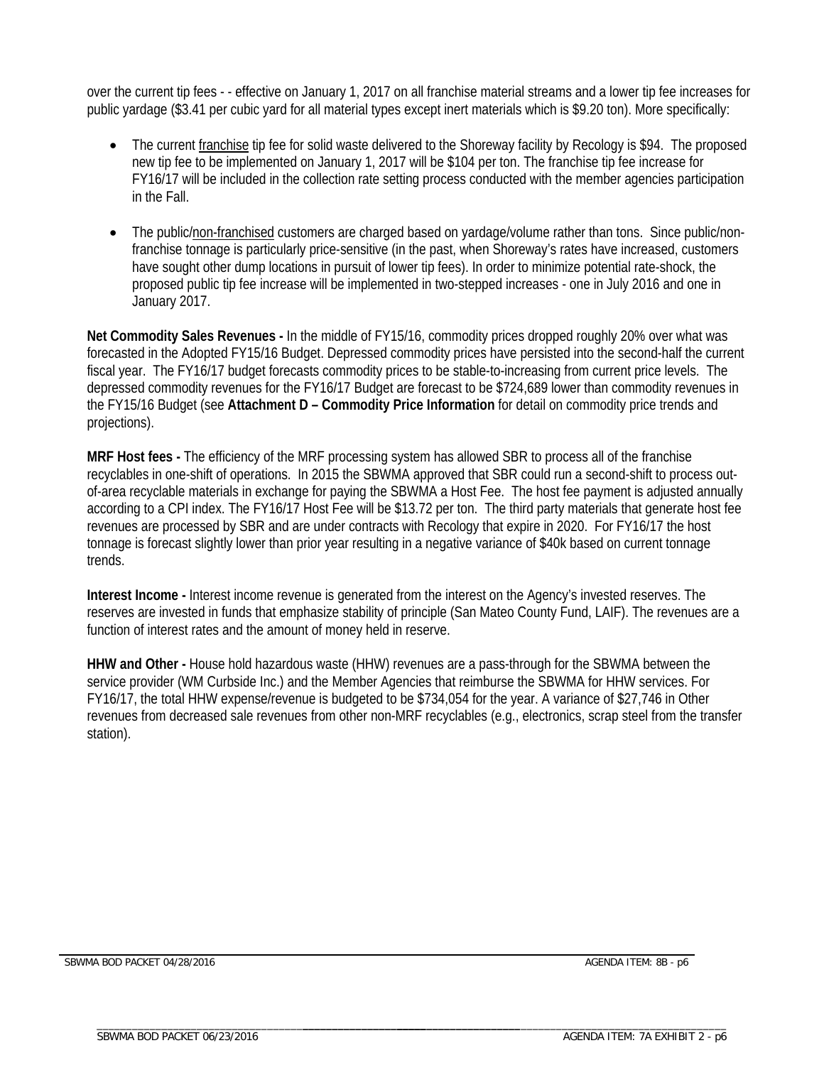over the current tip fees - - effective on January 1, 2017 on all franchise material streams and a lower tip fee increases for public yardage ($3.41 per cubic yard for all material types except inert materials which is $9.20 ton). More specifically:

- The current franchise tip fee for solid waste delivered to the Shoreway facility by Recology is $94. The proposed new tip fee to be implemented on January 1, 2017 will be $104 per ton. The franchise tip fee increase for FY16/17 will be included in the collection rate setting process conducted with the member agencies participation in the Fall.

- The public/non-franchised customers are charged based on yardage/volume rather than tons. Since public/non-franchise tonnage is particularly price-sensitive (in the past, when Shoreway's rates have increased, customers have sought other dump locations in pursuit of lower tip fees). In order to minimize potential rate-shock, the proposed public tip fee increase will be implemented in two-stepped increases - one in July 2016 and one in January 2017.

**Net Commodity Sales Revenues -** In the middle of FY15/16, commodity prices dropped roughly 20% over what was forecasted in the Adopted FY15/16 Budget. Depressed commodity prices have persisted into the second-half the current fiscal year. The FY16/17 budget forecasts commodity prices to be stable-to-increasing from current price levels. The depressed commodity revenues for the FY16/17 Budget are forecast to be $724,689 lower than commodity revenues in the FY15/16 Budget (see **Attachment D – Commodity Price Information** for detail on commodity price trends and projections).

**MRF Host fees -** The efficiency of the MRF processing system has allowed SBR to process all of the franchise recyclables in one-shift of operations. In 2015 the SBWMA approved that SBR could run a second-shift to process out-of-area recyclable materials in exchange for paying the SBWMA a Host Fee. The host fee payment is adjusted annually according to a CPI index. The FY16/17 Host Fee will be $13.72 per ton. The third party materials that generate host fee revenues are processed by SBR and are under contracts with Recology that expire in 2020. For FY16/17 the host tonnage is forecast slightly lower than prior year resulting in a negative variance of $40k based on current tonnage trends.

**Interest Income -** Interest income revenue is generated from the interest on the Agency's invested reserves. The reserves are invested in funds that emphasize stability of principle (San Mateo County Fund, LAIF). The revenues are a function of interest rates and the amount of money held in reserve.

**HHW and Other -** House hold hazardous waste (HHW) revenues are a pass-through for the SBWMA between the service provider (WM Curbside Inc.) and the Member Agencies that reimburse the SBWMA for HHW services. For FY16/17, the total HHW expense/revenue is budgeted to be $734,054 for the year. A variance of $27,746 in Other revenues from decreased sale revenues from other non-MRF recyclables (e.g., electronics, scrap steel from the transfer station).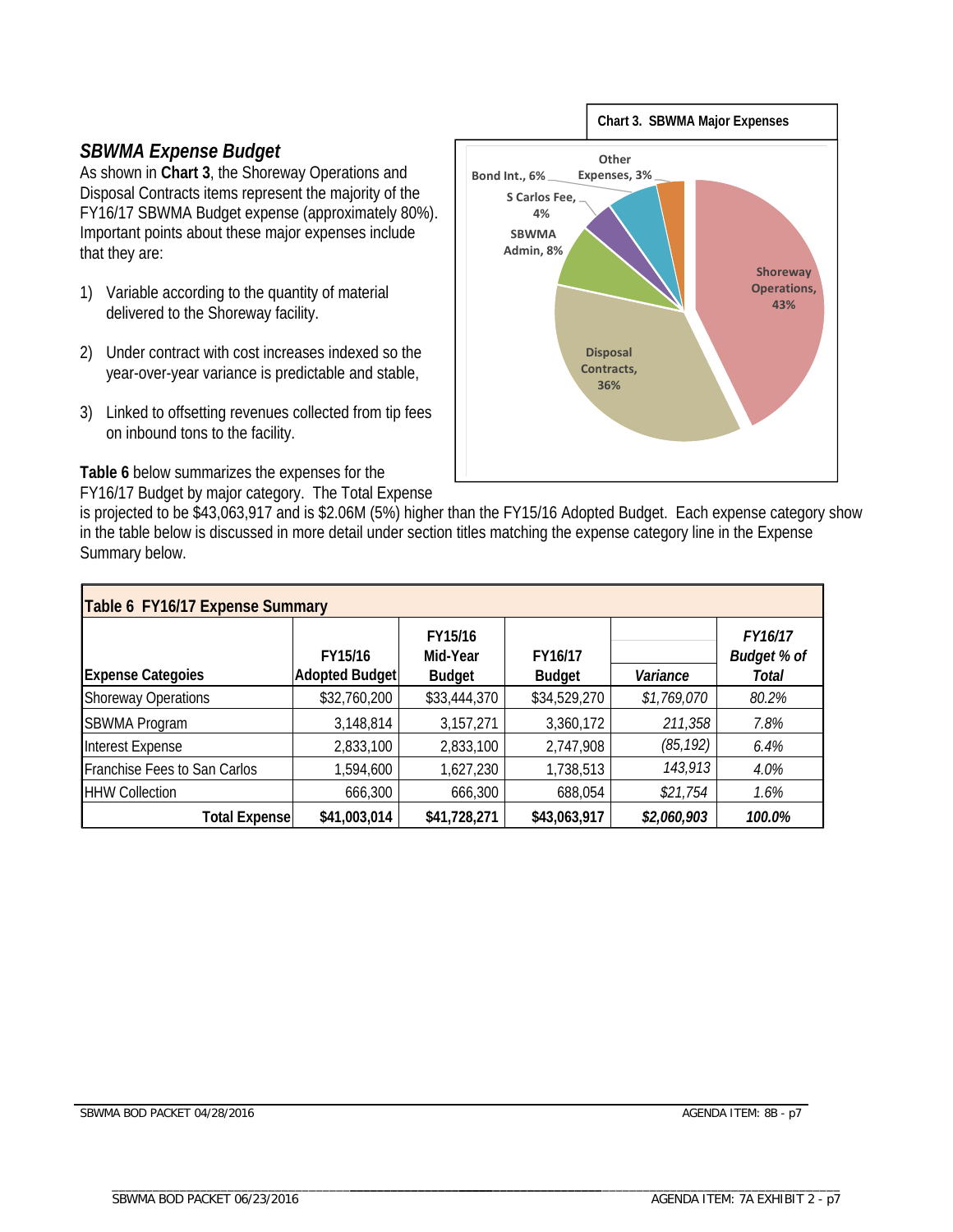### *SBWMA Expense Budget*

As shown in **Chart 3**, the Shoreway Operations and Disposal Contracts items represent the majority of the FY16/17 SBWMA Budget expense (approximately 80%). Important points about these major expenses include that they are:

1) Variable according to the quantity of material delivered to the Shoreway facility.

2) Under contract with cost increases indexed so the year-over-year variance is predictable and stable,

3) Linked to offsetting revenues collected from tip fees on inbound tons to the facility.

**Chart 3. SBWMA Major Expenses**

Shoreway Operations, 43%
Disposal Contracts, 36%
SBWMA Admin, 8%
S Carlos Fee, 4%
Bond Int., 6%
Other Expenses, 3%

**Table 6** below summarizes the expenses for the FY16/17 Budget by major category. The Total Expense is projected to be $43,063,917 and is $2.06M (5%) higher than the FY15/16 Adopted Budget. Each expense category show in the table below is discussed in more detail under section titles matching the expense category line in the Expense Summary below.

**Table 6 FY16/17 Expense Summary**

| Expense Categoies | FY15/16 Adopted Budget | FY15/16 Mid-Year Budget | FY16/17 Budget | *Variance* | *FY16/17 Budget % of Total* |
|---|---|---|---|---|---|
| Shoreway Operations | $32,760,200 | $33,444,370 | $34,529,270 | *$1,769,070* | *80.2%* |
| SBWMA Program | 3,148,814 | 3,157,271 | 3,360,172 | *211,358* | *7.8%* |
| Interest Expense | 2,833,100 | 2,833,100 | 2,747,908 | *(85,192)* | *6.4%* |
| Franchise Fees to San Carlos | 1,594,600 | 1,627,230 | 1,738,513 | *143,913* | *4.0%* |
| HHW Collection | 666,300 | 666,300 | 688,054 | *$21,754* | *1.6%* |
| **Total Expense** | **$41,003,014** | **$41,728,271** | **$43,063,917** | ***$2,060,903*** | ***100.0%*** |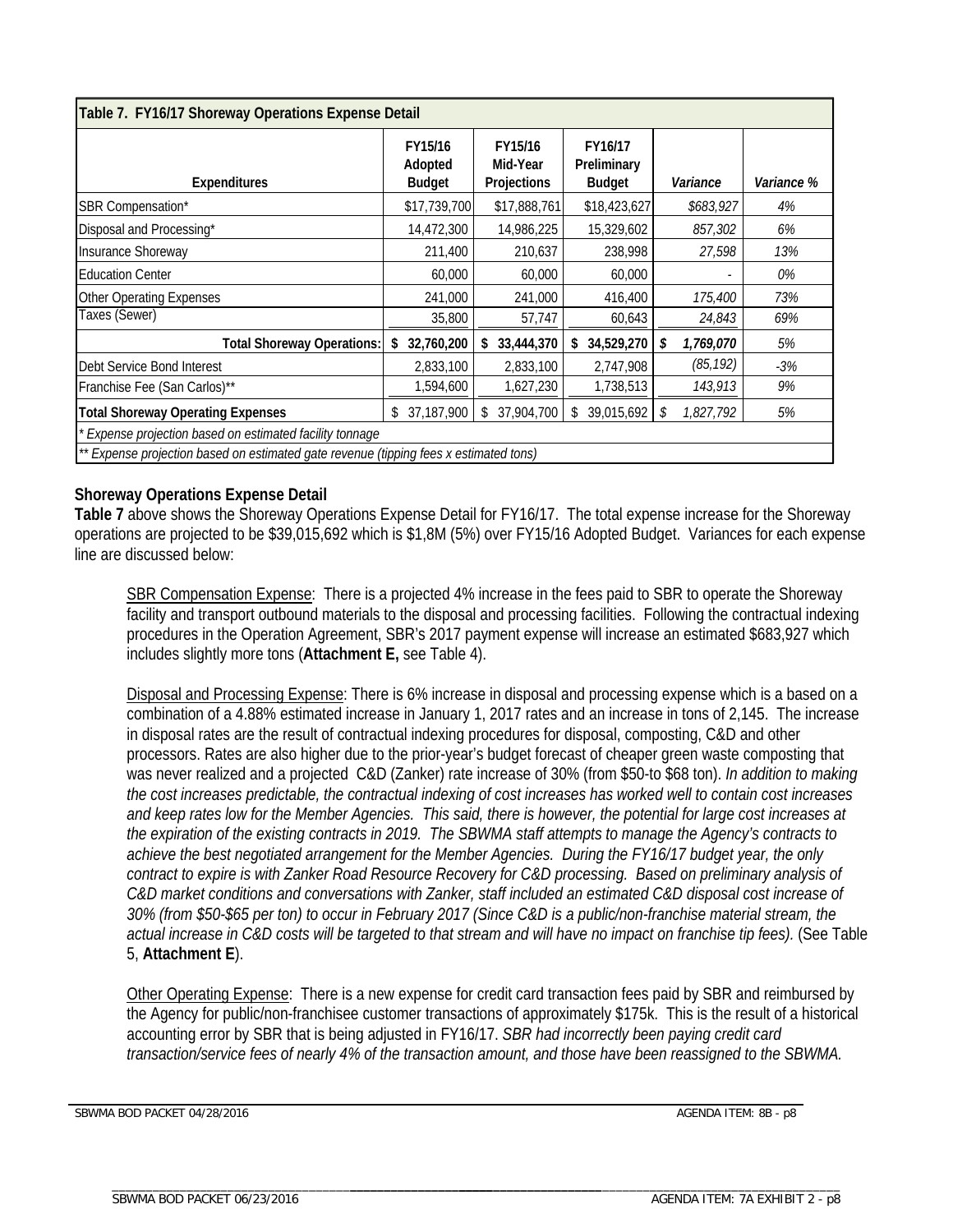| Table 7. FY16/17 Shoreway Operations Expense Detail | | | | | |
|---|---|---|---|---|---|
| **Expenditures** | **FY15/16 Adopted Budget** | **FY15/16 Mid-Year Projections** | **FY16/17 Preliminary Budget** | ***Variance*** | ***Variance %*** |
| SBR Compensation* | $17,739,700 | $17,888,761 | $18,423,627 | *$683,927* | *4%* |
| Disposal and Processing* | 14,472,300 | 14,986,225 | 15,329,602 | *857,302* | *6%* |
| Insurance Shoreway | 211,400 | 210,637 | 238,998 | *27,598* | *13%* |
| Education Center | 60,000 | 60,000 | 60,000 | *-* | *0%* |
| Other Operating Expenses | 241,000 | 241,000 | 416,400 | *175,400* | *73%* |
| Taxes (Sewer) | 35,800 | 57,747 | 60,643 | *24,843* | *69%* |
| **Total Shoreway Operations:** | **$ 32,760,200** | **$ 33,444,370** | **$ 34,529,270** | ***$ 1,769,070*** | *5%* |
| Debt Service Bond Interest | 2,833,100 | 2,833,100 | 2,747,908 | *(85,192)* | *-3%* |
| Franchise Fee (San Carlos)** | 1,594,600 | 1,627,230 | 1,738,513 | *143,913* | *9%* |
| **Total Shoreway Operating Expenses** | $ 37,187,900 | $ 37,904,700 | $ 39,015,692 | *$ 1,827,792* | *5%* |
| *\* Expense projection based on estimated facility tonnage* | | | | | |
| *\*\* Expense projection based on estimated gate revenue (tipping fees x estimated tons)* | | | | | |

**Shoreway Operations Expense Detail**

**Table 7** above shows the Shoreway Operations Expense Detail for FY16/17. The total expense increase for the Shoreway operations are projected to be $39,015,692 which is $1,8M (5%) over FY15/16 Adopted Budget. Variances for each expense line are discussed below:

SBR Compensation Expense: There is a projected 4% increase in the fees paid to SBR to operate the Shoreway facility and transport outbound materials to the disposal and processing facilities. Following the contractual indexing procedures in the Operation Agreement, SBR's 2017 payment expense will increase an estimated $683,927 which includes slightly more tons (**Attachment E,** see Table 4).

Disposal and Processing Expense: There is 6% increase in disposal and processing expense which is a based on a combination of a 4.88% estimated increase in January 1, 2017 rates and an increase in tons of 2,145. The increase in disposal rates are the result of contractual indexing procedures for disposal, composting, C&D and other processors. Rates are also higher due to the prior-year's budget forecast of cheaper green waste composting that was never realized and a projected C&D (Zanker) rate increase of 30% (from $50-to $68 ton). *In addition to making the cost increases predictable, the contractual indexing of cost increases has worked well to contain cost increases and keep rates low for the Member Agencies. This said, there is however, the potential for large cost increases at the expiration of the existing contracts in 2019. The SBWMA staff attempts to manage the Agency's contracts to achieve the best negotiated arrangement for the Member Agencies. During the FY16/17 budget year, the only contract to expire is with Zanker Road Resource Recovery for C&D processing. Based on preliminary analysis of C&D market conditions and conversations with Zanker, staff included an estimated C&D disposal cost increase of 30% (from $50-$65 per ton) to occur in February 2017 (Since C&D is a public/non-franchise material stream, the actual increase in C&D costs will be targeted to that stream and will have no impact on franchise tip fees).* (See Table 5, **Attachment E**).

Other Operating Expense: There is a new expense for credit card transaction fees paid by SBR and reimbursed by the Agency for public/non-franchisee customer transactions of approximately $175k. This is the result of a historical accounting error by SBR that is being adjusted in FY16/17. *SBR had incorrectly been paying credit card transaction/service fees of nearly 4% of the transaction amount, and those have been reassigned to the SBWMA.*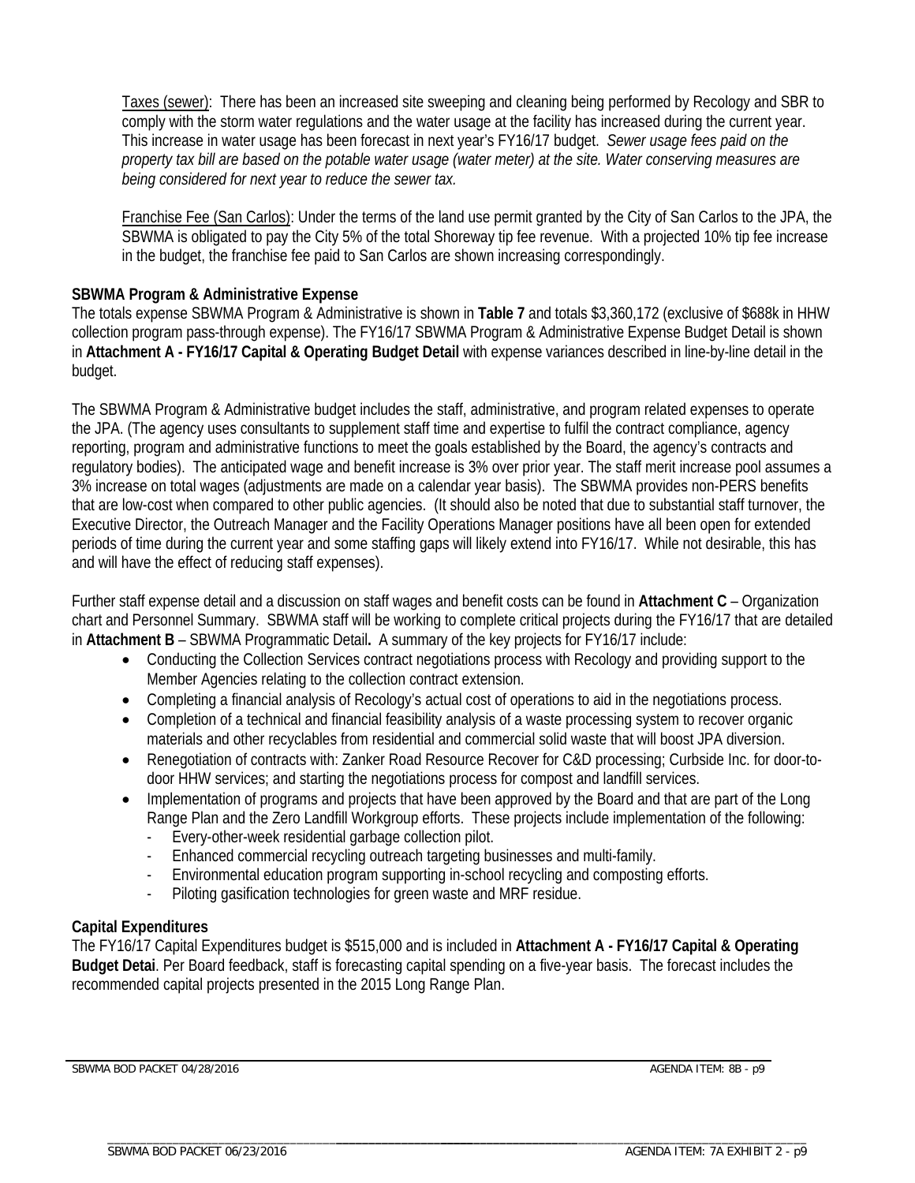Taxes (sewer): There has been an increased site sweeping and cleaning being performed by Recology and SBR to comply with the storm water regulations and the water usage at the facility has increased during the current year. This increase in water usage has been forecast in next year's FY16/17 budget. *Sewer usage fees paid on the property tax bill are based on the potable water usage (water meter) at the site. Water conserving measures are being considered for next year to reduce the sewer tax.*

Franchise Fee (San Carlos): Under the terms of the land use permit granted by the City of San Carlos to the JPA, the SBWMA is obligated to pay the City 5% of the total Shoreway tip fee revenue. With a projected 10% tip fee increase in the budget, the franchise fee paid to San Carlos are shown increasing correspondingly.

**SBWMA Program & Administrative Expense**

The totals expense SBWMA Program & Administrative is shown in **Table 7** and totals $3,360,172 (exclusive of $688k in HHW collection program pass-through expense). The FY16/17 SBWMA Program & Administrative Expense Budget Detail is shown in **Attachment A - FY16/17 Capital & Operating Budget Detail** with expense variances described in line-by-line detail in the budget.

The SBWMA Program & Administrative budget includes the staff, administrative, and program related expenses to operate the JPA. (The agency uses consultants to supplement staff time and expertise to fulfil the contract compliance, agency reporting, program and administrative functions to meet the goals established by the Board, the agency's contracts and regulatory bodies). The anticipated wage and benefit increase is 3% over prior year. The staff merit increase pool assumes a 3% increase on total wages (adjustments are made on a calendar year basis). The SBWMA provides non-PERS benefits that are low-cost when compared to other public agencies. (It should also be noted that due to substantial staff turnover, the Executive Director, the Outreach Manager and the Facility Operations Manager positions have all been open for extended periods of time during the current year and some staffing gaps will likely extend into FY16/17. While not desirable, this has and will have the effect of reducing staff expenses).

Further staff expense detail and a discussion on staff wages and benefit costs can be found in **Attachment C** – Organization chart and Personnel Summary. SBWMA staff will be working to complete critical projects during the FY16/17 that are detailed in **Attachment B** – SBWMA Programmatic Detail**.** A summary of the key projects for FY16/17 include:

- Conducting the Collection Services contract negotiations process with Recology and providing support to the Member Agencies relating to the collection contract extension.
- Completing a financial analysis of Recology's actual cost of operations to aid in the negotiations process.
- Completion of a technical and financial feasibility analysis of a waste processing system to recover organic materials and other recyclables from residential and commercial solid waste that will boost JPA diversion.
- Renegotiation of contracts with: Zanker Road Resource Recover for C&D processing; Curbside Inc. for door-to-door HHW services; and starting the negotiations process for compost and landfill services.
- Implementation of programs and projects that have been approved by the Board and that are part of the Long Range Plan and the Zero Landfill Workgroup efforts. These projects include implementation of the following:
  - Every-other-week residential garbage collection pilot.
  - Enhanced commercial recycling outreach targeting businesses and multi-family.
  - Environmental education program supporting in-school recycling and composting efforts.
  - Piloting gasification technologies for green waste and MRF residue.

**Capital Expenditures**

The FY16/17 Capital Expenditures budget is $515,000 and is included in **Attachment A - FY16/17 Capital & Operating Budget Detai**. Per Board feedback, staff is forecasting capital spending on a five-year basis. The forecast includes the recommended capital projects presented in the 2015 Long Range Plan.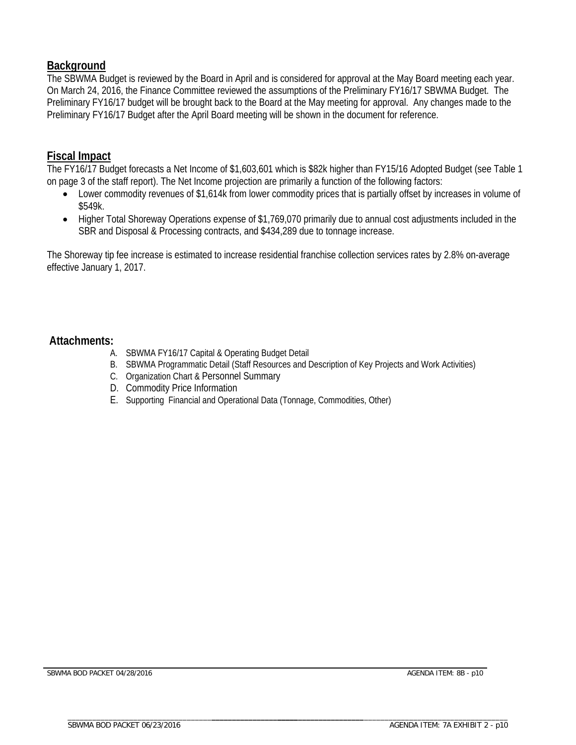## Background

The SBWMA Budget is reviewed by the Board in April and is considered for approval at the May Board meeting each year. On March 24, 2016, the Finance Committee reviewed the assumptions of the Preliminary FY16/17 SBWMA Budget. The Preliminary FY16/17 budget will be brought back to the Board at the May meeting for approval. Any changes made to the Preliminary FY16/17 Budget after the April Board meeting will be shown in the document for reference.

## Fiscal Impact

The FY16/17 Budget forecasts a Net Income of $1,603,601 which is $82k higher than FY15/16 Adopted Budget (see Table 1 on page 3 of the staff report). The Net Income projection are primarily a function of the following factors:

- Lower commodity revenues of $1,614k from lower commodity prices that is partially offset by increases in volume of $549k.
- Higher Total Shoreway Operations expense of $1,769,070 primarily due to annual cost adjustments included in the SBR and Disposal & Processing contracts, and $434,289 due to tonnage increase.

The Shoreway tip fee increase is estimated to increase residential franchise collection services rates by 2.8% on-average effective January 1, 2017.

## Attachments:

A. SBWMA FY16/17 Capital & Operating Budget Detail
B. SBWMA Programmatic Detail (Staff Resources and Description of Key Projects and Work Activities)
C. Organization Chart & Personnel Summary
D. Commodity Price Information
E. Supporting Financial and Operational Data (Tonnage, Commodities, Other)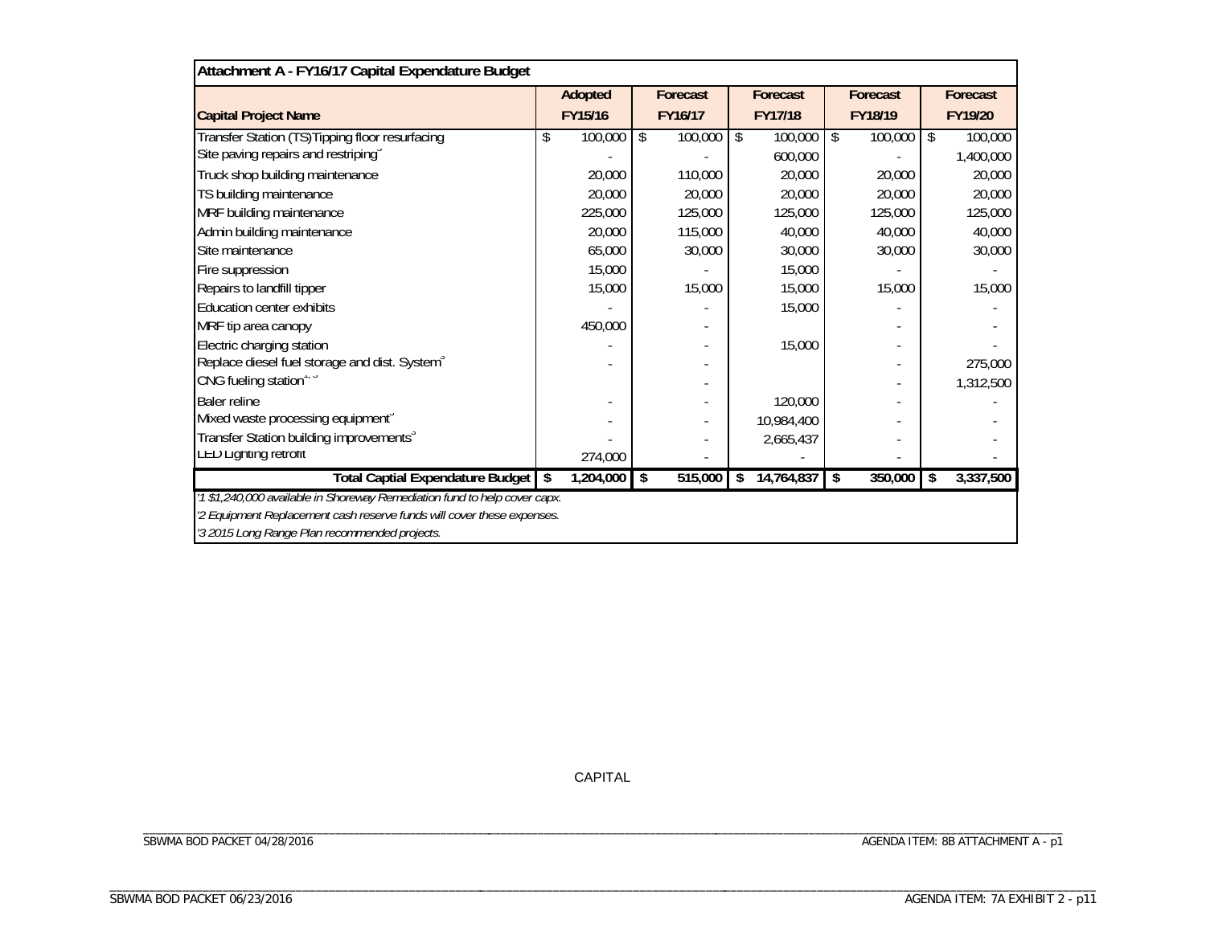| Attachment A - FY16/17 Capital Expendature Budget | | | | | |
|---|---|---|---|---|---|
| | Adopted | Forecast | Forecast | Forecast | Forecast |
| **Capital Project Name** | **FY15/16** | **FY16/17** | **FY17/18** | **FY18/19** | **FY19/20** |
| Transfer Station (TS)Tipping floor resurfacing | $ 100,000 | $ 100,000 | $ 100,000 | $ 100,000 | $ 100,000 |
| Site paving repairs and restriping[3] | - | - | 600,000 | - | 1,400,000 |
| Truck shop building maintenance | 20,000 | 110,000 | 20,000 | 20,000 | 20,000 |
| TS building maintenance | 20,000 | 20,000 | 20,000 | 20,000 | 20,000 |
| MRF building maintenance | 225,000 | 125,000 | 125,000 | 125,000 | 125,000 |
| Admin building maintenance | 20,000 | 115,000 | 40,000 | 40,000 | 40,000 |
| Site maintenance | 65,000 | 30,000 | 30,000 | 30,000 | 30,000 |
| Fire suppression | 15,000 | - | 15,000 | - | - |
| Repairs to landfill tipper | 15,000 | 15,000 | 15,000 | 15,000 | 15,000 |
| Education center exhibits | - | - | 15,000 | - | - |
| MRF tip area canopy | 450,000 | - | | - | - |
| Electric charging station | - | - | 15,000 | - | - |
| Replace diesel fuel storage and dist. System[3] | - | - | | - | 275,000 |
| CNG fueling station[2, 3] | | - | | - | 1,312,500 |
| Baler reline | - | - | 120,000 | - | - |
| Mixed waste processing equipment[3] | - | - | 10,984,400 | - | - |
| Transfer Station building improvements[3] | - | - | 2,665,437 | - | - |
| LED Lighting retrofit | 274,000 | - | - | - | - |
| **Total Captial Expendature Budget** | **$ 1,204,000** | **$ 515,000** | **$ 14,764,837** | **$ 350,000** | **$ 3,337,500** |

*'1 $1,240,000 available in Shoreway Remediation fund to help cover capx.*

*'2 Equipment Replacement cash reserve funds will cover these expenses.*

*'3 2015 Long Range Plan recommended projects.*

CAPITAL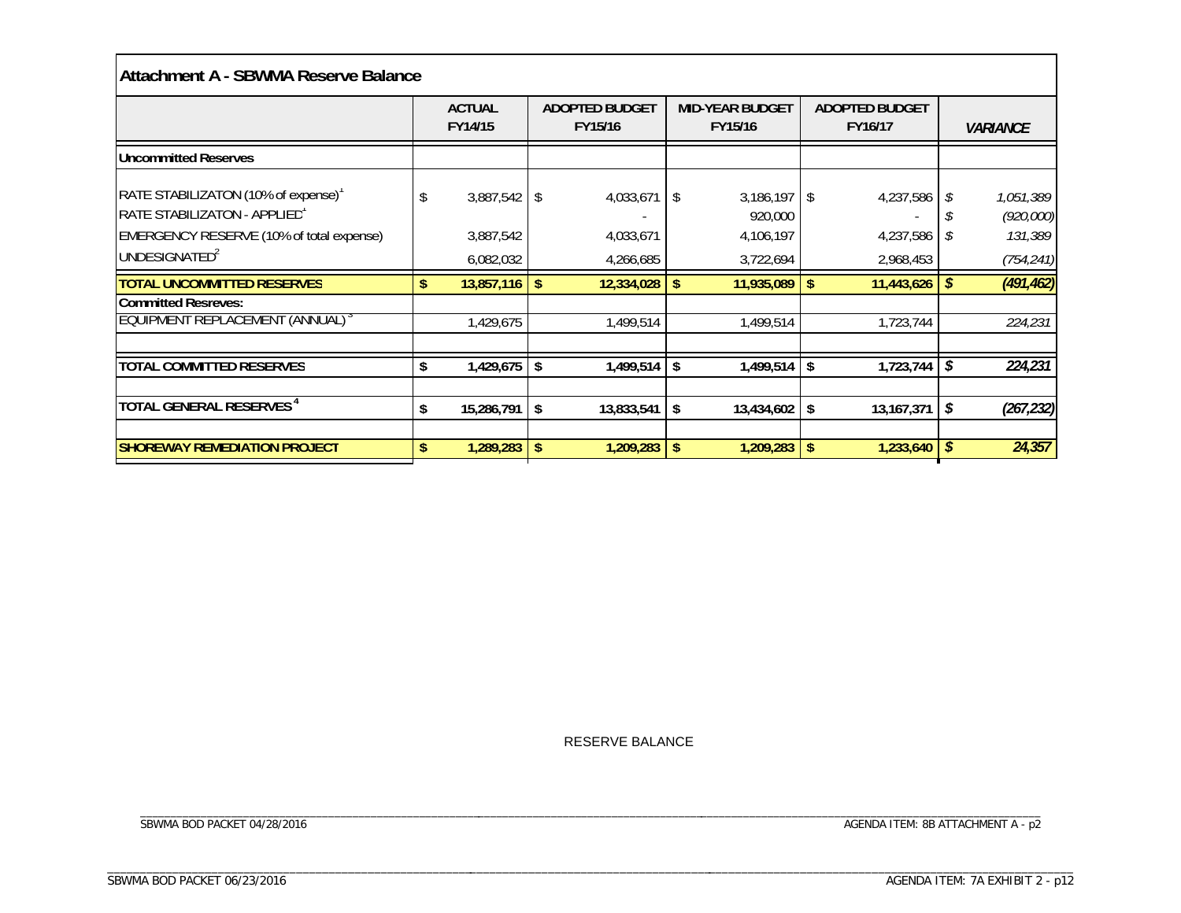## Attachment A - SBWMA Reserve Balance

| | ACTUAL FY14/15 | ADOPTED BUDGET FY15/16 | MID-YEAR BUDGET FY15/16 | ADOPTED BUDGET FY16/17 | *VARIANCE* |
|---|---|---|---|---|---|
| **Uncommitted Reserves** | | | | | |
| RATE STABILIZATON (10% of expense)[1] | $ 3,887,542 | $ 4,033,671 | $ 3,186,197 | $ 4,237,586 | *$ 1,051,389* |
| RATE STABILIZATON - APPLIED[1] | | - | 920,000 | - | *$ (920,000)* |
| EMERGENCY RESERVE (10% of total expense) | 3,887,542 | 4,033,671 | 4,106,197 | 4,237,586 | *$ 131,389* |
| UNDESIGNATED[2] | 6,082,032 | 4,266,685 | 3,722,694 | 2,968,453 | *(754,241)* |
| **TOTAL UNCOMMITTED RESERVES** | **$ 13,857,116** | **$ 12,334,028** | **$ 11,935,089** | **$ 11,443,626** | ***$ (491,462)*** |
| **Committed Resreves:** | | | | | |
| EQUIPMENT REPLACEMENT (ANNUAL)[3] | 1,429,675 | 1,499,514 | 1,499,514 | 1,723,744 | *224,231* |
| **TOTAL COMMITTED RESERVES** | **$ 1,429,675** | **$ 1,499,514** | **$ 1,499,514** | **$ 1,723,744** | ***$ 224,231*** |
| **TOTAL GENERAL RESERVES[4]** | **$ 15,286,791** | **$ 13,833,541** | **$ 13,434,602** | **$ 13,167,371** | ***$ (267,232)*** |
| **SHOREWAY REMEDIATION PROJECT** | **$ 1,289,283** | **$ 1,209,283** | **$ 1,209,283** | **$ 1,233,640** | ***$ 24,357*** |

RESERVE BALANCE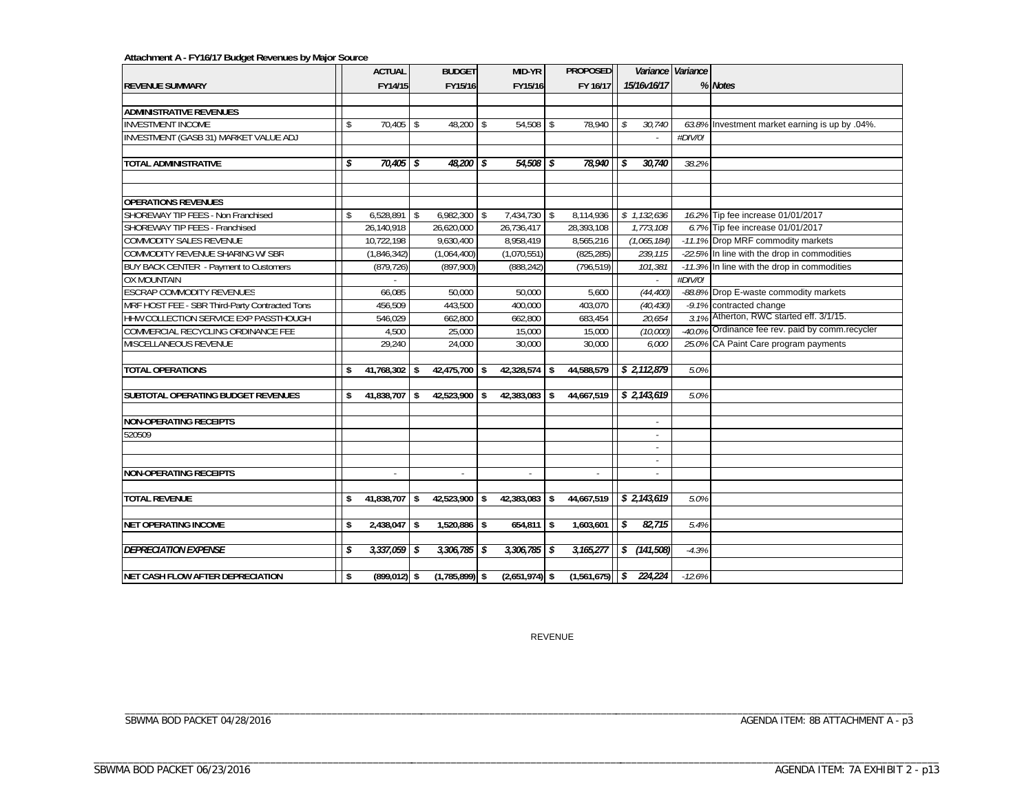**Attachment A - FY16/17 Budget Revenues by Major Source**

| REVENUE SUMMARY | ACTUAL FY14/15 | BUDGET FY15/16 | MID-YR FY15/16 | PROPOSED FY 16/17 | Variance 15/16v16/17 | Variance % | Notes |
|---|---|---|---|---|---|---|---|
| | | | | | | | |
| **ADMINISTRATIVE REVENUES** | | | | | | | |
| INVESTMENT INCOME | $ 70,405 | $ 48,200 | $ 54,508 | $ 78,940 | $ 30,740 | 63.8% | Investment market earning is up by .04%. |
| INVESTMENT (GASB 31) MARKET VALUE ADJ | | | | | - | #DIV/0! | |
| | | | | | | | |
| **TOTAL ADMINISTRATIVE** | $ 70,405 | $ 48,200 | $ 54,508 | $ 78,940 | $ 30,740 | 38.2% | |
| | | | | | | | |
| **OPERATIONS REVENUES** | | | | | | | |
| SHOREWAY TIP FEES - Non Franchised | $ 6,528,891 | $ 6,982,300 | $ 7,434,730 | $ 8,114,936 | $ 1,132,636 | 16.2% | Tip fee increase 01/01/2017 |
| SHOREWAY TIP FEES - Franchised | 26,140,918 | 26,620,000 | 26,736,417 | 28,393,108 | 1,773,108 | 6.7% | Tip fee increase 01/01/2017 |
| COMMODITY SALES REVENUE | 10,722,198 | 9,630,400 | 8,958,419 | 8,565,216 | (1,065,184) | -11.1% | Drop MRF commodity markets |
| COMMODITY REVENUE SHARING W/ SBR | (1,846,342) | (1,064,400) | (1,070,551) | (825,285) | 239,115 | -22.5% | In line with the drop in commodities |
| BUY BACK CENTER - Payment to Customers | (879,726) | (897,900) | (888,242) | (796,519) | 101,381 | -11.3% | In line with the drop in commodities |
| OX MOUNTAIN | - | | | | - | #DIV/0! | |
| ESCRAP COMMODITY REVENUES | 66,085 | 50,000 | 50,000 | 5,600 | (44,400) | -88.8% | Drop E-waste commodity markets |
| MRF HOST FEE - SBR Third-Party Contracted Tons | 456,509 | 443,500 | 400,000 | 403,070 | (40,430) | -9.1% | contracted change |
| HHW COLLECTION SERVICE EXP PASSTHOUGH | 546,029 | 662,800 | 662,800 | 683,454 | 20,654 | 3.1% | Atherton, RWC started eff. 3/1/15. |
| COMMERCIAL RECYCLING ORDINANCE FEE | 4,500 | 25,000 | 15,000 | 15,000 | (10,000) | -40.0% | Ordinance fee rev. paid by comm.recycler |
| MISCELLANEOUS REVENUE | 29,240 | 24,000 | 30,000 | 30,000 | 6,000 | 25.0% | CA Paint Care program payments |
| | | | | | | | |
| **TOTAL OPERATIONS** | $ 41,768,302 | $ 42,475,700 | $ 42,328,574 | $ 44,588,579 | $ 2,112,879 | 5.0% | |
| | | | | | | | |
| **SUBTOTAL OPERATING BUDGET REVENUES** | $ 41,838,707 | $ 42,523,900 | $ 42,383,083 | $ 44,667,519 | $ 2,143,619 | 5.0% | |
| | | | | | | | |
| **NON-OPERATING RECEIPTS** | | | | | - | | |
| 520509 | | | | | - | | |
| | | | | | - | | |
| | | | | | - | | |
| **NON-OPERATING RECEIPTS** | - | - | - | - | - | | |
| | | | | | | | |
| **TOTAL REVENUE** | $ 41,838,707 | $ 42,523,900 | $ 42,383,083 | $ 44,667,519 | $ 2,143,619 | 5.0% | |
| | | | | | | | |
| **NET OPERATING INCOME** | $ 2,438,047 | $ 1,520,886 | $ 654,811 | $ 1,603,601 | $ 82,715 | 5.4% | |
| | | | | | | | |
| ***DEPRECIATION EXPENSE*** | $ 3,337,059 | $ 3,306,785 | $ 3,306,785 | $ 3,165,277 | $ (141,508) | -4.3% | |
| | | | | | | | |
| **NET CASH FLOW AFTER DEPRECIATION** | $ (899,012) | $ (1,785,899) | $ (2,651,974) | $ (1,561,675) | $ 224,224 | -12.6% | |

REVENUE

SBWMA BOD PACKET 04/28/2016 AGENDA ITEM: 8B ATTACHMENT A - p3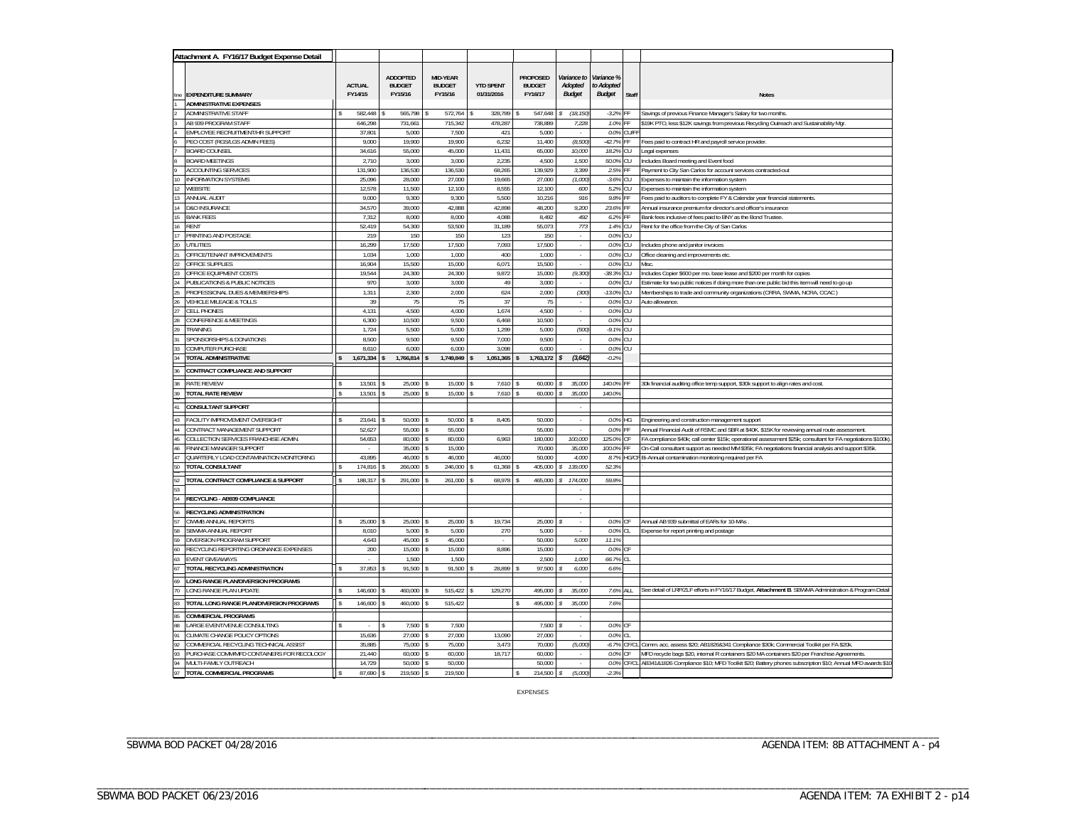# Attachment A. FY16/17 Budget Expense Detail

| line | EXPENDITURE SUMMARY | ACTUAL FY14/15 | ADOPTED BUDGET FY15/16 | MID-YEAR BUDGET FY15/16 | YTD SPENT 01/31/2016 | PROPOSED BUDGET FY16/17 | *Variance to Adopted Budget* | *Variance % to Adopted Budget* | Staff | Notes |
|---|---|---|---|---|---|---|---|---|---|---|
| 1 | ADMINISTRATIVE EXPENSES | | | | | | | | | |
| 2 | ADMINISTRATIVE STAFF | $ 582,448 | $ 565,798 | $ 572,764 | $ 328,789 | $ 547,648 | $ *(18,150)* | *-3.2%* | FF | Savings of previous Finance Manager's Salary for two months. |
| 3 | AB 939 PROGRAM STAFF | 646,298 | 731,661 | 715,342 | 478,287 | 738,889 | *7,228* | *1.0%* | FF | $19K PTO, less $12K savings from previous Recycling Outreach and Sustainability Mgr. |
| 4 | EMPLOYEE RECRUITMENT/HR SUPPORT | 37,801 | 5,000 | 7,500 | 421 | 5,000 | - | *0.0%* | CU/FF | |
| 6 | PEO COST (RGS/LGS ADMIN FEES) | 9,000 | 19,900 | 19,900 | 6,232 | 11,400 | *(8,500)* | *-42.7%* | FF | Fees paid to contract HR and payroll service provider. |
| 7 | BOARD COUNSEL | 34,616 | 55,000 | 45,000 | 11,431 | 65,000 | *10,000* | *18.2%* | CU | Legal expenses |
| 8 | BOARD MEETINGS | 2,710 | 3,000 | 3,000 | 2,235 | 4,500 | *1,500* | *50.0%* | CU | Includes Board meeting and Event food |
| 9 | ACCOUNTING SERVICES | 131,900 | 136,530 | 136,530 | 68,265 | 139,929 | *3,399* | *2.5%* | FF | Payment to City San Carlos for account services contracted-out |
| 10 | INFORMATION SYSTEMS | 25,096 | 28,000 | 27,000 | 19,665 | 27,000 | *(1,000)* | *-3.6%* | CU | Expenses to maintain the information system |
| 12 | WEBSITE | 12,578 | 11,500 | 12,100 | 8,555 | 12,100 | *600* | *5.2%* | CU | Expenses to maintain the information system |
| 13 | ANNUAL AUDIT | 9,000 | 9,300 | 9,300 | 5,500 | 10,216 | *916* | *9.8%* | FF | Fees paid to auditors to complete FY & Calendar year financial statements. |
| 14 | D&O INSURANCE | 34,570 | 39,000 | 42,898 | 42,898 | 48,200 | *9,200* | *23.6%* | FF | Annual insurance premium for director's and officer's insurance |
| 15 | BANK FEES | 7,312 | 8,000 | 8,000 | 4,088 | 8,492 | *492* | *6.2%* | FF | Bank fees inclusive of fees paid to BNY as the Bond Trustee. |
| 16 | RENT | 52,419 | 54,300 | 53,500 | 31,189 | 55,073 | *773* | *1.4%* | CU | Rent for the office from the City of San Carlos |
| 17 | PRINTING AND POSTAGE | 219 | 150 | 150 | 123 | 150 | - | *0.0%* | CU | |
| 20 | UTILITIES | 16,299 | 17,500 | 17,500 | 7,093 | 17,500 | - | *0.0%* | CU | Includes phone and janitor invoices |
| 21 | OFFICE/TENANT IMPROVEMENTS | 1,034 | 1,000 | 1,000 | 400 | 1,000 | - | *0.0%* | CU | Office cleaning and improvements etc. |
| 22 | OFFICE SUPPLIES | 16,904 | 15,500 | 15,000 | 6,071 | 15,500 | - | *0.0%* | CU | Misc. |
| 23 | OFFICE EQUIPMENT COSTS | 19,544 | 24,300 | 24,300 | 9,872 | 15,000 | *(9,300)* | *-38.3%* | CU | Includes Copier $600 per mo. base lease and $200 per month for copies |
| 24 | PUBLICATIONS & PUBLIC NOTICES | 970 | 3,000 | 3,000 | 49 | 3,000 | - | *0.0%* | CU | Estimate for two public notices if doing more than one public bid this item will need to go up |
| 25 | PROFESSIONAL DUES & MEMBERSHIPS | 1,311 | 2,300 | 2,000 | 624 | 2,000 | *(300)* | *-13.0%* | CU | Memberships to trade and community organizations (CRRA, SWMA, NCRA, CCAC ) |
| 26 | VEHICLE MILEAGE & TOLLS | 39 | 75 | 75 | 37 | 75 | - | *0.0%* | CU | Auto allowance. |
| 27 | CELL PHONES | 4,131 | 4,500 | 4,000 | 1,674 | 4,500 | - | *0.0%* | CU | |
| 28 | CONFERENCE & MEETINGS | 6,300 | 10,500 | 9,500 | 6,468 | 10,500 | - | *0.0%* | CU | |
| 29 | TRAINING | 1,724 | 5,500 | 5,000 | 1,299 | 5,000 | *(500)* | *-9.1%* | CU | |
| 31 | SPONSORSHIPS & DONATIONS | 8,500 | 9,500 | 9,500 | 7,000 | 9,500 | - | *0.0%* | CU | |
| 33 | COMPUTER PURCHASE | 8,610 | 6,000 | 6,000 | 3,098 | 6,000 | - | *0.0%* | CU | |
| 34 | **TOTAL ADMINISTRATIVE** | **$ 1,671,334** | **$ 1,766,814** | **$ 1,749,849** | **$ 1,051,365** | **$ 1,763,172** | **$ *(3,642)*** | ***-0.2%*** | | |
| 36 | **CONTRACT COMPLIANCE AND SUPPORT** | | | | | | | | | |
| 38 | RATE REVIEW | $ 13,501 | $ 25,000 | $ 15,000 | $ 7,610 | $ 60,000 | $ *35,000* | *140.0%* | FF | 30k financial auditing office temp support, $30k support to align rates and cost. |
| 39 | **TOTAL RATE REVIEW** | $ 13,501 | $ 25,000 | $ 15,000 | $ 7,610 | $ 60,000 | $ *35,000* | *140.0%* | | |
| 41 | **CONSULTANT SUPPORT** | | | | | | - | | | |
| 43 | FACILITY IMPROVEMENT OVERSIGHT | $ 23,641 | $ 50,000 | $ 50,000 | $ 8,405 | 50,000 | - | *0.0%* | HG | Engineering and construction management support |
| 44 | CONTRACT MANAGEMENT SUPPORT | 52,627 | 55,000 | $ 55,000 | | 55,000 | - | *0.0%* | FF | Annual Financial Audit of RSMC and SBR at $40K. $15K for reviewing annual route assessment. |
| 45 | COLLECTION SERVICES FRANCHISE ADMIN. | 54,653 | 80,000 | $ 80,000 | 6,963 | 180,000 | *100,000* | *125.0%* | CF | FA compliance $40k; call center $15k; operational assessment $25k; consultant for FA negotiations $100k). |
| 46 | FINANCE MANAGER SUPPORT | - | 35,000 | $ 15,000 | | 70,000 | *35,000* | *100.0%* | FF | On-Call consultant support as needed MM $35k; FA negotiations financial analysis and support $35k. |
| 47 | QUARTERLY LOAD CONTAMINATION MONITORING | 43,895 | 46,000 | $ 46,000 | 46,000 | 50,000 | *4,000* | *8.7%* | HG/CF | Bi-Annual contamination monitoring required per FA |
| 50 | **TOTAL CONSULTANT** | $ 174,816 | $ 266,000 | $ 246,000 | $ 61,368 | $ 405,000 | $ *139,000* | *52.3%* | | |
| 52 | **TOTAL CONTRACT COMPLIANCE & SUPPORT** | $ 188,317 | $ 291,000 | $ 261,000 | $ 68,978 | $ 465,000 | $ *174,000* | *59.8%* | | |
| 53 | | | | | | | - | | | |
| 54 | **RECYCLING - AB939 COMPLIANCE** | | | | | | - | | | |
| 56 | **RECYCLING ADMINISTRATION** | | | | | | - | | | |
| 57 | CIWMB ANNUAL REPORTS | $ 25,000 | $ 25,000 | $ 25,000 | $ 19,734 | 25,000 | $ - | *0.0%* | CF | Annual AB 939 submittal of EARs for 10-MAs . |
| 58 | SBWMA ANNUAL REPORT | 8,010 | 5,000 | $ 5,000 | 270 | 5,000 | - | *0.0%* | CL | Expense for report printing and postage |
| 59 | DIVERSION PROGRAM SUPPORT | 4,643 | 45,000 | $ 45,000 | - | 50,000 | *5,000* | *11.1%* | | |
| 60 | RECYCLING REPORTING ORDINANCE EXPENSES | 200 | 15,000 | $ 15,000 | 8,896 | 15,000 | - | *0.0%* | CF | |
| 63 | EVENT GIVEAWAYS | - | 1,500 | 1,500 | | 2,500 | *1,000* | *66.7%* | CL | |
| 67 | **TOTAL RECYCLING ADMINISTRATION** | $ 37,853 | $ 91,500 | $ 91,500 | $ 28,899 | $ 97,500 | $ *6,000* | *6.6%* | | |
| 69 | **LONG RANGE PLAN/DIVERSION PROGRAMS** | | | | | | - | | | |
| 70 | LONG RANGE PLAN UPDATE | $ 146,600 | $ 460,000 | $ 515,422 | $ 129,270 | 495,000 | $ *35,000* | *7.6%* | ALL | See detail of LRP/ZLF efforts in FY16/17 Budget, **Attachment B**. SBWMA Administration & Program Detail |
| 83 | **TOTAL LONG RANGE PLAN/DIVERSION PROGRAMS** | $ 146,600 | $ 460,000 | $ 515,422 | | $ 495,000 | $ *35,000* | *7.6%* | | |
| 85 | **COMMERCIAL PROGRAMS** | | | | | | - | | | |
| 86 | LARGE EVENT/VENUE CONSULTING | $ - | $ 7,500 | $ 7,500 | | 7,500 | $ - | *0.0%* | CF | |
| 91 | CLIMATE CHANGE POLICY OPTIONS | 15,636 | 27,000 | $ 27,000 | 13,090 | 27,000 | - | *0.0%* | CL | |
| 92 | COMMERCIAL RECYCLING TECHNICAL ASSIST | 35,885 | 75,000 | $ 75,000 | 3,473 | 70,000 | *(5,000)* | *-6.7%* | CF/CL | Comm. acc. assess $20; AB1826&341 Compliance $30k; Commercial Toolkit per FA $20k. |
| 93 | PURCHASE COMM/MFD CONTAINERS FOR RECOLOGY | 21,440 | 60,000 | $ 60,000 | 18,717 | 60,000 | - | *0.0%* | CF | MFD recycle bags $20, internal R containers $20 MA containers $20 per Franchise Agreements. |
| 94 | MULTI-FAMILY OUTREACH | 14,729 | 50,000 | $ 50,000 | | 50,000 | - | *0.0%* | CF/CL | AB341&1826 Compliance $10; MFD Toolkit $20; Battery phones subscription $10; Annual MFD awards $10 |
| 97 | **TOTAL COMMERCIAL PROGRAMS** | $ 87,690 | $ 219,500 | $ 219,500 | | $ 214,500 | $ *(5,000)* | *-2.3%* | | |

EXPENSES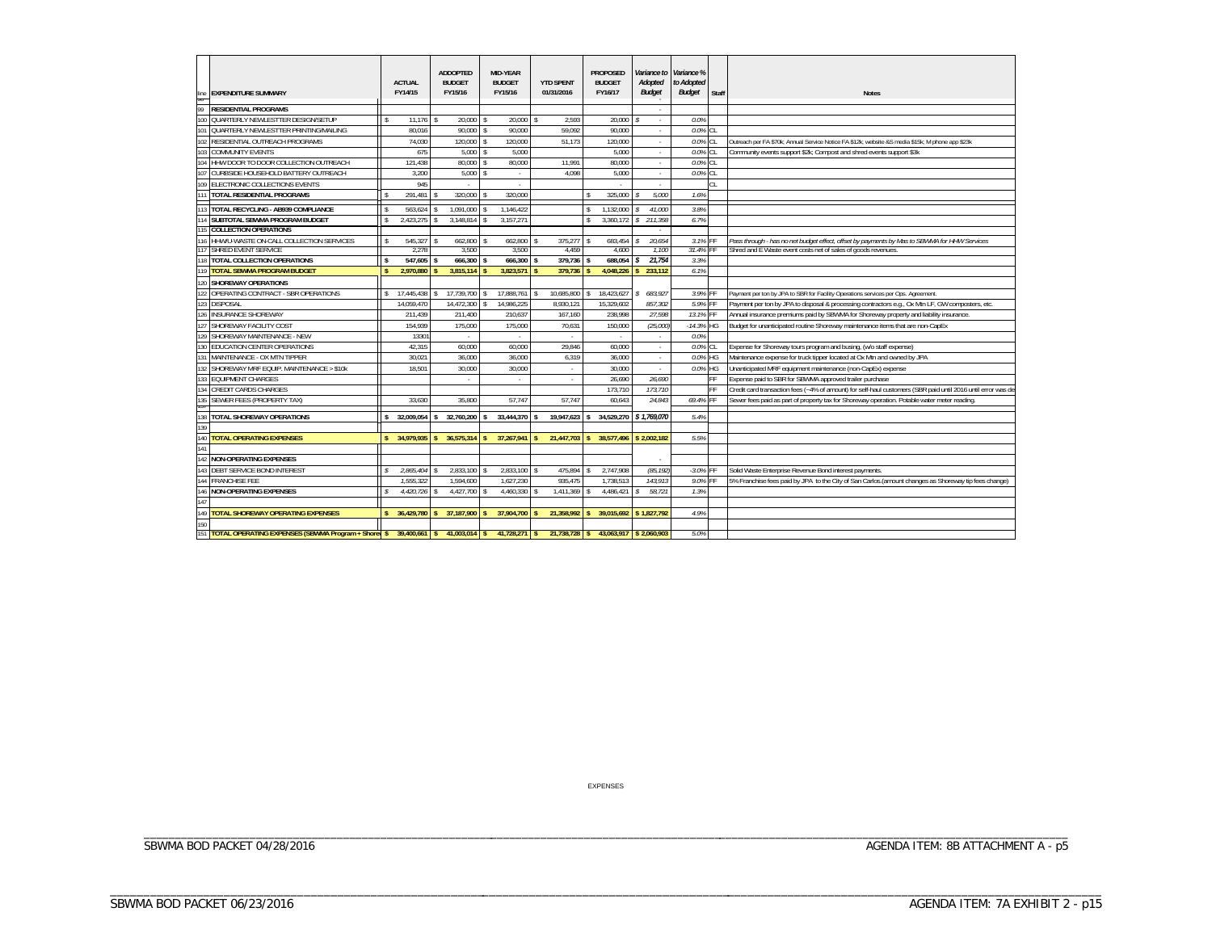| line | EXPENDITURE SUMMARY | ACTUAL FY14/15 | ADDOPTED BUDGET FY15/16 | MID-YEAR BUDGET FY15/16 | YTD SPENT 01/31/2016 | PROPOSED BUDGET FY16/17 | Variance to Adopted Budget | Variance % to Adopted Budget | Staff | Notes |
|---|---|---|---|---|---|---|---|---|---|---|
| 99 | RESIDENTIAL PROGRAMS | | | | | | - | | | |
| 100 | QUARTERLY NEWLESTTER DESIGN/SETUP | $ 11,176 | $ 20,000 | $ 20,000 | $ 2,593 | 20,000 | $ - | 0.0% | | |
| 101 | QUARTERLY NEWLESTTER PRINTING/MAILING | 80,016 | 90,000 | $ 90,000 | 59,092 | 90,000 | - | 0.0% | CL | |
| 102 | RESIDENTIAL OUTREACH PROGRAMS | 74,030 | 120,000 | $ 120,000 | 51,173 | 120,000 | - | 0.0% | CL | Outreach per FA $70k; Annual Service Notice FA $12k; website &S media $15k; M phone app $23k |
| 103 | COMMUNITY EVENTS | 675 | 5,000 | $ 5,000 | | 5,000 | - | 0.0% | CL | Community events support $2k; Compost and shred events support $3k |
| 104 | HHW DOOR TO DOOR COLLECTION OUTREACH | 121,438 | 80,000 | $ 80,000 | 11,991 | 80,000 | - | 0.0% | CL | |
| 107 | CURBSIDE HOUSEHOLD BATTERY OUTREACH | 3,200 | 5,000 | $ - | 4,098 | 5,000 | - | 0.0% | CL | |
| 109 | ELECTRONIC COLLECTIONS EVENTS | 945 | - | - | | - | - | | CL | |
| 111 | TOTAL RESIDENTIAL PROGRAMS | $ 291,481 | $ 320,000 | $ 320,000 | | $ 325,000 | $ 5,000 | 1.6% | | |
| 113 | TOTAL RECYCLING - AB939 COMPLIANCE | $ 563,624 | $ 1,091,000 | $ 1,146,422 | | $ 1,132,000 | $ 41,000 | 3.8% | | |
| 114 | SUBTOTAL SBWMA PROGRAM BUDGET | $ 2,423,275 | $ 3,148,814 | $ 3,157,271 | | $ 3,360,172 | $ 211,358 | 6.7% | | |
| 115 | COLLECTION OPERATIONS | | | | | | - | | | |
| 116 | HHW/U-WASTE ON-CALL COLLECTION SERVICES | $ 545,327 | $ 662,800 | $ 662,800 | $ 375,277 | $ 683,454 | $ 20,654 | 3.1% | FF | Pass through - has no net budget effect, offset by payments by Mas to SBWMA for HHW Services |
| 117 | SHRED EVENT SERVICE | 2,278 | 3,500 | 3,500 | 4,459 | 4,600 | 1,100 | 31.4% | FF | Shred and E Waste event costs net of sales of goods revenues. |
| 118 | TOTAL COLLECTION OPERATIONS | $ 547,605 | $ 666,300 | $ 666,300 | $ 379,736 | $ 688,054 | $ 21,754 | 3.3% | | |
| 119 | TOTAL SBWMA PROGRAM BUDGET | $ 2,970,880 | $ 3,815,114 | $ 3,823,571 | $ 379,736 | $ 4,048,226 | $ 233,112 | 6.1% | | |
| 120 | SHOREWAY OPERATIONS | | | | | | | | | |
| 122 | OPERATING CONTRACT - SBR OPERATIONS | $ 17,445,438 | $ 17,739,700 | $ 17,888,761 | $ 10,685,800 | $ 18,423,627 | $ 683,927 | 3.9% | FF | Payment per ton by JPA to SBR for Facility Operations services per Ops. Agreement. |
| 123 | DISPOSAL | 14,059,470 | 14,472,300 | $ 14,986,225 | 8,930,121 | 15,329,602 | 857,302 | 5.9% | FF | Payment per ton by JPA to disposal & processing contractors e.g., Ox Mtn LF, GW composters, etc. |
| 126 | INSURANCE SHOREWAY | 211,439 | 211,400 | 210,637 | 167,160 | 238,998 | 27,598 | 13.1% | FF | Annual insurance premiums paid by SBWMA for Shoreway property and liability insurance. |
| 127 | SHOREWAY FACILITY COST | 154,939 | 175,000 | 175,000 | 70,631 | 150,000 | (25,000) | -14.3% | HG | Budget for unanticipated routine Shoreway maintenance items that are non-CapEx |
| 129 | SHOREWAY MAINTENANCE - NEW | 13301 | - | - | - | - | - | 0.0% | | |
| 130 | EDUCATION CENTER OPERATIONS | 42,315 | 60,000 | 60,000 | 29,846 | 60,000 | - | 0.0% | CL | Expense for Shoreway tours program and busing, (w/o staff expense) |
| 131 | MAINTENANCE - OX MTN TIPPER | 30,021 | 36,000 | 36,000 | 6,319 | 36,000 | - | 0.0% | HG | Maintenance expense for truck tipper located at Ox Mtn and owned by JPA |
| 132 | SHOREWAY MRF EQUIP. MAINTENANCE > $10k | 18,501 | 30,000 | 30,000 | - | 30,000 | - | 0.0% | HG | Unanticipated MRF equipment maintenance (non-CapEx) expense |
| 133 | EQUIPMENT CHARGES | | - | - | - | 26,690 | 26,690 | | FF | Expense paid to SBR for SBWMA approved trailer purchase |
| 134 | CREDIT CARDS CHARGES | | | | | 173,710 | 173,710 | | FF | Credit card transaction fees (~4% of amount) for self-haul customers (SBR paid until 2016 until error was de |
| 135 | SEWER FEES (PROPERTY TAX) | 33,630 | 35,800 | 57,747 | 57,747 | 60,643 | 24,843 | 69.4% | FF | Sewer fees paid as part of property tax for Shoreway operation. Potable water meter reading. |
| 138 | TOTAL SHOREWAY OPERATIONS | $ 32,009,054 | $ 32,760,200 | $ 33,444,370 | $ 19,947,623 | $ 34,529,270 | $ 1,769,070 | 5.4% | | |
| 139 | | | | | | | | | | |
| 140 | TOTAL OPERATING EXPENSES | $ 34,979,935 | $ 36,575,314 | $ 37,267,941 | $ 21,447,703 | $ 38,577,496 | $ 2,002,182 | 5.5% | | |
| 141 | | | | | | | | | | |
| 142 | NON-OPERATING EXPENSES | | | | | | - | | | |
| 143 | DEBT SERVICE BOND INTEREST | $ 2,865,404 | $ 2,833,100 | $ 2,833,100 | $ 475,894 | $ 2,747,908 | (85,192) | -3.0% | FF | Solid Waste Enterprise Revenue Bond interest payments. |
| 144 | FRANCHISE FEE | 1,555,322 | 1,594,600 | 1,627,230 | 935,475 | 1,738,513 | 143,913 | 9.0% | FF | 5% Franchise fees paid by JPA to the City of San Carlos.(amount changes as Shoreway tip fees change) |
| 146 | NON-OPERATING EXPENSES | $ 4,420,726 | $ 4,427,700 | $ 4,460,330 | $ 1,411,369 | $ 4,486,421 | $ 58,721 | 1.3% | | |
| 147 | | | | | | | | | | |
| 149 | TOTAL SHOREWAY OPERATING EXPENSES | $ 36,429,780 | $ 37,187,900 | $ 37,904,700 | $ 21,358,992 | $ 39,015,692 | $ 1,827,792 | 4.9% | | |
| 150 | | | | | | | | | | |
| 151 | TOTAL OPERATING EXPENSES (SBWMA Program + Shore | $ 39,400,661 | $ 41,003,014 | $ 41,728,271 | $ 21,738,728 | $ 43,063,917 | $ 2,060,903 | 5.0% | | |

EXPENSES

SBWMA BOD PACKET 04/28/2016 AGENDA ITEM: 8B ATTACHMENT A - p5

SBWMA BOD PACKET 06/23/2016 AGENDA ITEM: 7A EXHIBIT 2 - p15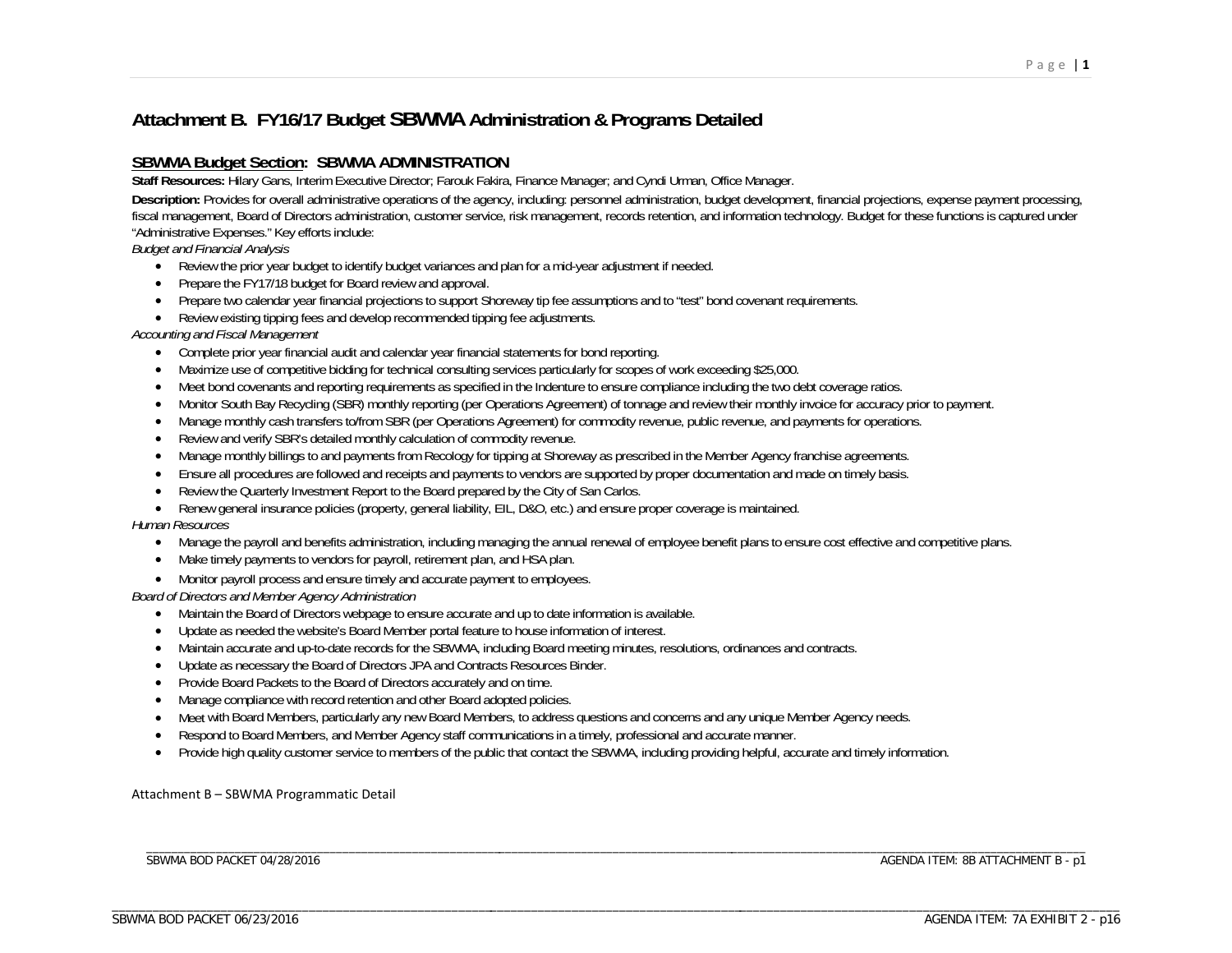# Attachment B. FY16/17 Budget SBWMA Administration & Programs Detailed

## SBWMA Budget Section: SBWMA ADMINISTRATION

**Staff Resources:** Hilary Gans, Interim Executive Director; Farouk Fakira, Finance Manager; and Cyndi Urman, Office Manager.

**Description:** Provides for overall administrative operations of the agency, including: personnel administration, budget development, financial projections, expense payment processing, fiscal management, Board of Directors administration, customer service, risk management, records retention, and information technology. Budget for these functions is captured under "Administrative Expenses." Key efforts include:

*Budget and Financial Analysis*

- Review the prior year budget to identify budget variances and plan for a mid-year adjustment if needed.
- Prepare the FY17/18 budget for Board review and approval.
- Prepare two calendar year financial projections to support Shoreway tip fee assumptions and to "test" bond covenant requirements.
- Review existing tipping fees and develop recommended tipping fee adjustments.

*Accounting and Fiscal Management*

- Complete prior year financial audit and calendar year financial statements for bond reporting.
- Maximize use of competitive bidding for technical consulting services particularly for scopes of work exceeding $25,000.
- Meet bond covenants and reporting requirements as specified in the Indenture to ensure compliance including the two debt coverage ratios.
- Monitor South Bay Recycling (SBR) monthly reporting (per Operations Agreement) of tonnage and review their monthly invoice for accuracy prior to payment.
- Manage monthly cash transfers to/from SBR (per Operations Agreement) for commodity revenue, public revenue, and payments for operations.
- Review and verify SBR's detailed monthly calculation of commodity revenue.
- Manage monthly billings to and payments from Recology for tipping at Shoreway as prescribed in the Member Agency franchise agreements.
- Ensure all procedures are followed and receipts and payments to vendors are supported by proper documentation and made on timely basis.
- Review the Quarterly Investment Report to the Board prepared by the City of San Carlos.
- Renew general insurance policies (property, general liability, EIL, D&O, etc.) and ensure proper coverage is maintained.

*Human Resources*

- Manage the payroll and benefits administration, including managing the annual renewal of employee benefit plans to ensure cost effective and competitive plans.
- Make timely payments to vendors for payroll, retirement plan, and HSA plan.
- Monitor payroll process and ensure timely and accurate payment to employees.

*Board of Directors and Member Agency Administration*

- Maintain the Board of Directors webpage to ensure accurate and up to date information is available.
- Update as needed the website's Board Member portal feature to house information of interest.
- Maintain accurate and up-to-date records for the SBWMA, including Board meeting minutes, resolutions, ordinances and contracts.
- Update as necessary the Board of Directors JPA and Contracts Resources Binder.
- Provide Board Packets to the Board of Directors accurately and on time.
- Manage compliance with record retention and other Board adopted policies.
- Meet with Board Members, particularly any new Board Members, to address questions and concerns and any unique Member Agency needs.
- Respond to Board Members, and Member Agency staff communications in a timely, professional and accurate manner.
- Provide high quality customer service to members of the public that contact the SBWMA, including providing helpful, accurate and timely information.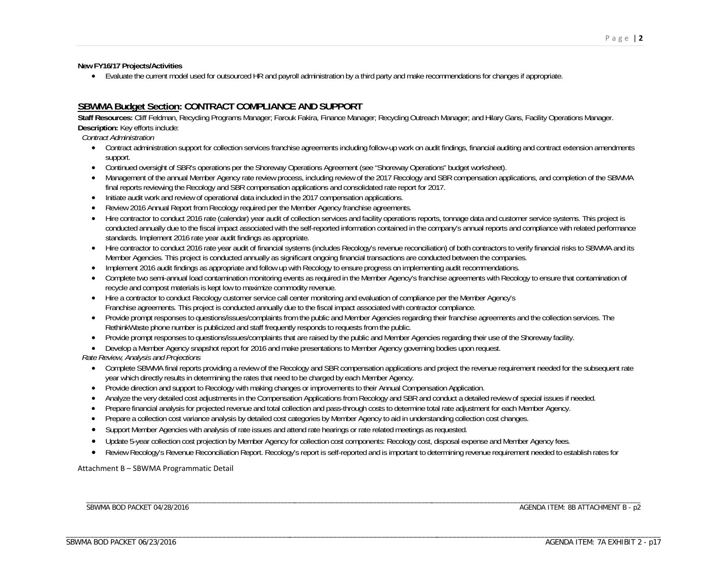**New FY16/17 Projects/Activities**

- Evaluate the current model used for outsourced HR and payroll administration by a third party and make recommendations for changes if appropriate.

## SBWMA Budget Section: CONTRACT COMPLIANCE AND SUPPORT

**Staff Resources:** Cliff Feldman, Recycling Programs Manager; Farouk Fakira, Finance Manager; Recycling Outreach Manager; and Hilary Gans, Facility Operations Manager.

**Description:** Key efforts include:

*Contract Administration*

- Contract administration support for collection services franchise agreements including follow-up work on audit findings, financial auditing and contract extension amendments support.
- Continued oversight of SBR's operations per the Shoreway Operations Agreement (see "Shoreway Operations" budget worksheet).
- Management of the annual Member Agency rate review process, including review of the 2017 Recology and SBR compensation applications, and completion of the SBWMA final reports reviewing the Recology and SBR compensation applications and consolidated rate report for 2017.
- Initiate audit work and review of operational data included in the 2017 compensation applications.
- Review 2016 Annual Report from Recology required per the Member Agency franchise agreements.
- Hire contractor to conduct 2016 rate (calendar) year audit of collection services and facility operations reports, tonnage data and customer service systems. This project is conducted annually due to the fiscal impact associated with the self-reported information contained in the company's annual reports and compliance with related performance standards. Implement 2016 rate year audit findings as appropriate.
- Hire contractor to conduct 2016 rate year audit of financial systems (includes Recology's revenue reconciliation) of both contractors to verify financial risks to SBWMA and its Member Agencies. This project is conducted annually as significant ongoing financial transactions are conducted between the companies.
- Implement 2016 audit findings as appropriate and follow up with Recology to ensure progress on implementing audit recommendations.
- Complete two semi-annual load contamination monitoring events as required in the Member Agency's franchise agreements with Recology to ensure that contamination of recycle and compost materials is kept low to maximize commodity revenue.
- Hire a contractor to conduct Recology customer service call center monitoring and evaluation of compliance per the Member Agency's Franchise agreements. This project is conducted annually due to the fiscal impact associated with contractor compliance.
- Provide prompt responses to questions/issues/complaints from the public and Member Agencies regarding their franchise agreements and the collection services. The RethinkWaste phone number is publicized and staff frequently responds to requests from the public.
- Provide prompt responses to questions/issues/complaints that are raised by the public and Member Agencies regarding their use of the Shoreway facility.
- Develop a Member Agency snapshot report for 2016 and make presentations to Member Agency governing bodies upon request.

*Rate Review, Analysis and Projections*

- Complete SBWMA final reports providing a review of the Recology and SBR compensation applications and project the revenue requirement needed for the subsequent rate year which directly results in determining the rates that need to be charged by each Member Agency.
- Provide direction and support to Recology with making changes or improvements to their Annual Compensation Application.
- Analyze the very detailed cost adjustments in the Compensation Applications from Recology and SBR and conduct a detailed review of special issues if needed.
- Prepare financial analysis for projected revenue and total collection and pass-through costs to determine total rate adjustment for each Member Agency.
- Prepare a collection cost variance analysis by detailed cost categories by Member Agency to aid in understanding collection cost changes.
- Support Member Agencies with analysis of rate issues and attend rate hearings or rate related meetings as requested.
- Update 5-year collection cost projection by Member Agency for collection cost components: Recology cost, disposal expense and Member Agency fees.
- Review Recology's Revenue Reconciliation Report. Recology's report is self-reported and is important to determining revenue requirement needed to establish rates for

Attachment B – SBWMA Programmatic Detail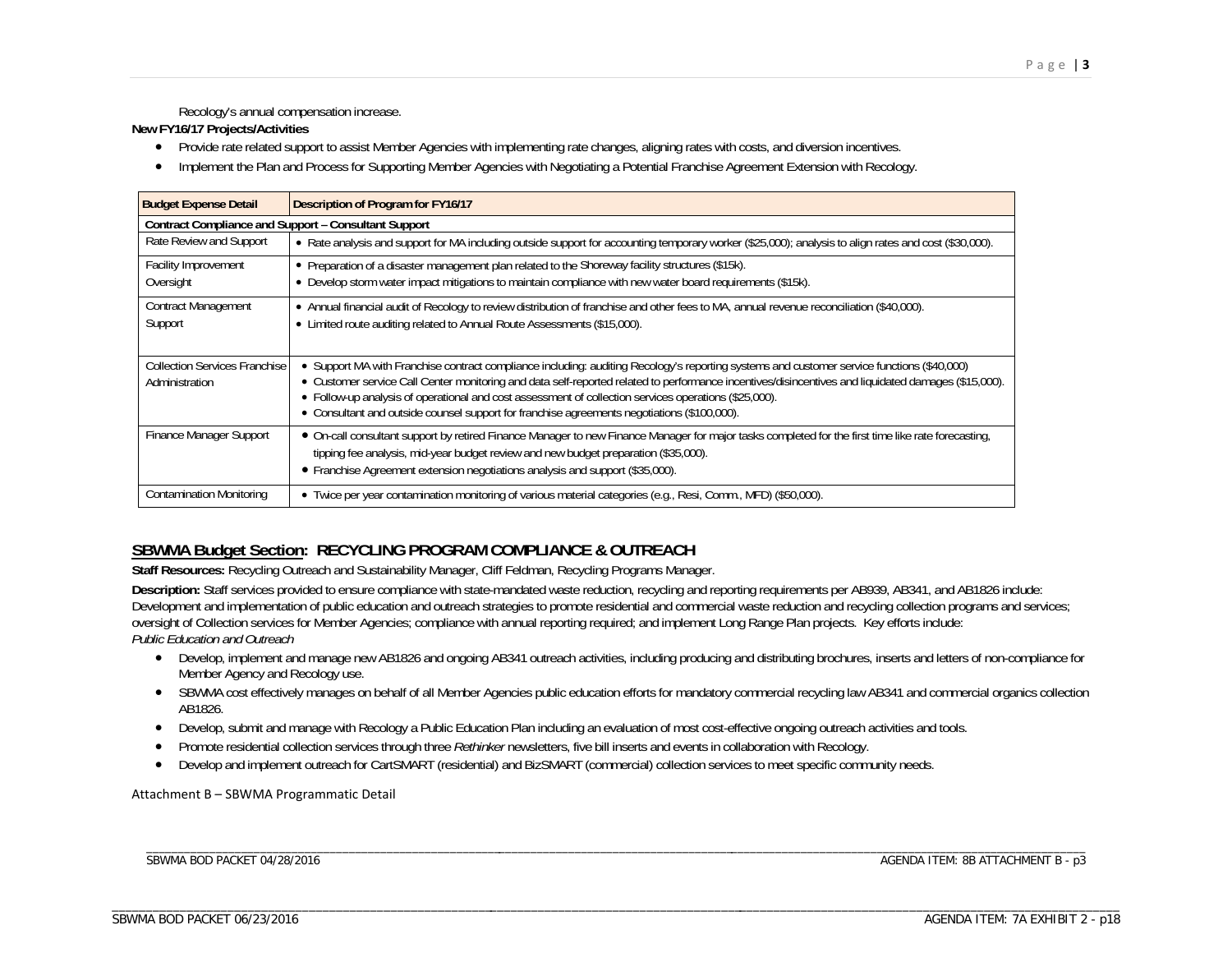Recology's annual compensation increase.

**New FY16/17 Projects/Activities**

- Provide rate related support to assist Member Agencies with implementing rate changes, aligning rates with costs, and diversion incentives.
- Implement the Plan and Process for Supporting Member Agencies with Negotiating a Potential Franchise Agreement Extension with Recology.

| Budget Expense Detail | Description of Program for FY16/17 |
|---|---|
| **Contract Compliance and Support – Consultant Support** | |
| Rate Review and Support | • Rate analysis and support for MA including outside support for accounting temporary worker ($25,000); analysis to align rates and cost ($30,000). |
| Facility Improvement Oversight | • Preparation of a disaster management plan related to the Shoreway facility structures ($15k).<br>• Develop storm water impact mitigations to maintain compliance with new water board requirements ($15k). |
| Contract Management Support | • Annual financial audit of Recology to review distribution of franchise and other fees to MA, annual revenue reconciliation ($40,000).<br>• Limited route auditing related to Annual Route Assessments ($15,000). |
| Collection Services Franchise Administration | • Support MA with Franchise contract compliance including: auditing Recology's reporting systems and customer service functions ($40,000)<br>• Customer service Call Center monitoring and data self-reported related to performance incentives/disincentives and liquidated damages ($15,000).<br>• Follow-up analysis of operational and cost assessment of collection services operations ($25,000).<br>• Consultant and outside counsel support for franchise agreements negotiations ($100,000). |
| Finance Manager Support | • On-call consultant support by retired Finance Manager to new Finance Manager for major tasks completed for the first time like rate forecasting, tipping fee analysis, mid-year budget review and new budget preparation ($35,000).<br>• Franchise Agreement extension negotiations analysis and support ($35,000). |
| Contamination Monitoring | • Twice per year contamination monitoring of various material categories (e.g., Resi, Comm., MFD) ($50,000). |

## SBWMA Budget Section: RECYCLING PROGRAM COMPLIANCE & OUTREACH

**Staff Resources:** Recycling Outreach and Sustainability Manager, Cliff Feldman, Recycling Programs Manager.

**Description:** Staff services provided to ensure compliance with state-mandated waste reduction, recycling and reporting requirements per AB939, AB341, and AB1826 include: Development and implementation of public education and outreach strategies to promote residential and commercial waste reduction and recycling collection programs and services; oversight of Collection services for Member Agencies; compliance with annual reporting required; and implement Long Range Plan projects. Key efforts include:

*Public Education and Outreach*

- Develop, implement and manage new AB1826 and ongoing AB341 outreach activities, including producing and distributing brochures, inserts and letters of non-compliance for Member Agency and Recology use.
- SBWMA cost effectively manages on behalf of all Member Agencies public education efforts for mandatory commercial recycling law AB341 and commercial organics collection AB1826.
- Develop, submit and manage with Recology a Public Education Plan including an evaluation of most cost-effective ongoing outreach activities and tools.
- Promote residential collection services through three *Rethinker* newsletters, five bill inserts and events in collaboration with Recology.
- Develop and implement outreach for CartSMART (residential) and BizSMART (commercial) collection services to meet specific community needs.

Attachment B – SBWMA Programmatic Detail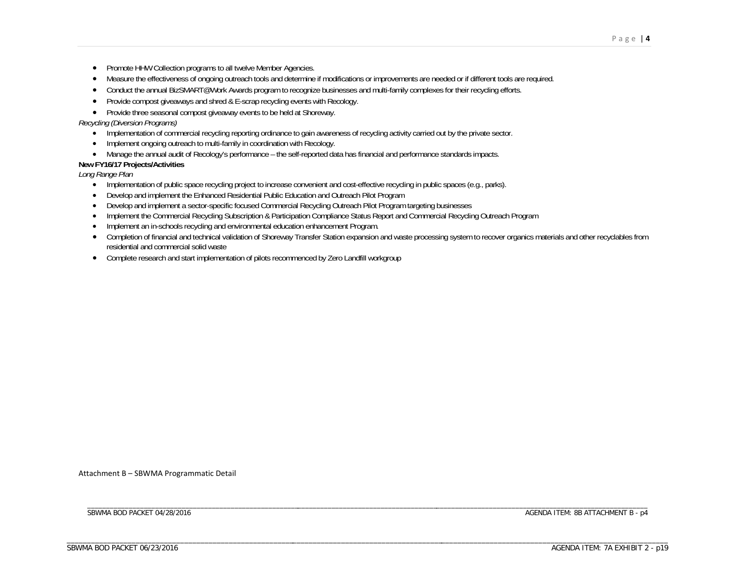- Promote HHW Collection programs to all twelve Member Agencies.
- Measure the effectiveness of ongoing outreach tools and determine if modifications or improvements are needed or if different tools are required.
- Conduct the annual BizSMART@Work Awards program to recognize businesses and multi-family complexes for their recycling efforts.
- Provide compost giveaways and shred & E-scrap recycling events with Recology.
- Provide three seasonal compost giveaway events to be held at Shoreway.

*Recycling (Diversion Programs)*

- Implementation of commercial recycling reporting ordinance to gain awareness of recycling activity carried out by the private sector.
- Implement ongoing outreach to multi-family in coordination with Recology.
- Manage the annual audit of Recology's performance – the self-reported data has financial and performance standards impacts.

**New FY16/17 Projects/Activities**

*Long Range Plan*

- Implementation of public space recycling project to increase convenient and cost-effective recycling in public spaces (e.g., parks).
- Develop and implement the Enhanced Residential Public Education and Outreach Pilot Program
- Develop and implement a sector-specific focused Commercial Recycling Outreach Pilot Program targeting businesses
- Implement the Commercial Recycling Subscription & Participation Compliance Status Report and Commercial Recycling Outreach Program
- Implement an in-schools recycling and environmental education enhancement Program.
- Completion of financial and technical validation of Shoreway Transfer Station expansion and waste processing system to recover organics materials and other recyclables from residential and commercial solid waste
- Complete research and start implementation of pilots recommenced by Zero Landfill workgroup

Attachment B – SBWMA Programmatic Detail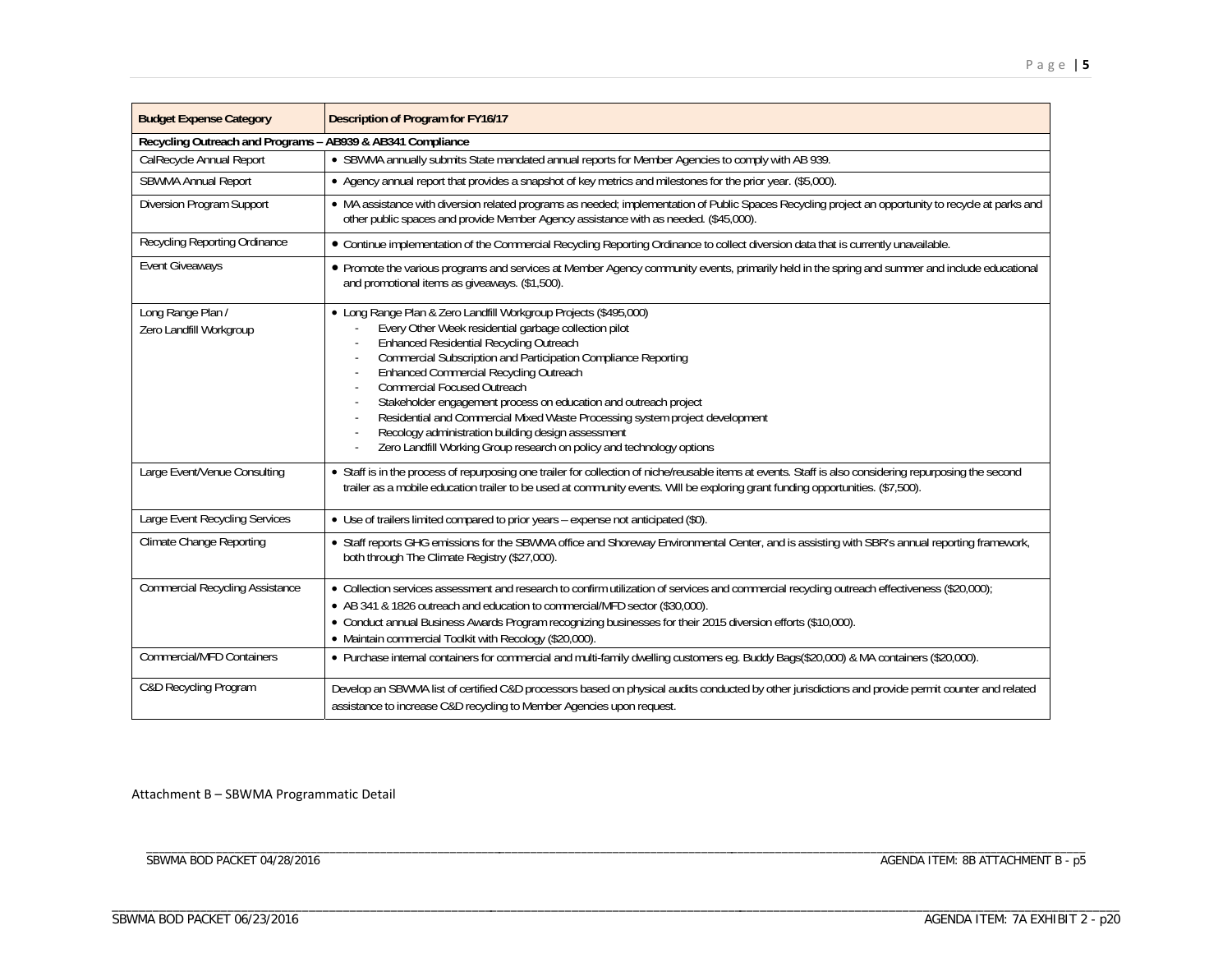| Budget Expense Category | Description of Program for FY16/17 |
|---|---|
| **Recycling Outreach and Programs – AB939 & AB341 Compliance** | |
| CalRecycle Annual Report | • SBWMA annually submits State mandated annual reports for Member Agencies to comply with AB 939. |
| SBWMA Annual Report | • Agency annual report that provides a snapshot of key metrics and milestones for the prior year. ($5,000). |
| Diversion Program Support | • MA assistance with diversion related programs as needed; implementation of Public Spaces Recycling project an opportunity to recycle at parks and other public spaces and provide Member Agency assistance with as needed. ($45,000). |
| Recycling Reporting Ordinance | • Continue implementation of the Commercial Recycling Reporting Ordinance to collect diversion data that is currently unavailable. |
| Event Giveaways | • Promote the various programs and services at Member Agency community events, primarily held in the spring and summer and include educational and promotional items as giveaways. ($1,500). |
| Long Range Plan / Zero Landfill Workgroup | • Long Range Plan & Zero Landfill Workgroup Projects ($495,000)<br>- Every Other Week residential garbage collection pilot<br>- Enhanced Residential Recycling Outreach<br>- Commercial Subscription and Participation Compliance Reporting<br>- Enhanced Commercial Recycling Outreach<br>- Commercial Focused Outreach<br>- Stakeholder engagement process on education and outreach project<br>- Residential and Commercial Mixed Waste Processing system project development<br>- Recology administration building design assessment<br>- Zero Landfill Working Group research on policy and technology options |
| Large Event/Venue Consulting | • Staff is in the process of repurposing one trailer for collection of niche/reusable items at events. Staff is also considering repurposing the second trailer as a mobile education trailer to be used at community events. Will be exploring grant funding opportunities. ($7,500). |
| Large Event Recycling Services | • Use of trailers limited compared to prior years – expense not anticipated ($0). |
| Climate Change Reporting | • Staff reports GHG emissions for the SBWMA office and Shoreway Environmental Center, and is assisting with SBR's annual reporting framework, both through The Climate Registry ($27,000). |
| Commercial Recycling Assistance | • Collection services assessment and research to confirm utilization of services and commercial recycling outreach effectiveness ($20,000);<br>• AB 341 & 1826 outreach and education to commercial/MFD sector ($30,000).<br>• Conduct annual Business Awards Program recognizing businesses for their 2015 diversion efforts ($10,000).<br>• Maintain commercial Toolkit with Recology ($20,000). |
| Commercial/MFD Containers | • Purchase internal containers for commercial and multi-family dwelling customers eg. Buddy Bags($20,000) & MA containers ($20,000). |
| C&D Recycling Program | Develop an SBWMA list of certified C&D processors based on physical audits conducted by other jurisdictions and provide permit counter and related assistance to increase C&D recycling to Member Agencies upon request. |

Attachment B – SBWMA Programmatic Detail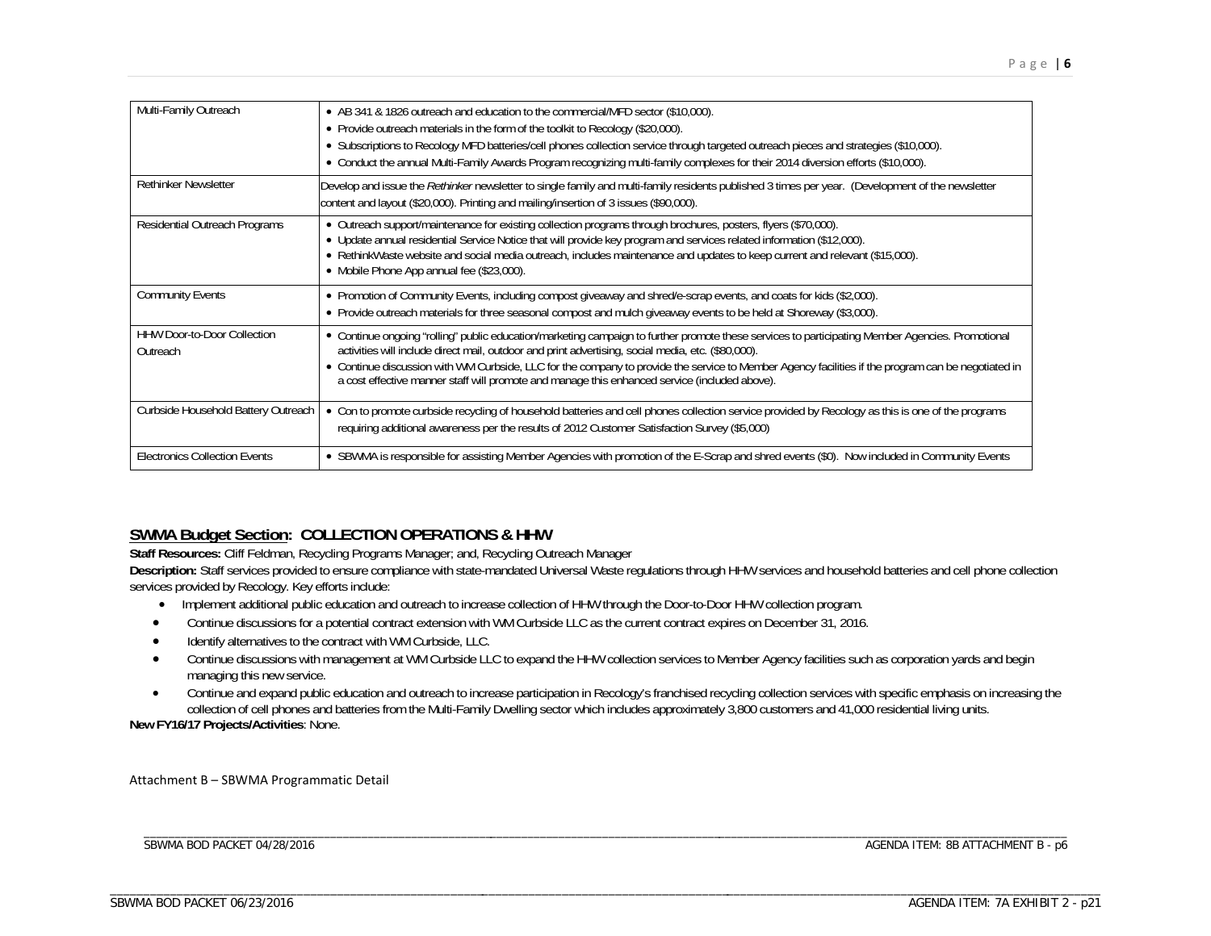| | |
|---|---|
| Multi-Family Outreach | • AB 341 & 1826 outreach and education to the commercial/MFD sector ($10,000).<br>• Provide outreach materials in the form of the toolkit to Recology ($20,000).<br>• Subscriptions to Recology MFD batteries/cell phones collection service through targeted outreach pieces and strategies ($10,000).<br>• Conduct the annual Multi-Family Awards Program recognizing multi-family complexes for their 2014 diversion efforts ($10,000). |
| Rethinker Newsletter | Develop and issue the *Rethinker* newsletter to single family and multi-family residents published 3 times per year. (Development of the newsletter content and layout ($20,000). Printing and mailing/insertion of 3 issues ($90,000). |
| Residential Outreach Programs | • Outreach support/maintenance for existing collection programs through brochures, posters, flyers ($70,000).<br>• Update annual residential Service Notice that will provide key program and services related information ($12,000).<br>• RethinkWaste website and social media outreach, includes maintenance and updates to keep current and relevant ($15,000).<br>• Mobile Phone App annual fee ($23,000). |
| Community Events | • Promotion of Community Events, including compost giveaway and shred/e-scrap events, and coats for kids ($2,000).<br>• Provide outreach materials for three seasonal compost and mulch giveaway events to be held at Shoreway ($3,000). |
| HHW Door-to-Door Collection Outreach | • Continue ongoing "rolling" public education/marketing campaign to further promote these services to participating Member Agencies. Promotional activities will include direct mail, outdoor and print advertising, social media, etc. ($80,000).<br>• Continue discussion with WM Curbside, LLC for the company to provide the service to Member Agency facilities if the program can be negotiated in a cost effective manner staff will promote and manage this enhanced service (included above). |
| Curbside Household Battery Outreach | • Con to promote curbside recycling of household batteries and cell phones collection service provided by Recology as this is one of the programs requiring additional awareness per the results of 2012 Customer Satisfaction Survey ($5,000) |
| Electronics Collection Events | • SBWMA is responsible for assisting Member Agencies with promotion of the E-Scrap and shred events ($0). Now included in Community Events |

## SWMA Budget Section: COLLECTION OPERATIONS & HHW

**Staff Resources:** Cliff Feldman, Recycling Programs Manager; and, Recycling Outreach Manager

**Description:** Staff services provided to ensure compliance with state-mandated Universal Waste regulations through HHW services and household batteries and cell phone collection services provided by Recology. Key efforts include:

- Implement additional public education and outreach to increase collection of HHW through the Door-to-Door HHW collection program.
- Continue discussions for a potential contract extension with WM Curbside LLC as the current contract expires on December 31, 2016.
- Identify alternatives to the contract with WM Curbside, LLC.
- Continue discussions with management at WM Curbside LLC to expand the HHW collection services to Member Agency facilities such as corporation yards and begin managing this new service.
- Continue and expand public education and outreach to increase participation in Recology's franchised recycling collection services with specific emphasis on increasing the collection of cell phones and batteries from the Multi-Family Dwelling sector which includes approximately 3,800 customers and 41,000 residential living units.

**New FY16/17 Projects/Activities**: None.

Attachment B – SBWMA Programmatic Detail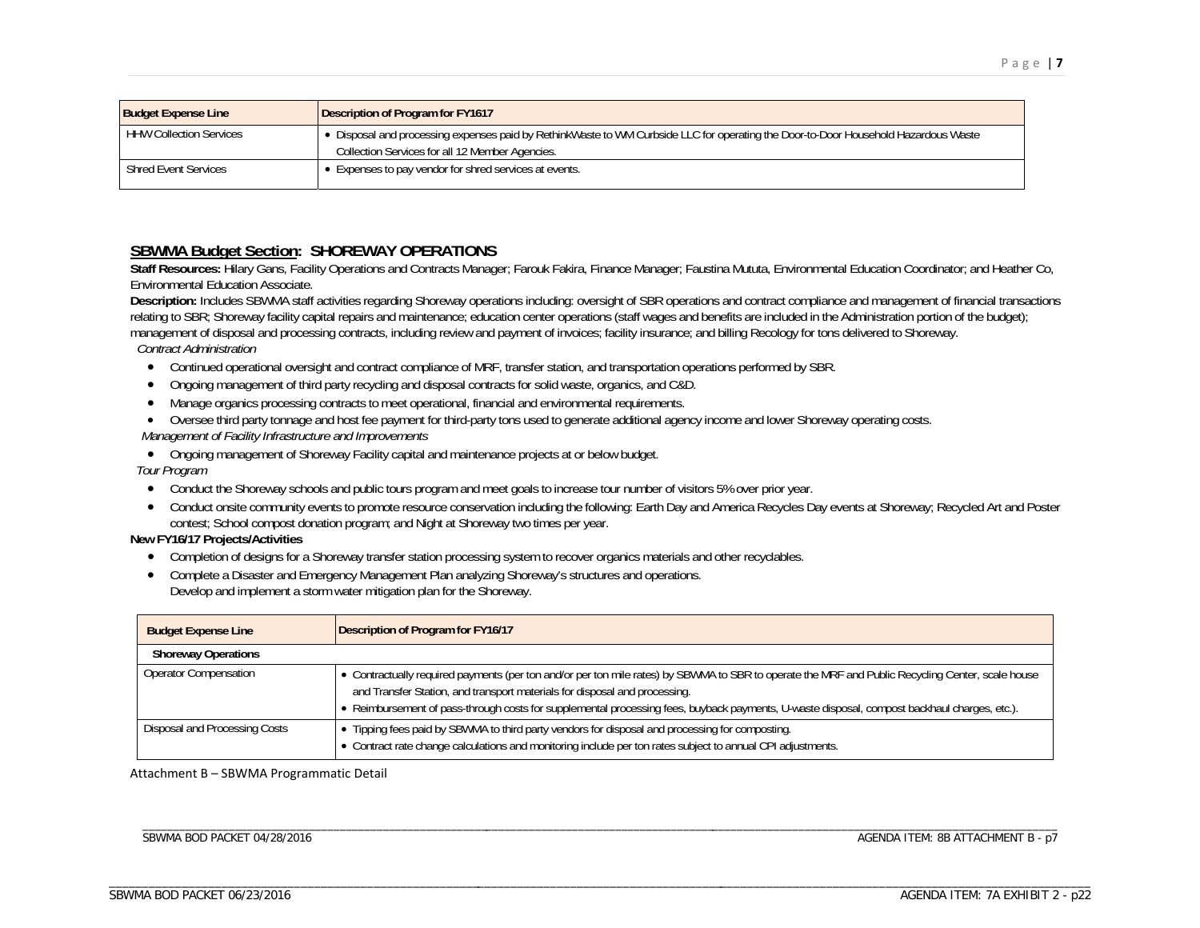| Budget Expense Line | Description of Program for FY1617 |
|---|---|
| HHW Collection Services | • Disposal and processing expenses paid by RethinkWaste to WM Curbside LLC for operating the Door-to-Door Household Hazardous Waste Collection Services for all 12 Member Agencies. |
| Shred Event Services | • Expenses to pay vendor for shred services at events. |

## SBWMA Budget Section: SHOREWAY OPERATIONS

**Staff Resources:** Hilary Gans, Facility Operations and Contracts Manager; Farouk Fakira, Finance Manager; Faustina Mututa, Environmental Education Coordinator; and Heather Co, Environmental Education Associate.

**Description:** Includes SBWMA staff activities regarding Shoreway operations including: oversight of SBR operations and contract compliance and management of financial transactions relating to SBR; Shoreway facility capital repairs and maintenance; education center operations (staff wages and benefits are included in the Administration portion of the budget); management of disposal and processing contracts, including review and payment of invoices; facility insurance; and billing Recology for tons delivered to Shoreway.

*Contract Administration*

- Continued operational oversight and contract compliance of MRF, transfer station, and transportation operations performed by SBR.
- Ongoing management of third party recycling and disposal contracts for solid waste, organics, and C&D.
- Manage organics processing contracts to meet operational, financial and environmental requirements.
- Oversee third party tonnage and host fee payment for third-party tons used to generate additional agency income and lower Shoreway operating costs.

*Management of Facility Infrastructure and Improvements*

- Ongoing management of Shoreway Facility capital and maintenance projects at or below budget.

*Tour Program*

- Conduct the Shoreway schools and public tours program and meet goals to increase tour number of visitors 5% over prior year.
- Conduct onsite community events to promote resource conservation including the following: Earth Day and America Recycles Day events at Shoreway; Recycled Art and Poster contest; School compost donation program; and Night at Shoreway two times per year.

**New FY16/17 Projects/Activities**

- Completion of designs for a Shoreway transfer station processing system to recover organics materials and other recyclables.
- Complete a Disaster and Emergency Management Plan analyzing Shoreway's structures and operations. Develop and implement a storm water mitigation plan for the Shoreway.

| Budget Expense Line | Description of Program for FY16/17 |
|---|---|
| **Shoreway Operations** | |
| Operator Compensation | • Contractually required payments (per ton and/or per ton mile rates) by SBWMA to SBR to operate the MRF and Public Recycling Center, scale house and Transfer Station, and transport materials for disposal and processing.<br>• Reimbursement of pass-through costs for supplemental processing fees, buyback payments, U-waste disposal, compost backhaul charges, etc.). |
| Disposal and Processing Costs | • Tipping fees paid by SBWMA to third party vendors for disposal and processing for composting.<br>• Contract rate change calculations and monitoring include per ton rates subject to annual CPI adjustments. |

Attachment B – SBWMA Programmatic Detail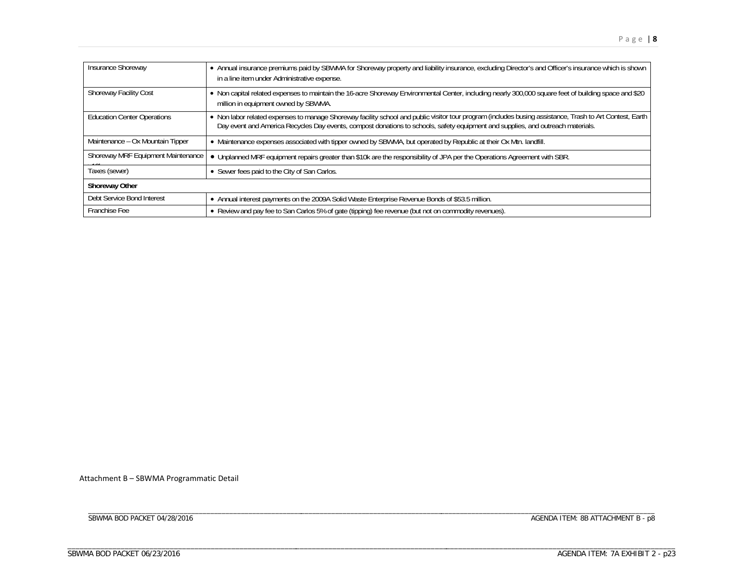| | |
|---|---|
| Insurance Shoreway | • Annual insurance premiums paid by SBWMA for Shoreway property and liability insurance, excluding Director's and Officer's insurance which is shown in a line item under Administrative expense. |
| Shoreway Facility Cost | • Non capital related expenses to maintain the 16-acre Shoreway Environmental Center, including nearly 300,000 square feet of building space and $20 million in equipment owned by SBWMA. |
| Education Center Operations | • Non labor related expenses to manage Shoreway facility school and public visitor tour program (includes busing assistance, Trash to Art Contest, Earth Day event and America Recycles Day events, compost donations to schools, safety equipment and supplies, and outreach materials. |
| Maintenance – Ox Mountain Tipper | • Maintenance expenses associated with tipper owned by SBWMA, but operated by Republic at their Ox Mtn. landfill. |
| Shoreway MRF Equipment Maintenance > 10k | • Unplanned MRF equipment repairs greater than $10k are the responsibility of JPA per the Operations Agreement with SBR. |
| Taxes (sewer) | • Sewer fees paid to the City of San Carlos. |
| **Shoreway Other** | |
| Debt Service Bond Interest | • Annual interest payments on the 2009A Solid Waste Enterprise Revenue Bonds of $53.5 million. |
| Franchise Fee | • Review and pay fee to San Carlos 5% of gate (tipping) fee revenue (but not on commodity revenues). |

Attachment B – SBWMA Programmatic Detail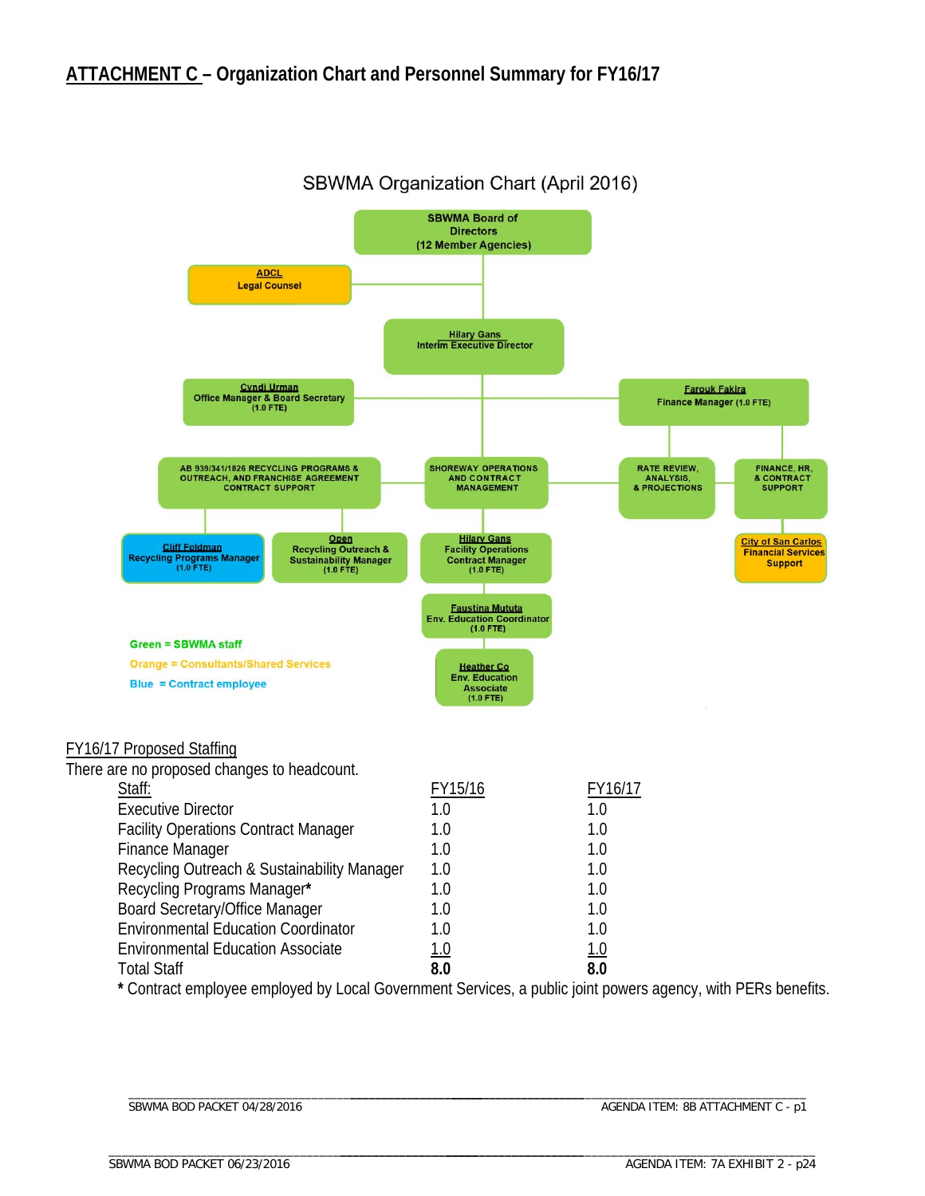## ATTACHMENT C – Organization Chart and Personnel Summary for FY16/17

SBWMA Organization Chart (April 2016)

- **SBWMA Board of Directors (12 Member Agencies)**
  - **ADCL** – Legal Counsel
  - **Hilary Gans** – Interim Executive Director
    - **Cyndi Urman** – Office Manager & Board Secretary (1.0 FTE)
    - **Farouk Fakira** – Finance Manager (1.0 FTE)
      - RATE REVIEW, ANALYSIS, & PROJECTIONS
      - FINANCE, HR, & CONTRACT SUPPORT
        - **City of San Carlos** – Financial Services Support
    - AB 939/341/1826 RECYCLING PROGRAMS & OUTREACH, AND FRANCHISE AGREEMENT CONTRACT SUPPORT
      - **Cliff Feldman** – Recycling Programs Manager (1.0 FTE)
      - **Open** – Recycling Outreach & Sustainability Manager (1.0 FTE)
    - SHOREWAY OPERATIONS AND CONTRACT MANAGEMENT
      - **Hilary Gans** – Facility Operations Contract Manager (1.0 FTE)
        - **Faustina Mututa** – Env. Education Coordinator (1.0 FTE)
          - **Heather Co** – Env. Education Associate (1.0 FTE)

Green = SBWMA staff
Orange = Consultants/Shared Services
Blue = Contract employee

FY16/17 Proposed Staffing

There are no proposed changes to headcount.

| Staff: | FY15/16 | FY16/17 |
|---|---|---|
| Executive Director | 1.0 | 1.0 |
| Facility Operations Contract Manager | 1.0 | 1.0 |
| Finance Manager | 1.0 | 1.0 |
| Recycling Outreach & Sustainability Manager | 1.0 | 1.0 |
| Recycling Programs Manager* | 1.0 | 1.0 |
| Board Secretary/Office Manager | 1.0 | 1.0 |
| Environmental Education Coordinator | 1.0 | 1.0 |
| Environmental Education Associate | 1.0 | 1.0 |
| Total Staff | **8.0** | **8.0** |

**\*** Contract employee employed by Local Government Services, a public joint powers agency, with PERs benefits.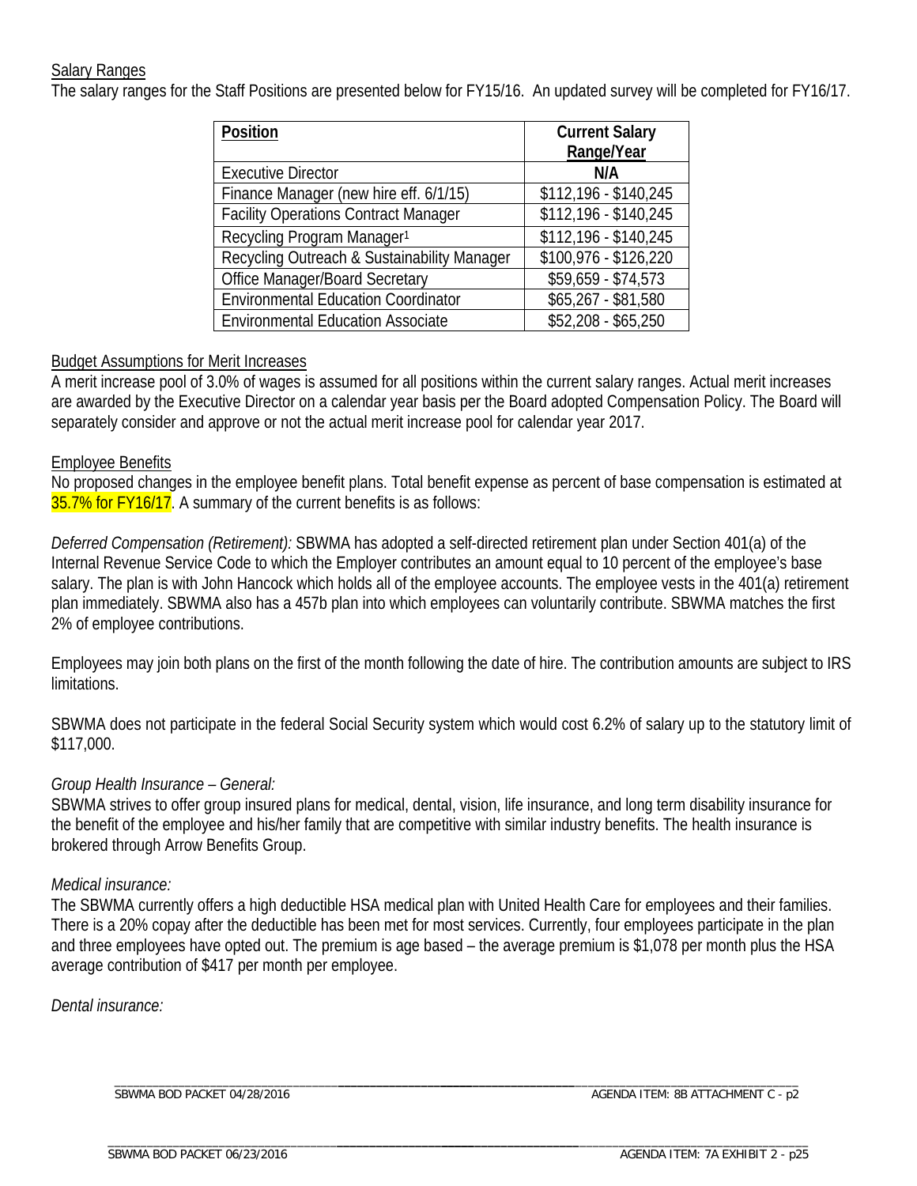Salary Ranges

The salary ranges for the Staff Positions are presented below for FY15/16. An updated survey will be completed for FY16/17.

| **Position** | **Current Salary Range/Year** |
|---|---|
| Executive Director | **N/A** |
| Finance Manager (new hire eff. 6/1/15) | $112,196 - $140,245 |
| Facility Operations Contract Manager | $112,196 - $140,245 |
| Recycling Program Manager[1] | $112,196 - $140,245 |
| Recycling Outreach & Sustainability Manager | $100,976 - $126,220 |
| Office Manager/Board Secretary | $59,659 - $74,573 |
| Environmental Education Coordinator | $65,267 - $81,580 |
| Environmental Education Associate | $52,208 - $65,250 |

Budget Assumptions for Merit Increases

A merit increase pool of 3.0% of wages is assumed for all positions within the current salary ranges. Actual merit increases are awarded by the Executive Director on a calendar year basis per the Board adopted Compensation Policy. The Board will separately consider and approve or not the actual merit increase pool for calendar year 2017.

Employee Benefits

No proposed changes in the employee benefit plans. Total benefit expense as percent of base compensation is estimated at 35.7% for FY16/17. A summary of the current benefits is as follows:

*Deferred Compensation (Retirement):* SBWMA has adopted a self-directed retirement plan under Section 401(a) of the Internal Revenue Service Code to which the Employer contributes an amount equal to 10 percent of the employee's base salary. The plan is with John Hancock which holds all of the employee accounts. The employee vests in the 401(a) retirement plan immediately. SBWMA also has a 457b plan into which employees can voluntarily contribute. SBWMA matches the first 2% of employee contributions.

Employees may join both plans on the first of the month following the date of hire. The contribution amounts are subject to IRS limitations.

SBWMA does not participate in the federal Social Security system which would cost 6.2% of salary up to the statutory limit of $117,000.

*Group Health Insurance – General:*

SBWMA strives to offer group insured plans for medical, dental, vision, life insurance, and long term disability insurance for the benefit of the employee and his/her family that are competitive with similar industry benefits. The health insurance is brokered through Arrow Benefits Group.

*Medical insurance:*

The SBWMA currently offers a high deductible HSA medical plan with United Health Care for employees and their families. There is a 20% copay after the deductible has been met for most services. Currently, four employees participate in the plan and three employees have opted out. The premium is age based – the average premium is $1,078 per month plus the HSA average contribution of $417 per month per employee.

*Dental insurance:*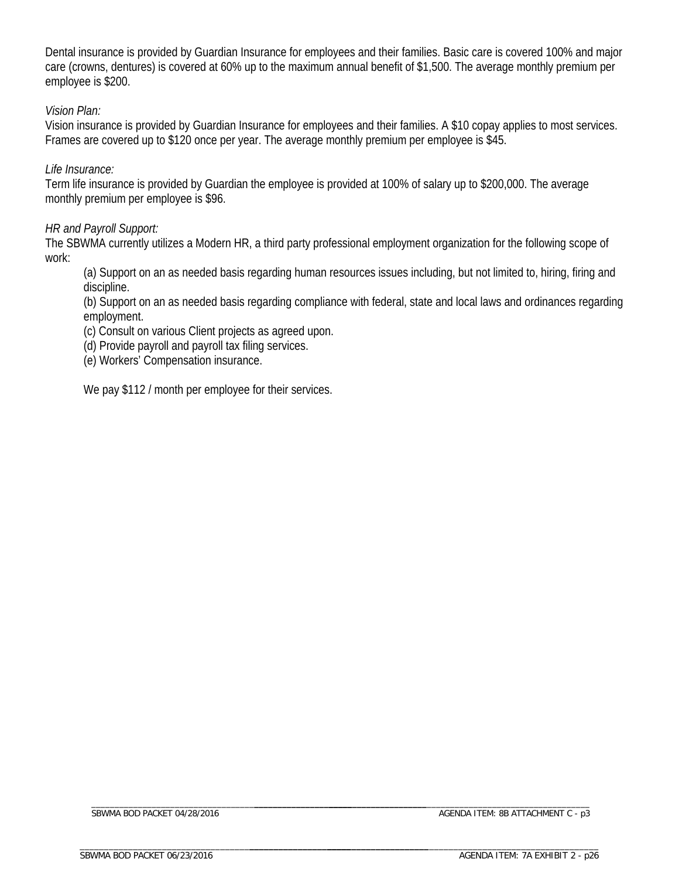Dental insurance is provided by Guardian Insurance for employees and their families. Basic care is covered 100% and major care (crowns, dentures) is covered at 60% up to the maximum annual benefit of $1,500. The average monthly premium per employee is $200.

*Vision Plan:*
Vision insurance is provided by Guardian Insurance for employees and their families. A $10 copay applies to most services. Frames are covered up to $120 once per year. The average monthly premium per employee is $45.

*Life Insurance:*
Term life insurance is provided by Guardian the employee is provided at 100% of salary up to $200,000. The average monthly premium per employee is $96.

*HR and Payroll Support:*
The SBWMA currently utilizes a Modern HR, a third party professional employment organization for the following scope of work:

(a) Support on an as needed basis regarding human resources issues including, but not limited to, hiring, firing and discipline.
(b) Support on an as needed basis regarding compliance with federal, state and local laws and ordinances regarding employment.
(c) Consult on various Client projects as agreed upon.
(d) Provide payroll and payroll tax filing services.
(e) Workers' Compensation insurance.

We pay $112 / month per employee for their services.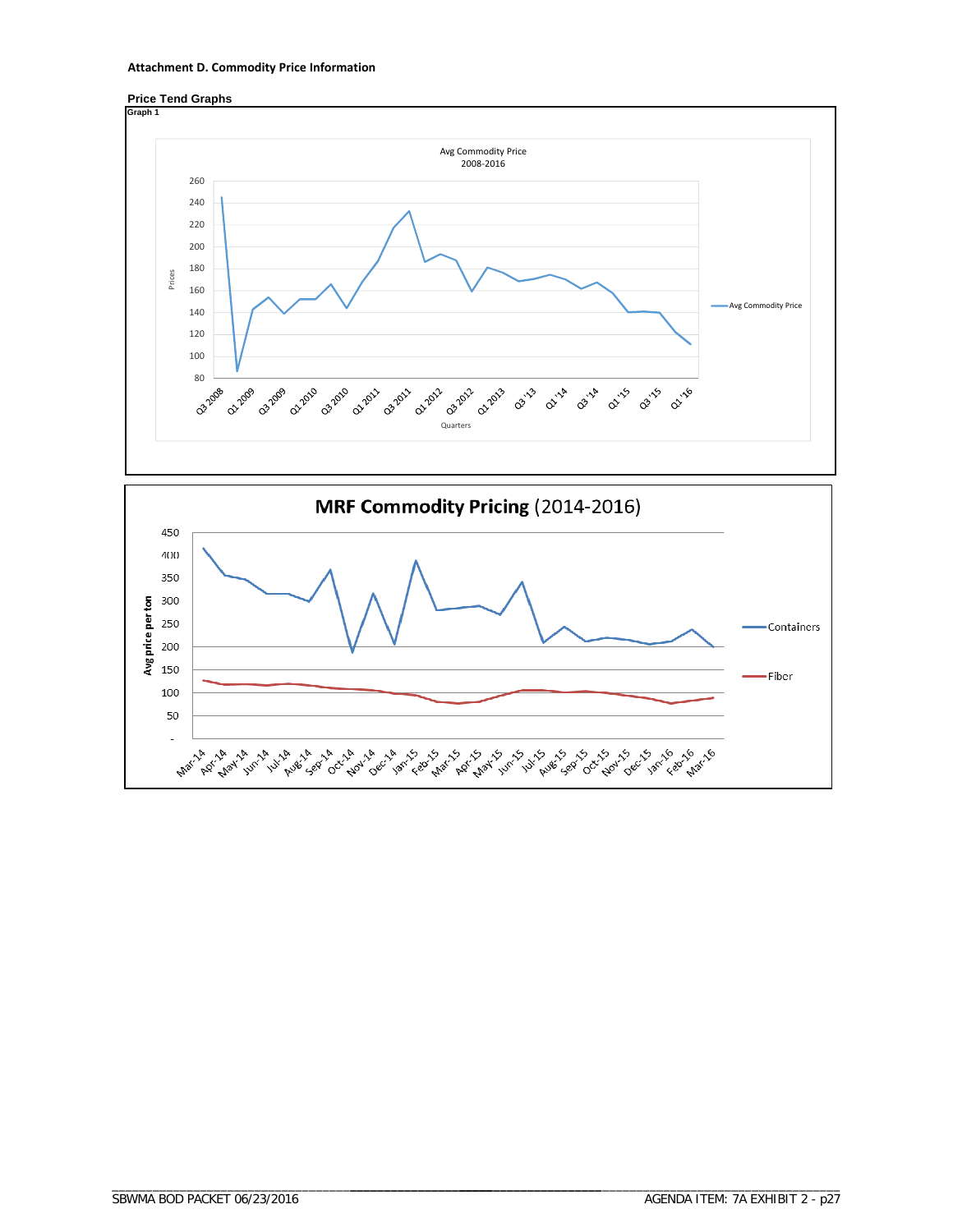**Attachment D. Commodity Price Information**

**Price Tend Graphs**

**Graph 1**

Avg Commodity Price
2008-2016

Prices

260
240
220
200
180
160
140
120
100
80

Q3 2008, Q1 2009, Q3 2009, Q1 2010, Q3 2010, Q1 2011, Q3 2011, Q1 2012, Q3 2012, Q1 2013, Q3 '13, Q1 '14, Q3 '14, Q1 '15, Q3 '15, Q1 '16

Quarters

Avg Commodity Price

**MRF Commodity Pricing** (2014-2016)

Avg price per ton

450
400
350
300
250
200
150
100
50
-

Mar-14, Apr-14, May-14, Jun-14, Jul-14, Aug-14, Sep-14, Oct-14, Nov-14, Dec-14, Jan-15, Feb-15, Mar-15, Apr-15, May-15, Jun-15, Jul-15, Aug-15, Sep-15, Oct-15, Nov-15, Dec-15, Jan-16, Feb-16, Mar-16

Containers

Fiber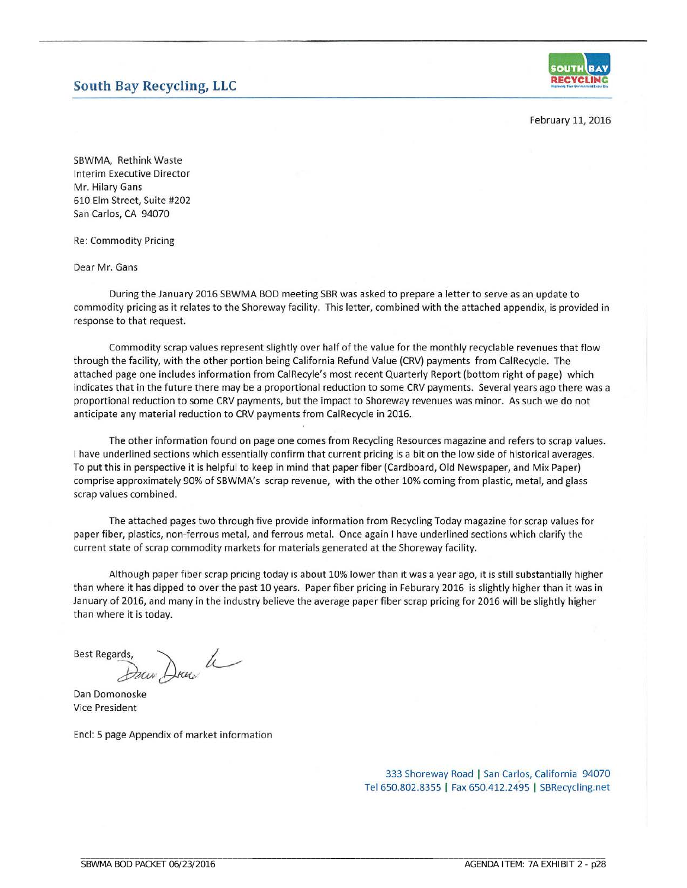# South Bay Recycling, LLC

February 11, 2016

SBWMA, Rethink Waste
Interim Executive Director
Mr. Hilary Gans
610 Elm Street, Suite #202
San Carlos, CA 94070

Re: Commodity Pricing

Dear Mr. Gans

During the January 2016 SBWMA BOD meeting SBR was asked to prepare a letter to serve as an update to commodity pricing as it relates to the Shoreway facility. This letter, combined with the attached appendix, is provided in response to that request.

Commodity scrap values represent slightly over half of the value for the monthly recyclable revenues that flow through the facility, with the other portion being California Refund Value (CRV) payments from CalRecycle. The attached page one includes information from CalRecyle's most recent Quarterly Report (bottom right of page) which indicates that in the future there may be a proportional reduction to some CRV payments. Several years ago there was a proportional reduction to some CRV payments, but the impact to Shoreway revenues was minor. As such we do not anticipate any material reduction to CRV payments from CalRecycle in 2016.

The other information found on page one comes from Recycling Resources magazine and refers to scrap values. I have underlined sections which essentially confirm that current pricing is a bit on the low side of historical averages. To put this in perspective it is helpful to keep in mind that paper fiber (Cardboard, Old Newspaper, and Mix Paper) comprise approximately 90% of SBWMA's scrap revenue, with the other 10% coming from plastic, metal, and glass scrap values combined.

The attached pages two through five provide information from Recycling Today magazine for scrap values for paper fiber, plastics, non-ferrous metal, and ferrous metal. Once again I have underlined sections which clarify the current state of scrap commodity markets for materials generated at the Shoreway facility.

Although paper fiber scrap pricing today is about 10% lower than it was a year ago, it is still substantially higher than where it has dipped to over the past 10 years. Paper fiber pricing in Feburary 2016 is slightly higher than it was in January of 2016, and many in the industry believe the average paper fiber scrap pricing for 2016 will be slightly higher than where it is today.

Best Regards,

Dan Domonoske
Vice President

Encl: 5 page Appendix of market information

333 Shoreway Road | San Carlos, California 94070
Tel 650.802.8355 | Fax 650.412.2495 | SBRecycling.net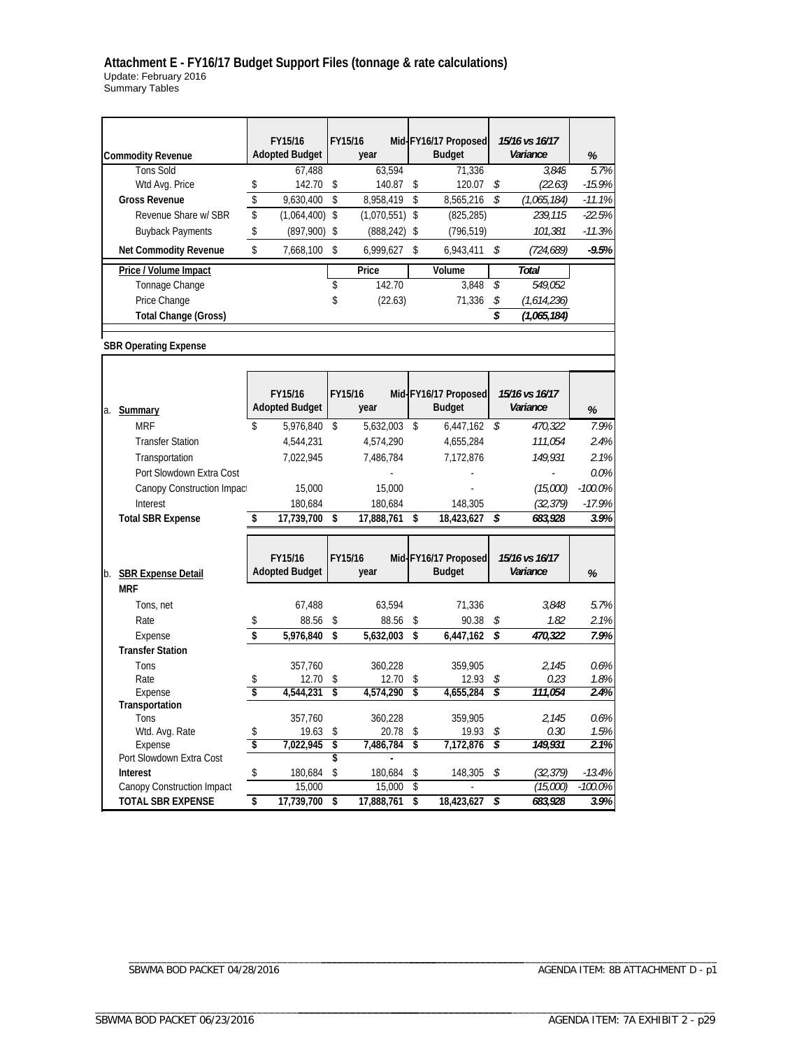**Attachment E - FY16/17 Budget Support Files (tonnage & rate calculations)**

Update: February 2016

Summary Tables

| Commodity Revenue | FY15/16 Adopted Budget | FY15/16 Mid-year | FY16/17 Proposed Budget | 15/16 vs 16/17 Variance | % |
|---|---|---|---|---|---|
| Tons Sold | 67,488 | 63,594 | 71,336 | *3,848* | *5.7%* |
| Wtd Avg. Price | $ 142.70 | $ 140.87 | $ 120.07 | *$ (22.63)* | *-15.9%* |
| **Gross Revenue** | $ 9,630,400 | $ 8,958,419 | $ 8,565,216 | *$ (1,065,184)* | *-11.1%* |
| Revenue Share w/ SBR | $ (1,064,400) | $ (1,070,551) | $ (825,285) | *239,115* | *-22.5%* |
| Buyback Payments | $ (897,900) | $ (888,242) | $ (796,519) | *101,381* | *-11.3%* |
| **Net Commodity Revenue** | $ 7,668,100 | $ 6,999,627 | $ 6,943,411 | *$ (724,689)* | ***-9.5%*** |

| Price / Volume Impact | Price | Volume | Total |
|---|---|---|---|
| Tonnage Change | $ 142.70 | 3,848 | *$ 549,052* |
| Price Change | $ (22.63) | 71,336 | *$ (1,614,236)* |
| **Total Change (Gross)** | | | ***$ (1,065,184)*** |

**SBR Operating Expense**

| a. Summary | FY15/16 Adopted Budget | FY15/16 Mid-year | FY16/17 Proposed Budget | 15/16 vs 16/17 Variance | % |
|---|---|---|---|---|---|
| MRF | $ 5,976,840 | $ 5,632,003 | $ 6,447,162 | *$ 470,322* | *7.9%* |
| Transfer Station | 4,544,231 | 4,574,290 | 4,655,284 | *111,054* | *2.4%* |
| Transportation | 7,022,945 | 7,486,784 | 7,172,876 | *149,931* | *2.1%* |
| Port Slowdown Extra Cost | | - | - | *-* | *0.0%* |
| Canopy Construction Impact | 15,000 | 15,000 | - | *(15,000)* | *-100.0%* |
| Interest | 180,684 | 180,684 | 148,305 | *(32,379)* | *-17.9%* |
| **Total SBR Expense** | **$ 17,739,700** | **$ 17,888,761** | **$ 18,423,627** | ***$ 683,928*** | ***3.9%*** |

| b. SBR Expense Detail | FY15/16 Adopted Budget | FY15/16 Mid-year | FY16/17 Proposed Budget | 15/16 vs 16/17 Variance | % |
|---|---|---|---|---|---|
| **MRF** | | | | | |
| Tons, net | 67,488 | 63,594 | 71,336 | *3,848* | *5.7%* |
| Rate | $ 88.56 | $ 88.56 | $ 90.38 | *$ 1.82* | *2.1%* |
| Expense | **$ 5,976,840** | **$ 5,632,003** | **$ 6,447,162** | ***$ 470,322*** | ***7.9%*** |
| **Transfer Station** | | | | | |
| Tons | 357,760 | 360,228 | 359,905 | *2,145* | *0.6%* |
| Rate | $ 12.70 | $ 12.70 | $ 12.93 | *$ 0.23* | *1.8%* |
| Expense | **$ 4,544,231** | **$ 4,574,290** | **$ 4,655,284** | ***$ 111,054*** | ***2.4%*** |
| **Transportation** | | | | | |
| Tons | 357,760 | 360,228 | 359,905 | *2,145* | *0.6%* |
| Wtd. Avg. Rate | $ 19.63 | $ 20.78 | $ 19.93 | *$ 0.30* | *1.5%* |
| Expense | **$ 7,022,945** | **$ 7,486,784** | **$ 7,172,876** | ***$ 149,931*** | ***2.1%*** |
| Port Slowdown Extra Cost | | $ - | | | |
| **Interest** | $ 180,684 | $ 180,684 | $ 148,305 | *$ (32,379)* | *-13.4%* |
| Canopy Construction Impact | 15,000 | 15,000 | $ - | *(15,000)* | *-100.0%* |
| **TOTAL SBR EXPENSE** | **$ 17,739,700** | **$ 17,888,761** | **$ 18,423,627** | ***$ 683,928*** | ***3.9%*** |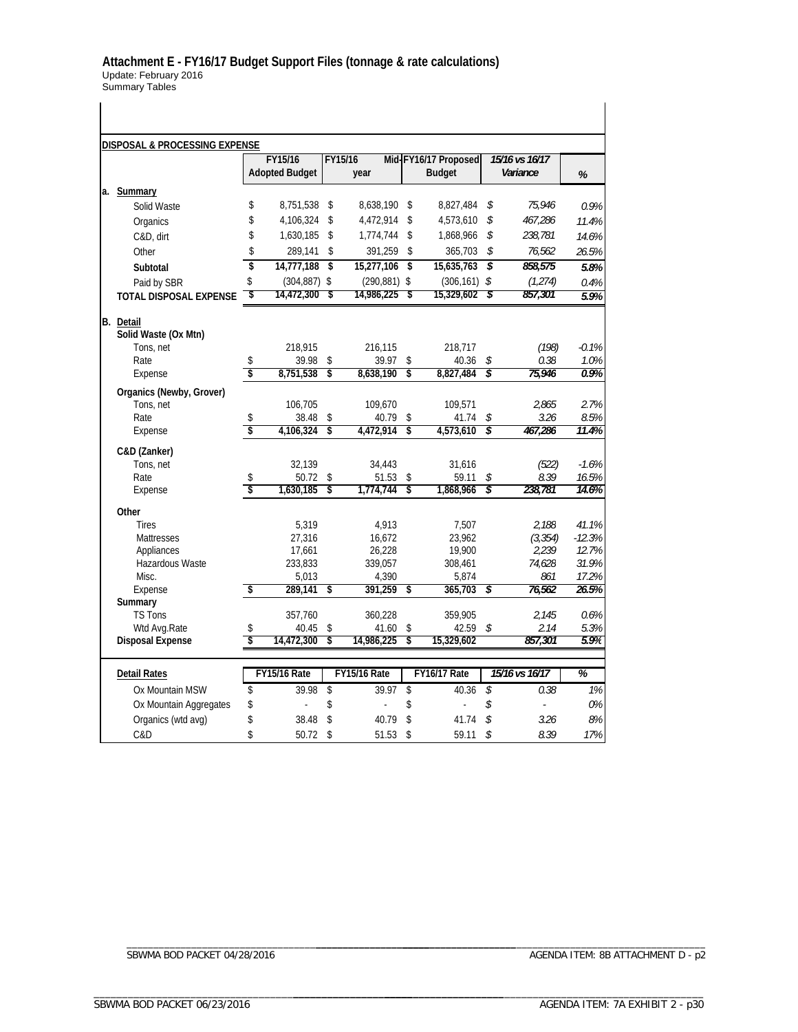**Attachment E - FY16/17 Budget Support Files (tonnage & rate calculations)**
Update: February 2016
Summary Tables

| DISPOSAL & PROCESSING EXPENSE | | FY15/16 Adopted Budget | FY15/16 Mid-year | FY16/17 Proposed Budget | *15/16 vs 16/17 Variance* | % |
|---|---|---|---|---|---|---|
| a. | **Summary** | | | | | |
| | Solid Waste | $ 8,751,538 | $ 8,638,190 | $ 8,827,484 | *$ 75,946* | *0.9%* |
| | Organics | $ 4,106,324 | $ 4,472,914 | $ 4,573,610 | *$ 467,286* | *11.4%* |
| | C&D, dirt | $ 1,630,185 | $ 1,774,744 | $ 1,868,966 | *$ 238,781* | *14.6%* |
| | Other | $ 289,141 | $ 391,259 | $ 365,703 | *$ 76,562* | *26.5%* |
| | **Subtotal** | **$ 14,777,188** | **$ 15,277,106** | **$ 15,635,763** | ***$ 858,575*** | ***5.8%*** |
| | Paid by SBR | $ (304,887) | $ (290,881) | $ (306,161) | *$ (1,274)* | *0.4%* |
| | **TOTAL DISPOSAL EXPENSE** | **$ 14,472,300** | **$ 14,986,225** | **$ 15,329,602** | ***$ 857,301*** | ***5.9%*** |
| B. | **Detail** | | | | | |
| | **Solid Waste (Ox Mtn)** | | | | | |
| | Tons, net | 218,915 | 216,115 | 218,717 | *(198)* | *-0.1%* |
| | Rate | $ 39.98 | $ 39.97 | $ 40.36 | *$ 0.38* | *1.0%* |
| | Expense | **$ 8,751,538** | **$ 8,638,190** | **$ 8,827,484** | ***$ 75,946*** | ***0.9%*** |
| | **Organics (Newby, Grover)** | | | | | |
| | Tons, net | 106,705 | 109,670 | 109,571 | *2,865* | *2.7%* |
| | Rate | $ 38.48 | $ 40.79 | $ 41.74 | *$ 3.26* | *8.5%* |
| | Expense | **$ 4,106,324** | **$ 4,472,914** | **$ 4,573,610** | ***$ 467,286*** | ***11.4%*** |
| | **C&D (Zanker)** | | | | | |
| | Tons, net | 32,139 | 34,443 | 31,616 | *(522)* | *-1.6%* |
| | Rate | $ 50.72 | $ 51.53 | $ 59.11 | *$ 8.39* | *16.5%* |
| | Expense | **$ 1,630,185** | **$ 1,774,744** | **$ 1,868,966** | ***$ 238,781*** | ***14.6%*** |
| | **Other** | | | | | |
| | Tires | 5,319 | 4,913 | 7,507 | *2,188* | *41.1%* |
| | Mattresses | 27,316 | 16,672 | 23,962 | *(3,354)* | *-12.3%* |
| | Appliances | 17,661 | 26,228 | 19,900 | *2,239* | *12.7%* |
| | Hazardous Waste | 233,833 | 339,057 | 308,461 | *74,628* | *31.9%* |
| | Misc. | 5,013 | 4,390 | 5,874 | *861* | *17.2%* |
| | Expense | **$ 289,141** | **$ 391,259** | **$ 365,703** | ***$ 76,562*** | ***26.5%*** |
| | **Summary** | | | | | |
| | TS Tons | 357,760 | 360,228 | 359,905 | *2,145* | *0.6%* |
| | Wtd Avg.Rate | $ 40.45 | $ 41.60 | $ 42.59 | *$ 2.14* | *5.3%* |
| | **Disposal Expense** | **$ 14,472,300** | **$ 14,986,225** | **$ 15,329,602** | ***857,301*** | ***5.9%*** |

| Detail Rates | FY15/16 Rate | FY15/16 Rate | FY16/17 Rate | *15/16 vs 16/17* | *%* |
|---|---|---|---|---|---|
| Ox Mountain MSW | $ 39.98 | $ 39.97 | $ 40.36 | *$ 0.38* | *1%* |
| Ox Mountain Aggregates | $ - | $ - | $ - | *$ -* | *0%* |
| Organics (wtd avg) | $ 38.48 | $ 40.79 | $ 41.74 | *$ 3.26* | *8%* |
| C&D | $ 50.72 | $ 51.53 | $ 59.11 | *$ 8.39* | *17%* |